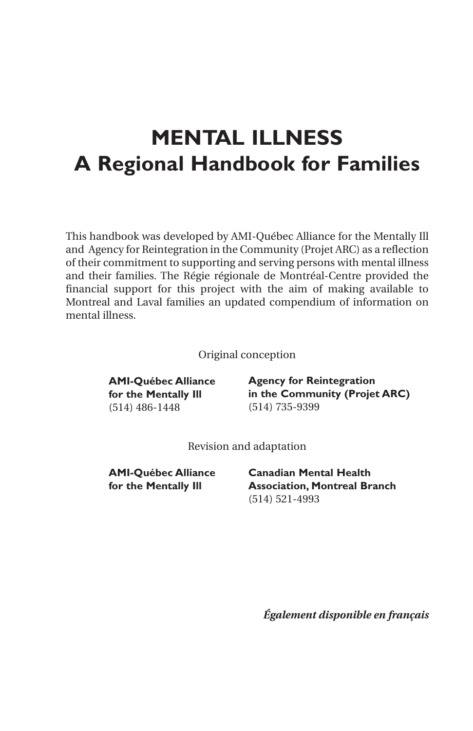# MENTAL ILLNESS
# A Regional Handbook for Families

This handbook was developed by AMI-Québec Alliance for the Mentally Ill and Agency for Reintegration in the Community (Projet ARC) as a reflection of their commitment to supporting and serving persons with mental illness and their families. The Régie régionale de Montréal-Centre provided the financial support for this project with the aim of making available to Montreal and Laval families an updated compendium of information on mental illness.

Original conception

**AMI-Québec Alliance for the Mentally Ill**
(514) 486-1448

**Agency for Reintegration in the Community (Projet ARC)**
(514) 735-9399

Revision and adaptation

**AMI-Québec Alliance for the Mentally Ill**

**Canadian Mental Health Association, Montreal Branch**
(514) 521-4993

***Également disponible en français***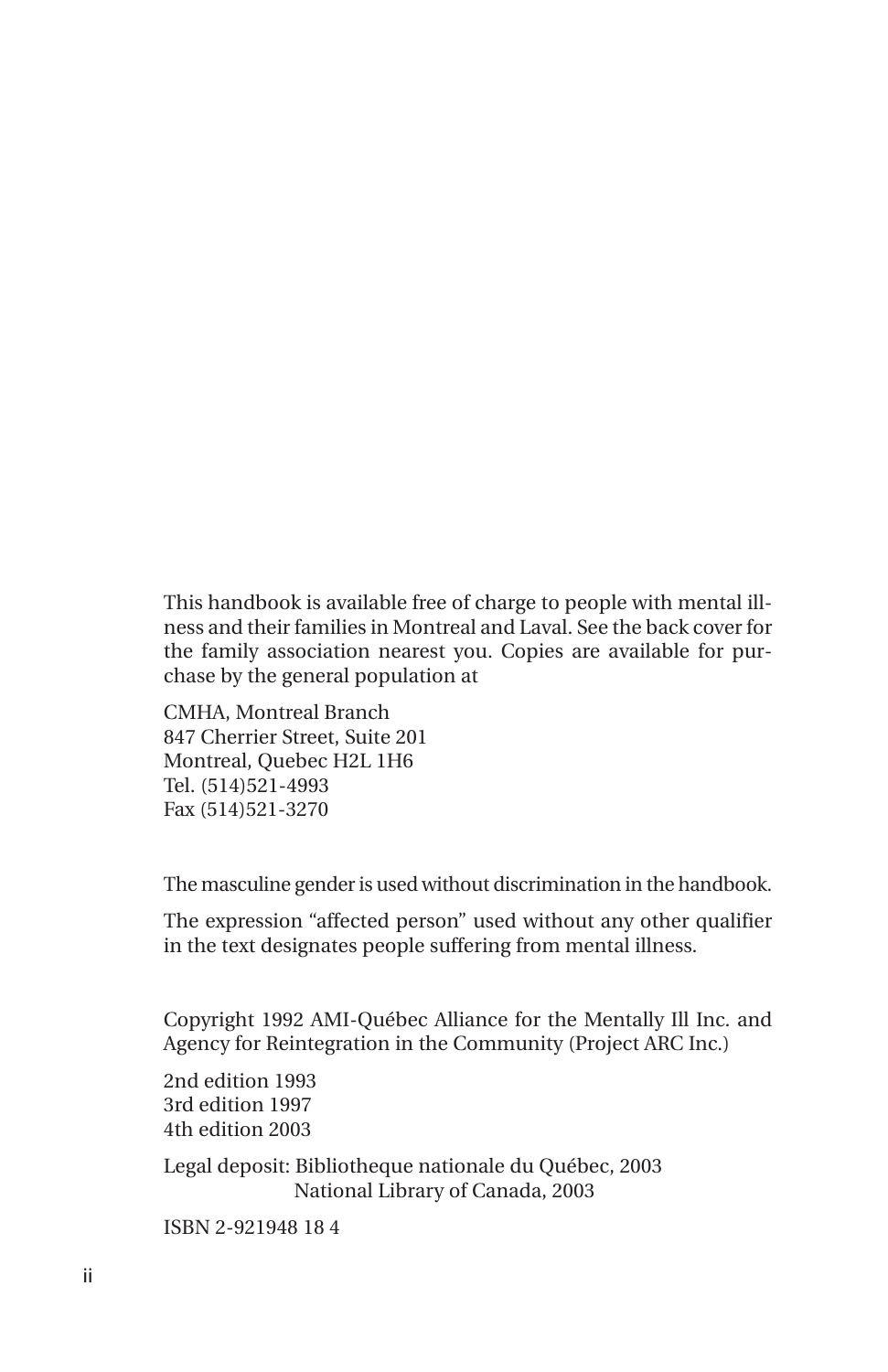This handbook is available free of charge to people with mental illness and their families in Montreal and Laval. See the back cover for the family association nearest you. Copies are available for purchase by the general population at

CMHA, Montreal Branch
847 Cherrier Street, Suite 201
Montreal, Quebec H2L 1H6
Tel. (514)521-4993
Fax (514)521-3270

The masculine gender is used without discrimination in the handbook.

The expression "affected person" used without any other qualifier in the text designates people suffering from mental illness.

Copyright 1992 AMI-Québec Alliance for the Mentally Ill Inc. and Agency for Reintegration in the Community (Project ARC Inc.)

2nd edition 1993
3rd edition 1997
4th edition 2003

Legal deposit: Bibliotheque nationale du Québec, 2003
National Library of Canada, 2003

ISBN 2-921948 18 4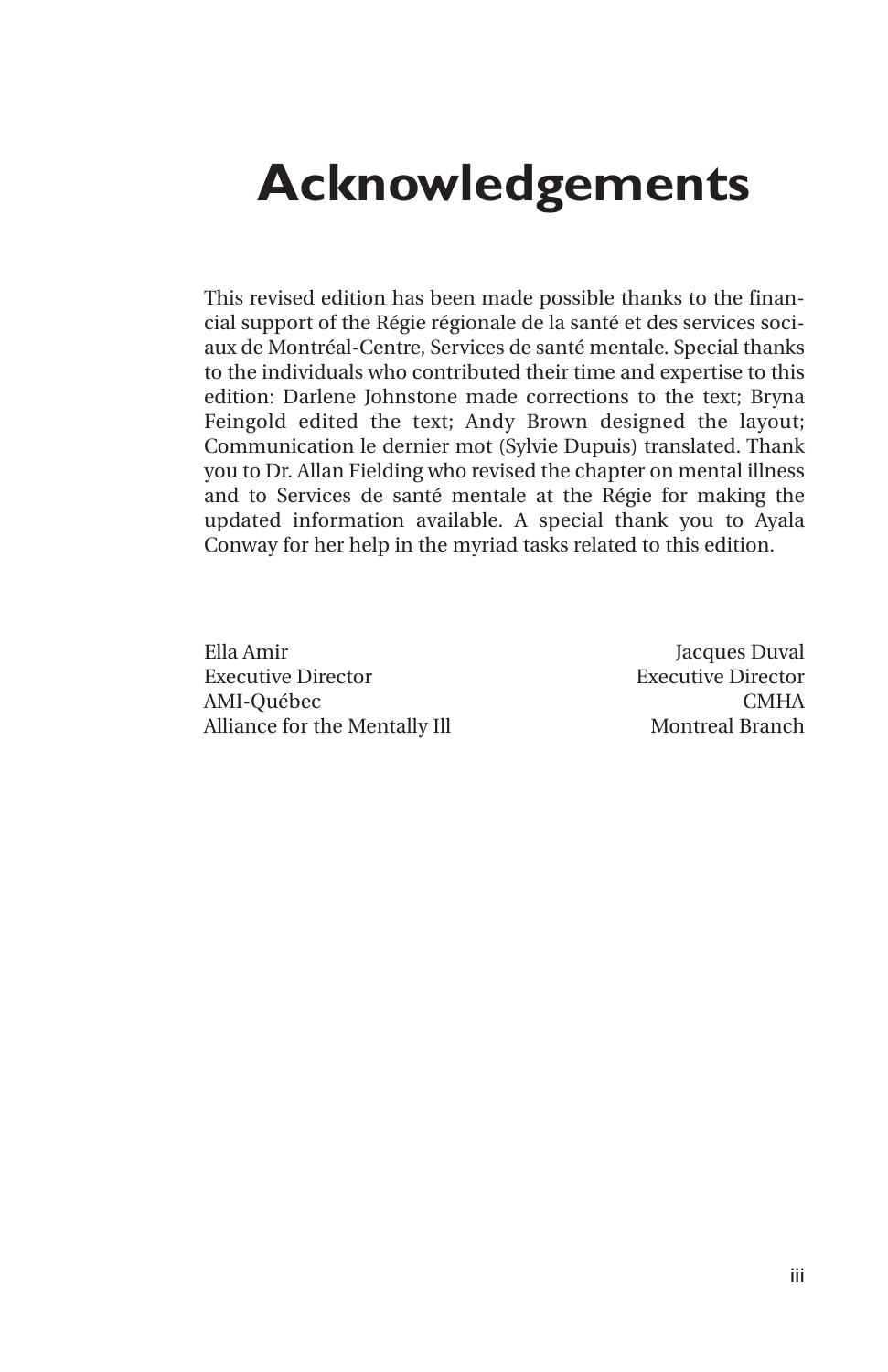# Acknowledgements

This revised edition has been made possible thanks to the financial support of the Régie régionale de la santé et des services sociaux de Montréal-Centre, Services de santé mentale. Special thanks to the individuals who contributed their time and expertise to this edition: Darlene Johnstone made corrections to the text; Bryna Feingold edited the text; Andy Brown designed the layout; Communication le dernier mot (Sylvie Dupuis) translated. Thank you to Dr. Allan Fielding who revised the chapter on mental illness and to Services de santé mentale at the Régie for making the updated information available. A special thank you to Ayala Conway for her help in the myriad tasks related to this edition.

Ella Amir
Executive Director
AMI-Québec
Alliance for the Mentally Ill

Jacques Duval
Executive Director
CMHA
Montreal Branch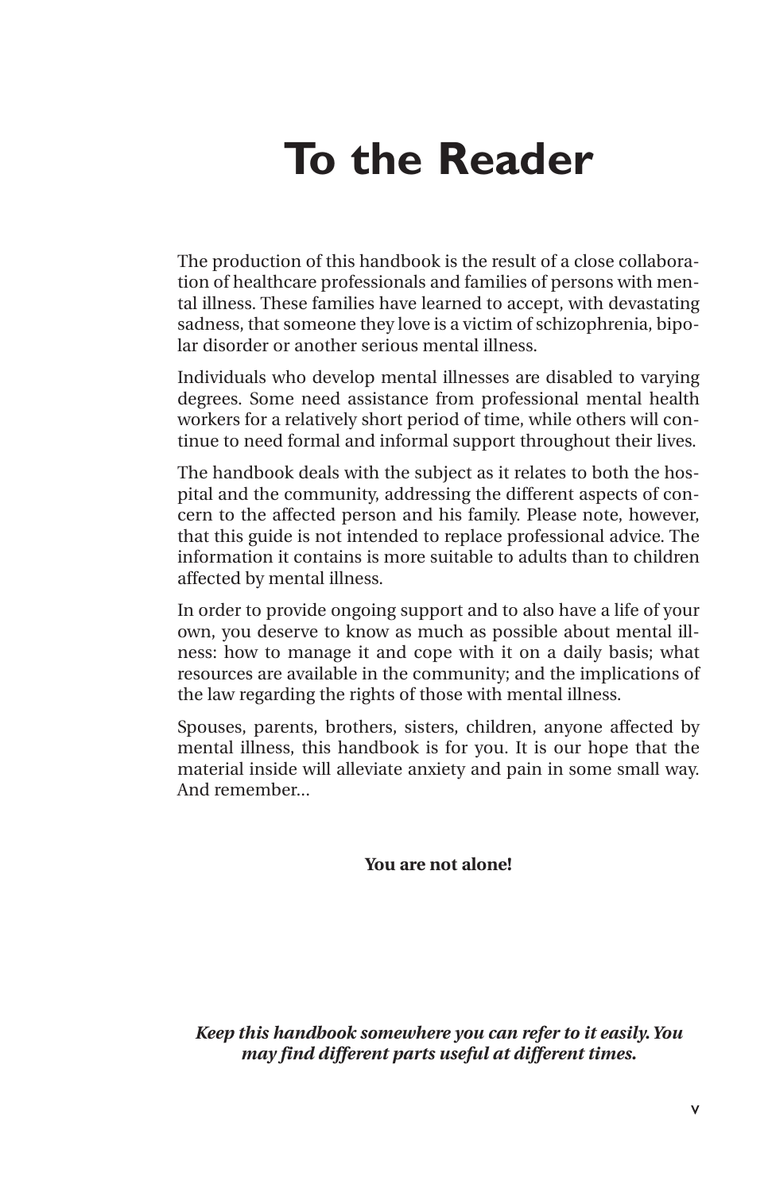# To the Reader

The production of this handbook is the result of a close collaboration of healthcare professionals and families of persons with mental illness. These families have learned to accept, with devastating sadness, that someone they love is a victim of schizophrenia, bipolar disorder or another serious mental illness.

Individuals who develop mental illnesses are disabled to varying degrees. Some need assistance from professional mental health workers for a relatively short period of time, while others will continue to need formal and informal support throughout their lives.

The handbook deals with the subject as it relates to both the hospital and the community, addressing the different aspects of concern to the affected person and his family. Please note, however, that this guide is not intended to replace professional advice. The information it contains is more suitable to adults than to children affected by mental illness.

In order to provide ongoing support and to also have a life of your own, you deserve to know as much as possible about mental illness: how to manage it and cope with it on a daily basis; what resources are available in the community; and the implications of the law regarding the rights of those with mental illness.

Spouses, parents, brothers, sisters, children, anyone affected by mental illness, this handbook is for you. It is our hope that the material inside will alleviate anxiety and pain in some small way. And remember...

**You are not alone!**

***Keep this handbook somewhere you can refer to it easily. You may find different parts useful at different times.***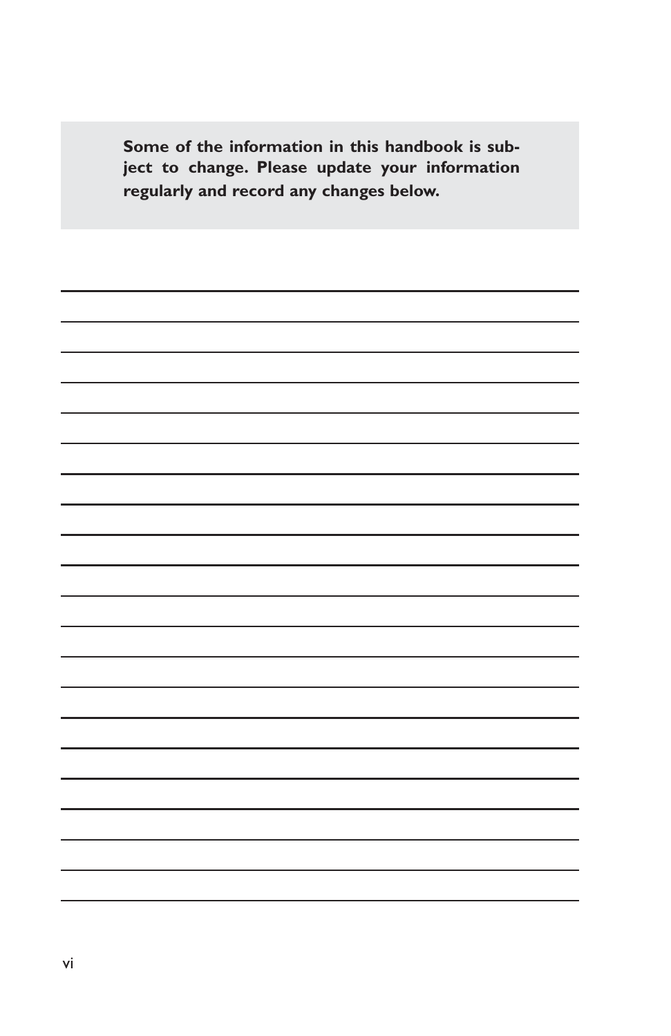**Some of the information in this handbook is subject to change. Please update your information regularly and record any changes below.**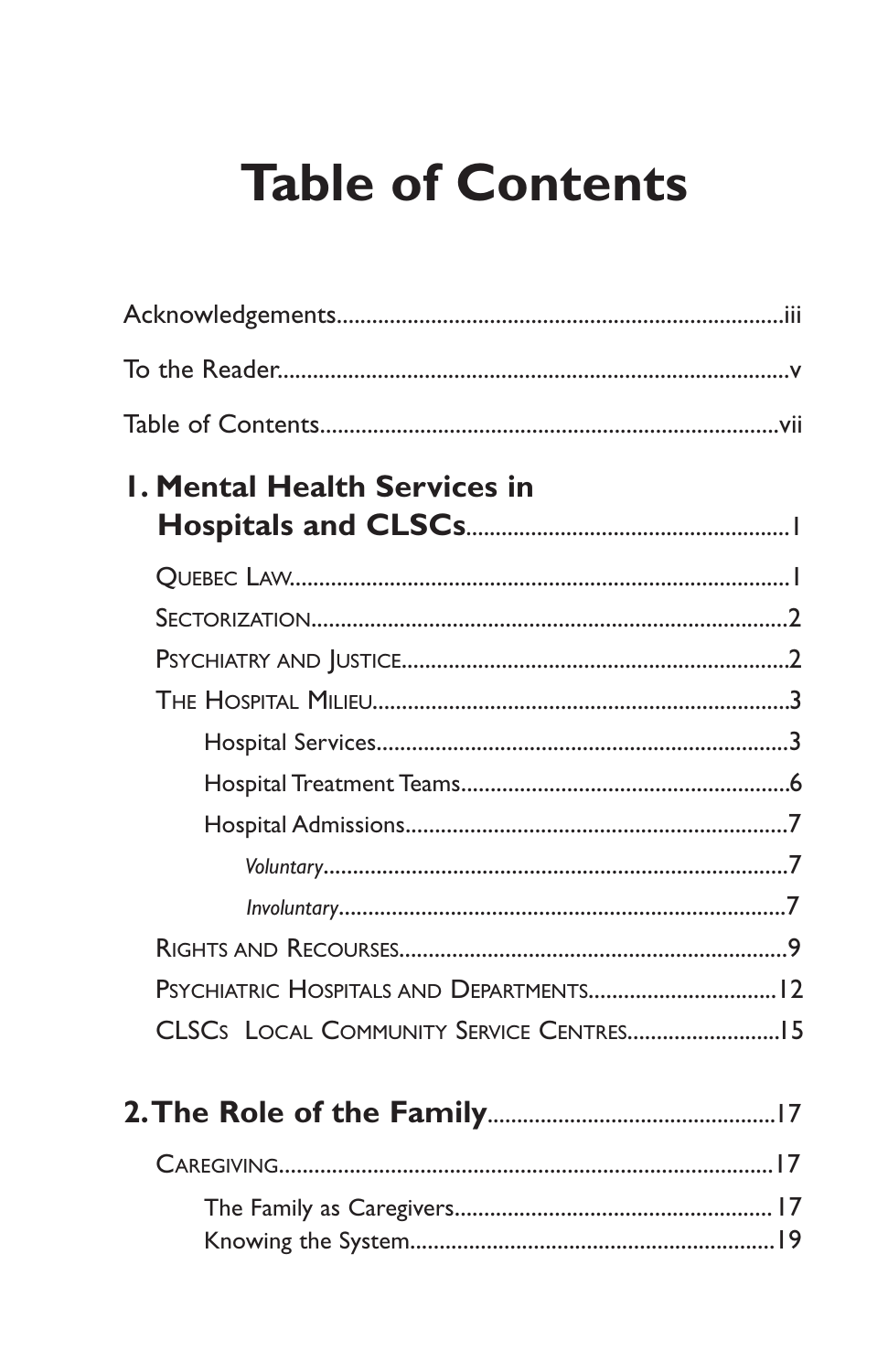# Table of Contents

Acknowledgements.......................................................................iii

To the Reader...............................................................................v

Table of Contents.........................................................................vii

**1. Mental Health Services in Hospitals and CLSCs**...............................................1

- Quebec Law.............................................................................1
- Sectorization.............................................................................2
- Psychiatry and Justice.................................................................2
- The Hospital Milieu....................................................................3
  - Hospital Services...................................................................3
  - Hospital Treatment Teams.......................................................6
  - Hospital Admissions...............................................................7
    - *Voluntary*........................................................................7
    - *Involuntary*......................................................................7
- Rights and Recourses................................................................9
- Psychiatric Hospitals and Departments......................................12
- CLSCs Local Community Service Centres..................................15

**2. The Role of the Family**...........................................................17

- Caregiving...............................................................................17
  - The Family as Caregivers.......................................................17
  - Knowing the System..............................................................19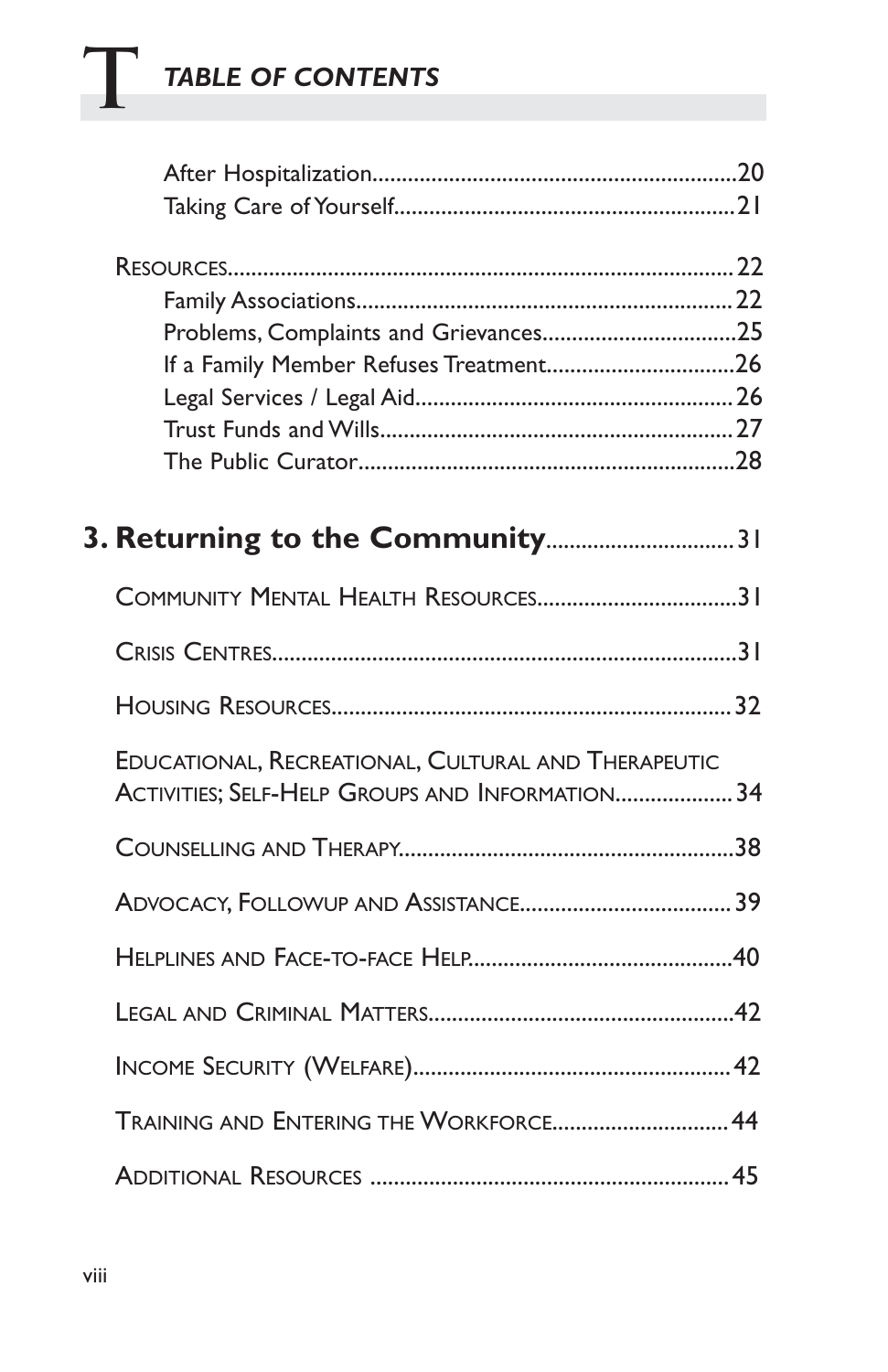# TABLE OF CONTENTS

- After Hospitalization....20
- Taking Care of Yourself....21

RESOURCES....22

- Family Associations....22
- Problems, Complaints and Grievances....25
- If a Family Member Refuses Treatment....26
- Legal Services / Legal Aid....26
- Trust Funds and Wills....27
- The Public Curator....28

## 3. Returning to the Community....31

COMMUNITY MENTAL HEALTH RESOURCES....31

CRISIS CENTRES....31

HOUSING RESOURCES....32

EDUCATIONAL, RECREATIONAL, CULTURAL AND THERAPEUTIC ACTIVITIES; SELF-HELP GROUPS AND INFORMATION....34

COUNSELLING AND THERAPY....38

ADVOCACY, FOLLOWUP AND ASSISTANCE....39

HELPLINES AND FACE-TO-FACE HELP....40

LEGAL AND CRIMINAL MATTERS....42

INCOME SECURITY (WELFARE)....42

TRAINING AND ENTERING THE WORKFORCE....44

ADDITIONAL RESOURCES....45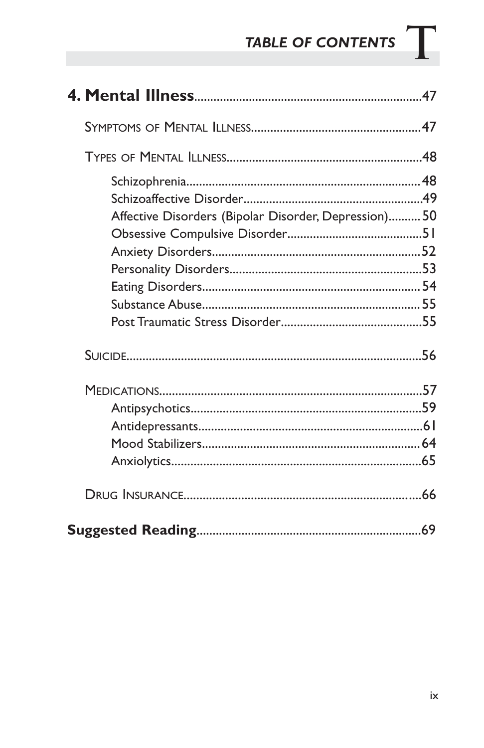**4. Mental Illness** ..................................................................47

Symptoms of Mental Illness ....................................................47

Types of Mental Illness ............................................................48

- Schizophrenia ........................................................................ 48
- Schizoaffective Disorder .......................................................49
- Affective Disorders (Bipolar Disorder, Depression) .......... 50
- Obsessive Compulsive Disorder ..........................................51
- Anxiety Disorders ................................................................52
- Personality Disorders ............................................................53
- Eating Disorders .................................................................. 54
- Substance Abuse .................................................................. 55
- Post Traumatic Stress Disorder ............................................55

Suicide ........................................................................................56

Medications ................................................................................57

- Antipsychotics .......................................................................59
- Antidepressants .....................................................................61
- Mood Stabilizers .................................................................. 64
- Anxiolytics ............................................................................65

Drug Insurance ..........................................................................66

**Suggested Reading** ....................................................................69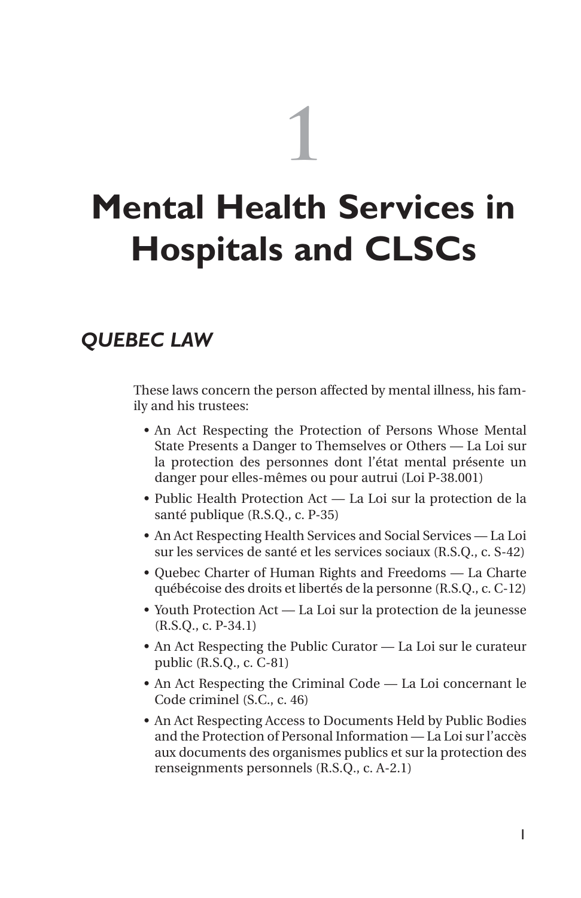# 1

# Mental Health Services in Hospitals and CLSCs

## QUEBEC LAW

These laws concern the person affected by mental illness, his family and his trustees:

- An Act Respecting the Protection of Persons Whose Mental State Presents a Danger to Themselves or Others — La Loi sur la protection des personnes dont l'état mental présente un danger pour elles-mêmes ou pour autrui (Loi P-38.001)
- Public Health Protection Act — La Loi sur la protection de la santé publique (R.S.Q., c. P-35)
- An Act Respecting Health Services and Social Services — La Loi sur les services de santé et les services sociaux (R.S.Q., c. S-42)
- Quebec Charter of Human Rights and Freedoms — La Charte québécoise des droits et libertés de la personne (R.S.Q., c. C-12)
- Youth Protection Act — La Loi sur la protection de la jeunesse (R.S.Q., c. P-34.1)
- An Act Respecting the Public Curator — La Loi sur le curateur public (R.S.Q., c. C-81)
- An Act Respecting the Criminal Code — La Loi concernant le Code criminel (S.C., c. 46)
- An Act Respecting Access to Documents Held by Public Bodies and the Protection of Personal Information — La Loi sur l'accès aux documents des organismes publics et sur la protection des renseignements personnels (R.S.Q., c. A-2.1)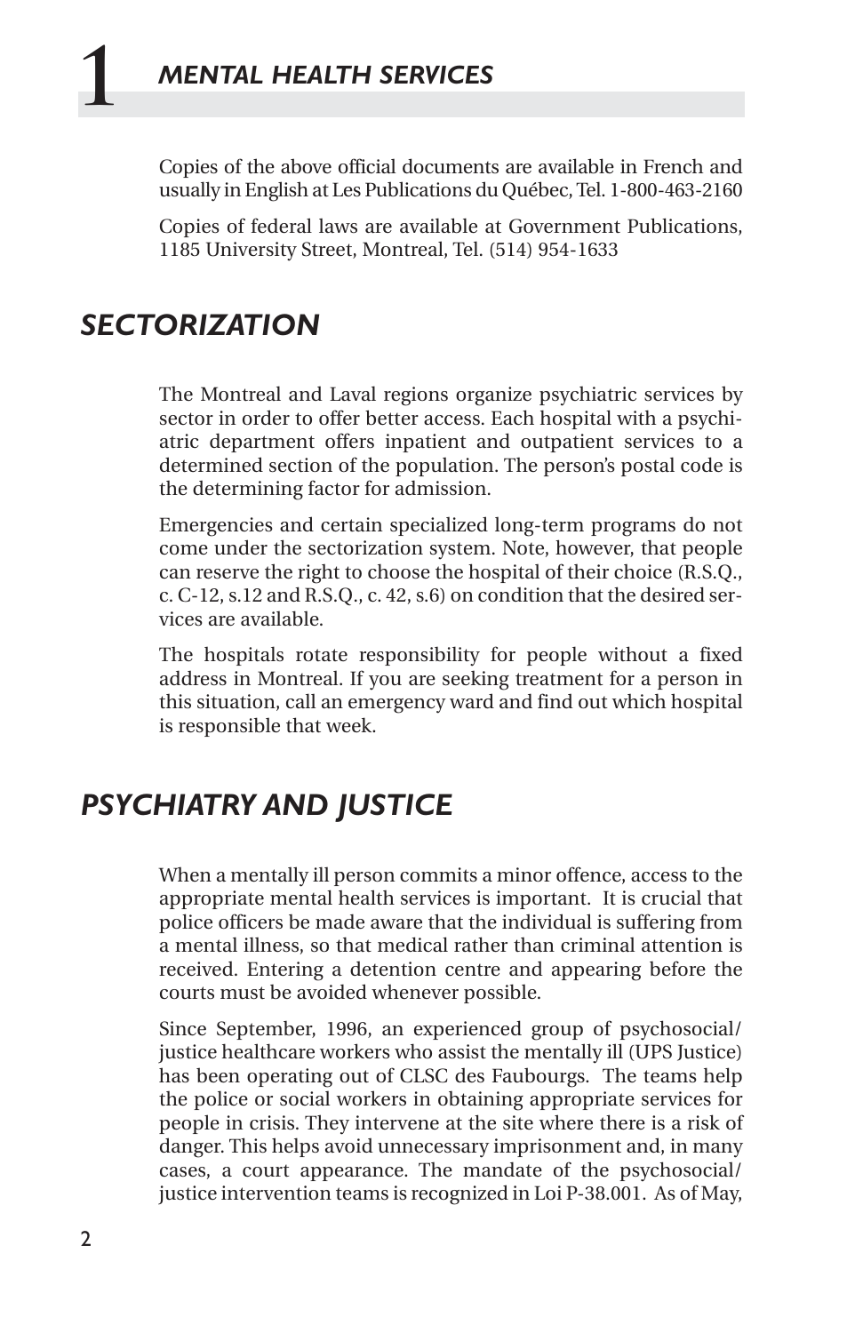Copies of the above official documents are available in French and usually in English at Les Publications du Québec, Tel. 1-800-463-2160

Copies of federal laws are available at Government Publications, 1185 University Street, Montreal, Tel. (514) 954-1633

## SECTORIZATION

The Montreal and Laval regions organize psychiatric services by sector in order to offer better access. Each hospital with a psychiatric department offers inpatient and outpatient services to a determined section of the population. The person's postal code is the determining factor for admission.

Emergencies and certain specialized long-term programs do not come under the sectorization system. Note, however, that people can reserve the right to choose the hospital of their choice (R.S.Q., c. C-12, s.12 and R.S.Q., c. 42, s.6) on condition that the desired services are available.

The hospitals rotate responsibility for people without a fixed address in Montreal. If you are seeking treatment for a person in this situation, call an emergency ward and find out which hospital is responsible that week.

## PSYCHIATRY AND JUSTICE

When a mentally ill person commits a minor offence, access to the appropriate mental health services is important. It is crucial that police officers be made aware that the individual is suffering from a mental illness, so that medical rather than criminal attention is received. Entering a detention centre and appearing before the courts must be avoided whenever possible.

Since September, 1996, an experienced group of psychosocial/justice healthcare workers who assist the mentally ill (UPS Justice) has been operating out of CLSC des Faubourgs. The teams help the police or social workers in obtaining appropriate services for people in crisis. They intervene at the site where there is a risk of danger. This helps avoid unnecessary imprisonment and, in many cases, a court appearance. The mandate of the psychosocial/justice intervention teams is recognized in Loi P-38.001. As of May,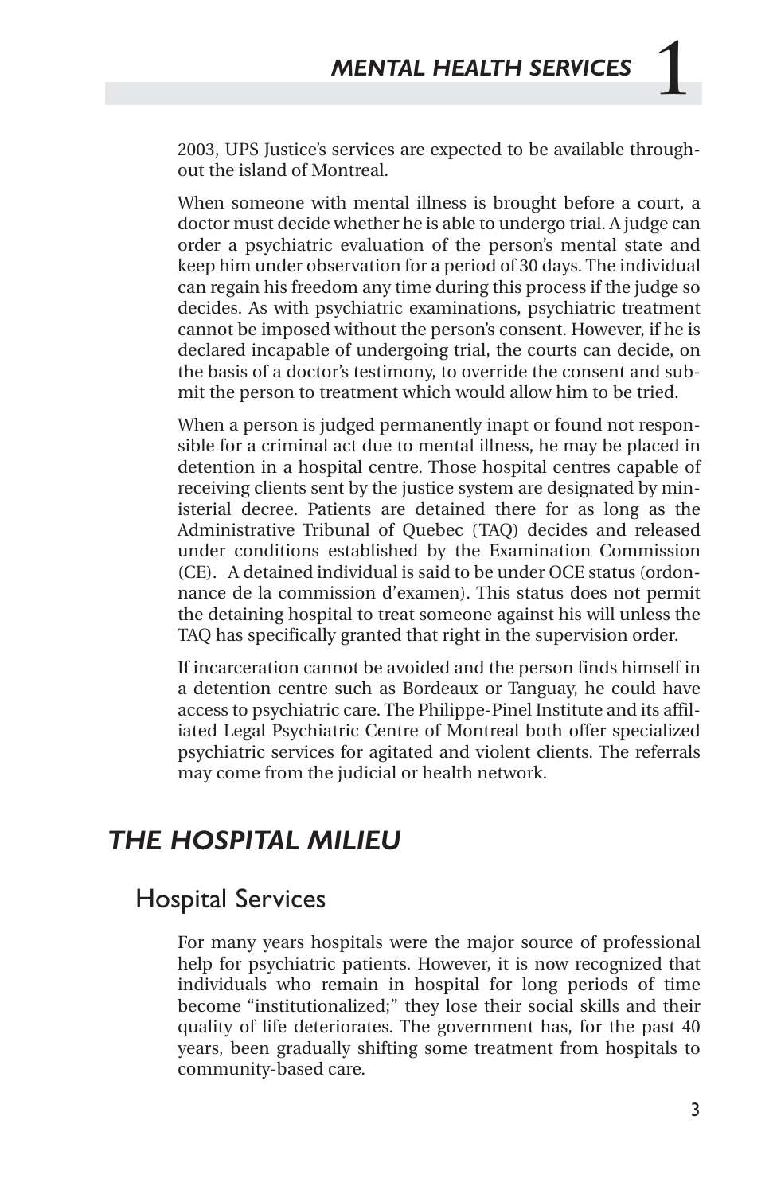2003, UPS Justice's services are expected to be available throughout the island of Montreal.

When someone with mental illness is brought before a court, a doctor must decide whether he is able to undergo trial. A judge can order a psychiatric evaluation of the person's mental state and keep him under observation for a period of 30 days. The individual can regain his freedom any time during this process if the judge so decides. As with psychiatric examinations, psychiatric treatment cannot be imposed without the person's consent. However, if he is declared incapable of undergoing trial, the courts can decide, on the basis of a doctor's testimony, to override the consent and submit the person to treatment which would allow him to be tried.

When a person is judged permanently inapt or found not responsible for a criminal act due to mental illness, he may be placed in detention in a hospital centre. Those hospital centres capable of receiving clients sent by the justice system are designated by ministerial decree. Patients are detained there for as long as the Administrative Tribunal of Quebec (TAQ) decides and released under conditions established by the Examination Commission (CE). A detained individual is said to be under OCE status (ordonnance de la commission d'examen). This status does not permit the detaining hospital to treat someone against his will unless the TAQ has specifically granted that right in the supervision order.

If incarceration cannot be avoided and the person finds himself in a detention centre such as Bordeaux or Tanguay, he could have access to psychiatric care. The Philippe-Pinel Institute and its affiliated Legal Psychiatric Centre of Montreal both offer specialized psychiatric services for agitated and violent clients. The referrals may come from the judicial or health network.

## *THE HOSPITAL MILIEU*

### Hospital Services

For many years hospitals were the major source of professional help for psychiatric patients. However, it is now recognized that individuals who remain in hospital for long periods of time become "institutionalized;" they lose their social skills and their quality of life deteriorates. The government has, for the past 40 years, been gradually shifting some treatment from hospitals to community-based care.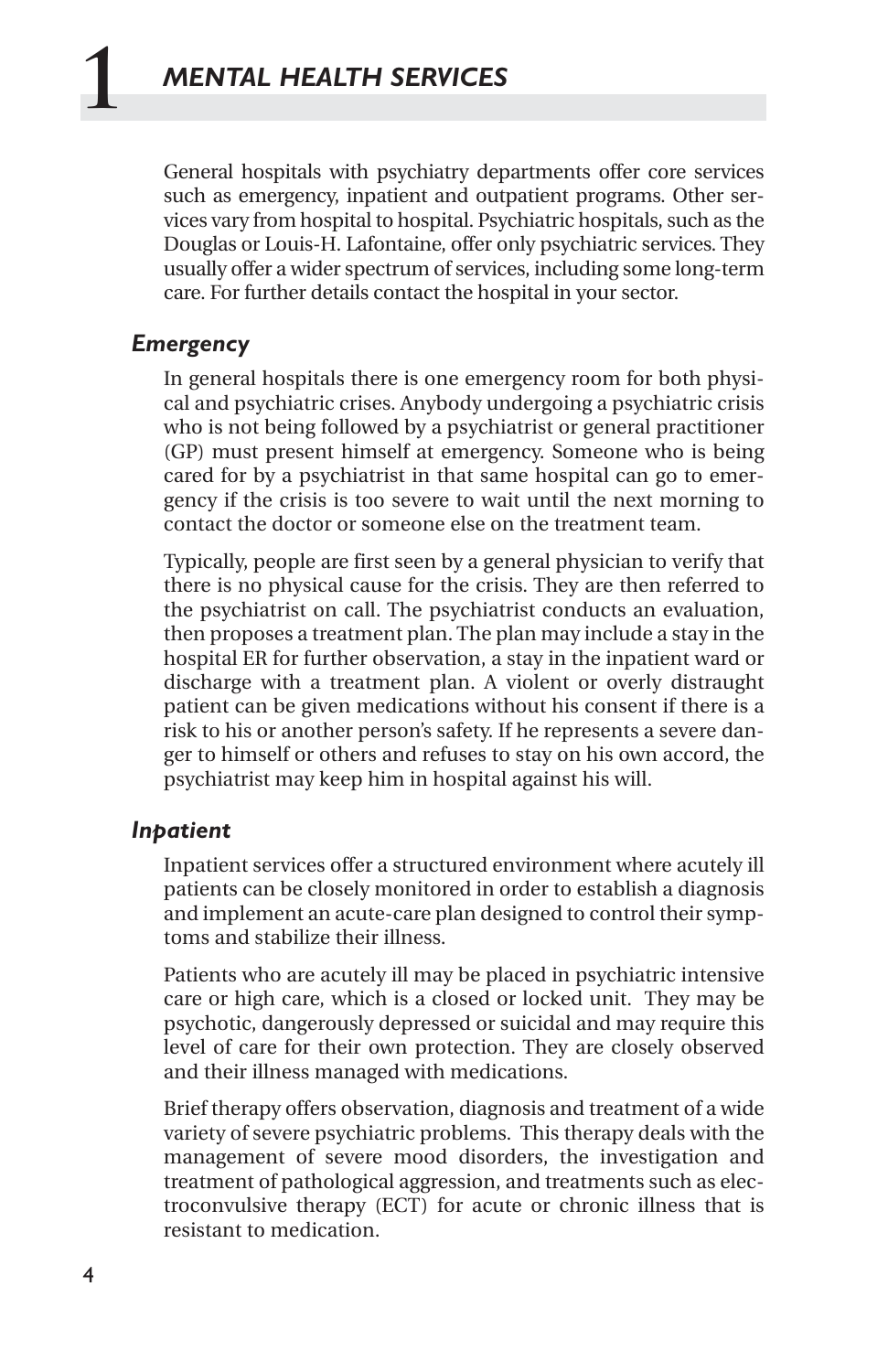# 1 MENTAL HEALTH SERVICES

General hospitals with psychiatry departments offer core services such as emergency, inpatient and outpatient programs. Other services vary from hospital to hospital. Psychiatric hospitals, such as the Douglas or Louis-H. Lafontaine, offer only psychiatric services. They usually offer a wider spectrum of services, including some long-term care. For further details contact the hospital in your sector.

### *Emergency*

In general hospitals there is one emergency room for both physical and psychiatric crises. Anybody undergoing a psychiatric crisis who is not being followed by a psychiatrist or general practitioner (GP) must present himself at emergency. Someone who is being cared for by a psychiatrist in that same hospital can go to emergency if the crisis is too severe to wait until the next morning to contact the doctor or someone else on the treatment team.

Typically, people are first seen by a general physician to verify that there is no physical cause for the crisis. They are then referred to the psychiatrist on call. The psychiatrist conducts an evaluation, then proposes a treatment plan. The plan may include a stay in the hospital ER for further observation, a stay in the inpatient ward or discharge with a treatment plan. A violent or overly distraught patient can be given medications without his consent if there is a risk to his or another person's safety. If he represents a severe danger to himself or others and refuses to stay on his own accord, the psychiatrist may keep him in hospital against his will.

### *Inpatient*

Inpatient services offer a structured environment where acutely ill patients can be closely monitored in order to establish a diagnosis and implement an acute-care plan designed to control their symptoms and stabilize their illness.

Patients who are acutely ill may be placed in psychiatric intensive care or high care, which is a closed or locked unit. They may be psychotic, dangerously depressed or suicidal and may require this level of care for their own protection. They are closely observed and their illness managed with medications.

Brief therapy offers observation, diagnosis and treatment of a wide variety of severe psychiatric problems. This therapy deals with the management of severe mood disorders, the investigation and treatment of pathological aggression, and treatments such as electroconvulsive therapy (ECT) for acute or chronic illness that is resistant to medication.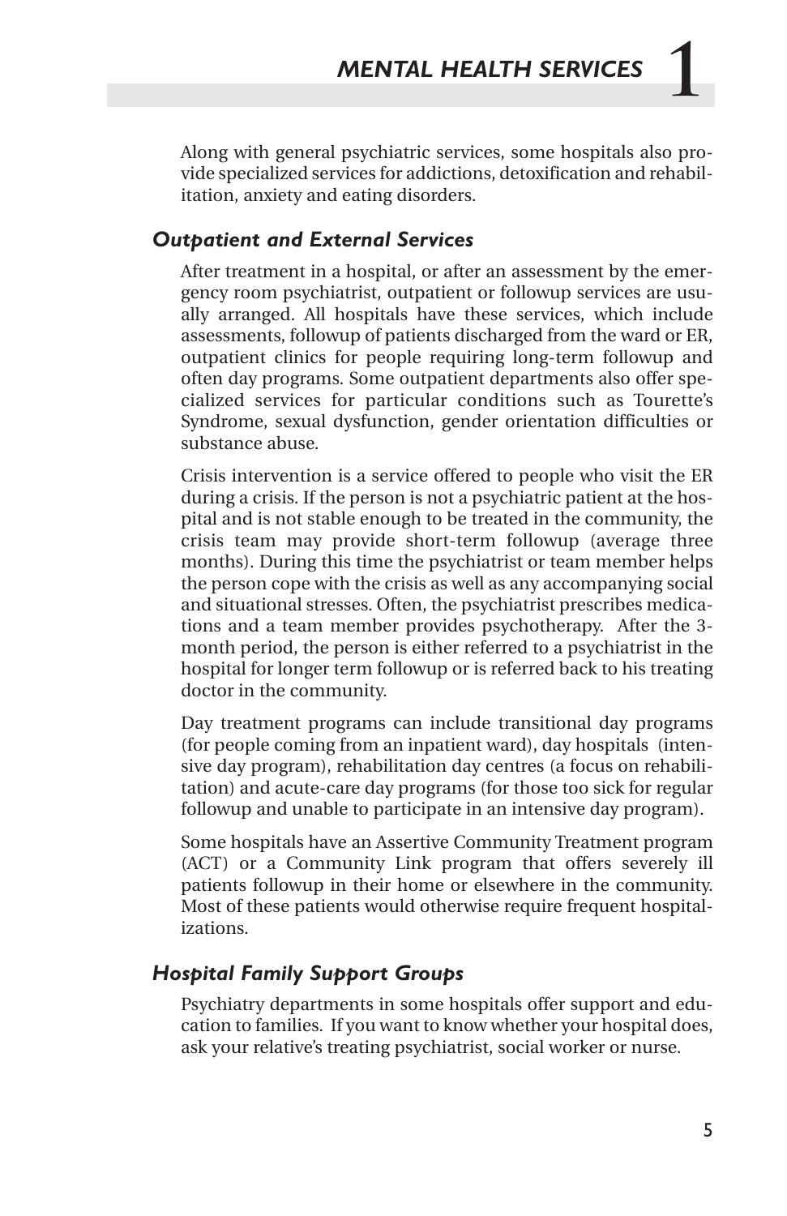Along with general psychiatric services, some hospitals also provide specialized services for addictions, detoxification and rehabilitation, anxiety and eating disorders.

### *Outpatient and External Services*

After treatment in a hospital, or after an assessment by the emergency room psychiatrist, outpatient or followup services are usually arranged. All hospitals have these services, which include assessments, followup of patients discharged from the ward or ER, outpatient clinics for people requiring long-term followup and often day programs. Some outpatient departments also offer specialized services for particular conditions such as Tourette's Syndrome, sexual dysfunction, gender orientation difficulties or substance abuse.

Crisis intervention is a service offered to people who visit the ER during a crisis. If the person is not a psychiatric patient at the hospital and is not stable enough to be treated in the community, the crisis team may provide short-term followup (average three months). During this time the psychiatrist or team member helps the person cope with the crisis as well as any accompanying social and situational stresses. Often, the psychiatrist prescribes medications and a team member provides psychotherapy. After the 3-month period, the person is either referred to a psychiatrist in the hospital for longer term followup or is referred back to his treating doctor in the community.

Day treatment programs can include transitional day programs (for people coming from an inpatient ward), day hospitals (intensive day program), rehabilitation day centres (a focus on rehabilitation) and acute-care day programs (for those too sick for regular followup and unable to participate in an intensive day program).

Some hospitals have an Assertive Community Treatment program (ACT) or a Community Link program that offers severely ill patients followup in their home or elsewhere in the community. Most of these patients would otherwise require frequent hospitalizations.

### *Hospital Family Support Groups*

Psychiatry departments in some hospitals offer support and education to families. If you want to know whether your hospital does, ask your relative's treating psychiatrist, social worker or nurse.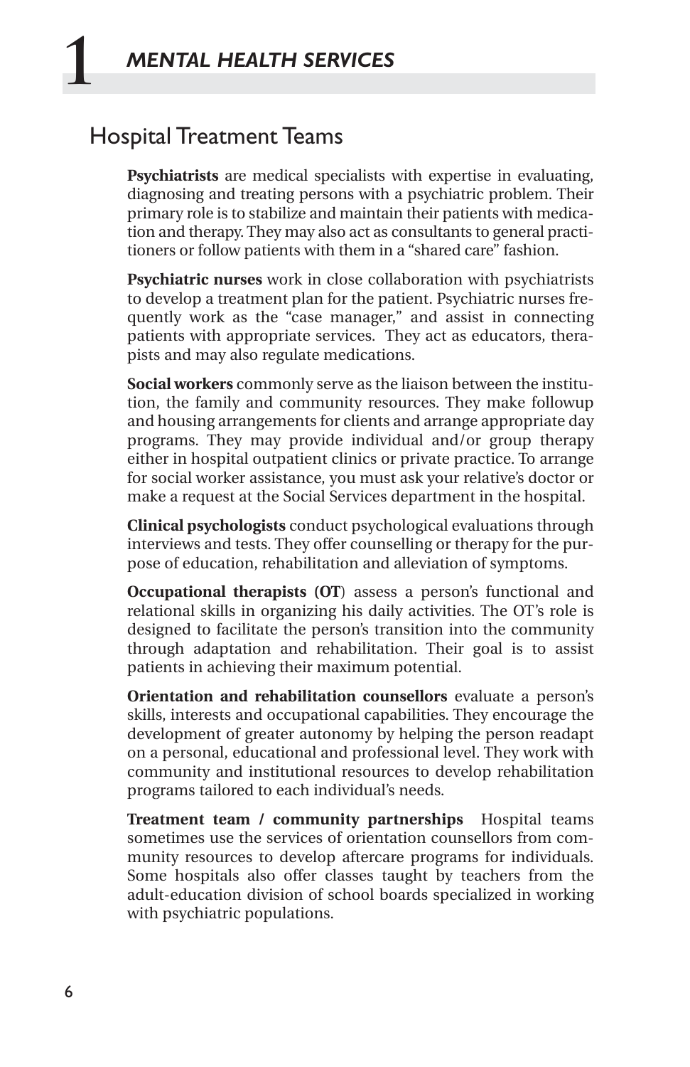# 1 MENTAL HEALTH SERVICES

## Hospital Treatment Teams

**Psychiatrists** are medical specialists with expertise in evaluating, diagnosing and treating persons with a psychiatric problem. Their primary role is to stabilize and maintain their patients with medication and therapy. They may also act as consultants to general practitioners or follow patients with them in a "shared care" fashion.

**Psychiatric nurses** work in close collaboration with psychiatrists to develop a treatment plan for the patient. Psychiatric nurses frequently work as the "case manager," and assist in connecting patients with appropriate services. They act as educators, therapists and may also regulate medications.

**Social workers** commonly serve as the liaison between the institution, the family and community resources. They make followup and housing arrangements for clients and arrange appropriate day programs. They may provide individual and/or group therapy either in hospital outpatient clinics or private practice. To arrange for social worker assistance, you must ask your relative's doctor or make a request at the Social Services department in the hospital.

**Clinical psychologists** conduct psychological evaluations through interviews and tests. They offer counselling or therapy for the purpose of education, rehabilitation and alleviation of symptoms.

**Occupational therapists (OT**) assess a person's functional and relational skills in organizing his daily activities. The OT's role is designed to facilitate the person's transition into the community through adaptation and rehabilitation. Their goal is to assist patients in achieving their maximum potential.

**Orientation and rehabilitation counsellors** evaluate a person's skills, interests and occupational capabilities. They encourage the development of greater autonomy by helping the person readapt on a personal, educational and professional level. They work with community and institutional resources to develop rehabilitation programs tailored to each individual's needs.

**Treatment team / community partnerships** Hospital teams sometimes use the services of orientation counsellors from community resources to develop aftercare programs for individuals. Some hospitals also offer classes taught by teachers from the adult-education division of school boards specialized in working with psychiatric populations.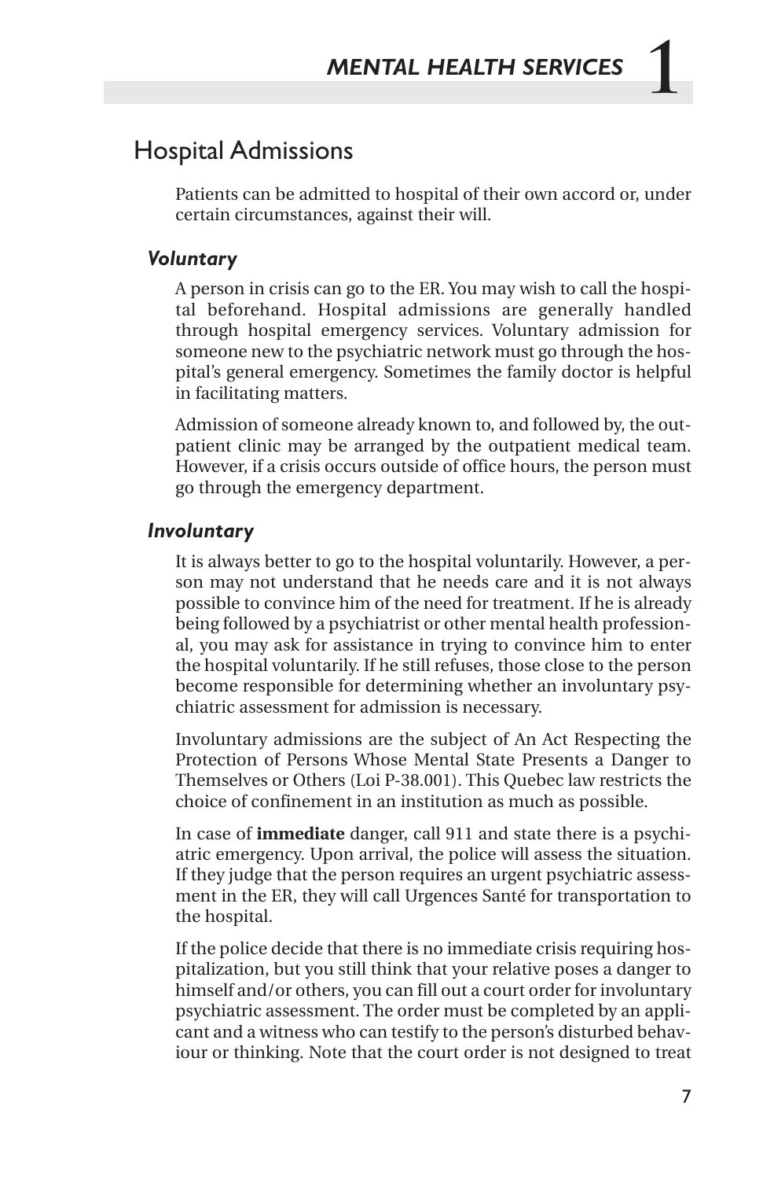## Hospital Admissions

Patients can be admitted to hospital of their own accord or, under certain circumstances, against their will.

### *Voluntary*

A person in crisis can go to the ER. You may wish to call the hospital beforehand. Hospital admissions are generally handled through hospital emergency services. Voluntary admission for someone new to the psychiatric network must go through the hospital's general emergency. Sometimes the family doctor is helpful in facilitating matters.

Admission of someone already known to, and followed by, the outpatient clinic may be arranged by the outpatient medical team. However, if a crisis occurs outside of office hours, the person must go through the emergency department.

### *Involuntary*

It is always better to go to the hospital voluntarily. However, a person may not understand that he needs care and it is not always possible to convince him of the need for treatment. If he is already being followed by a psychiatrist or other mental health professional, you may ask for assistance in trying to convince him to enter the hospital voluntarily. If he still refuses, those close to the person become responsible for determining whether an involuntary psychiatric assessment for admission is necessary.

Involuntary admissions are the subject of An Act Respecting the Protection of Persons Whose Mental State Presents a Danger to Themselves or Others (Loi P-38.001). This Quebec law restricts the choice of confinement in an institution as much as possible.

In case of **immediate** danger, call 911 and state there is a psychiatric emergency. Upon arrival, the police will assess the situation. If they judge that the person requires an urgent psychiatric assessment in the ER, they will call Urgences Santé for transportation to the hospital.

If the police decide that there is no immediate crisis requiring hospitalization, but you still think that your relative poses a danger to himself and/or others, you can fill out a court order for involuntary psychiatric assessment. The order must be completed by an applicant and a witness who can testify to the person's disturbed behaviour or thinking. Note that the court order is not designed to treat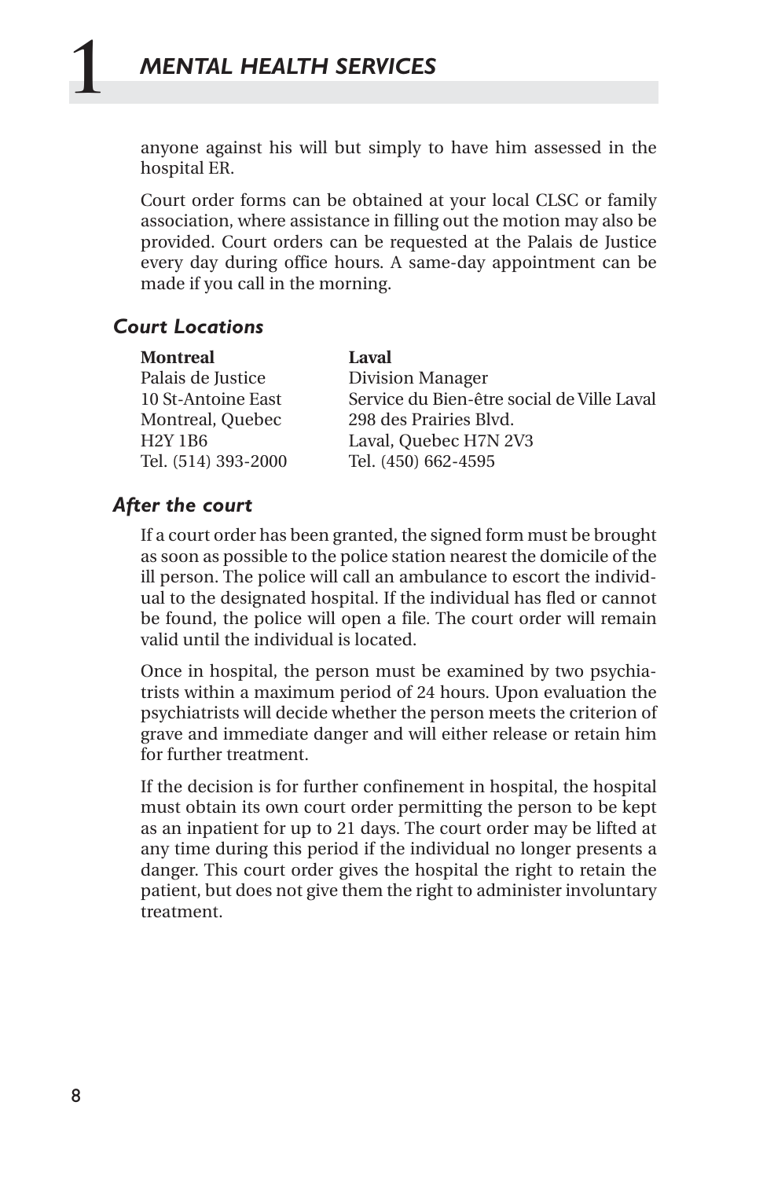anyone against his will but simply to have him assessed in the hospital ER.

Court order forms can be obtained at your local CLSC or family association, where assistance in filling out the motion may also be provided. Court orders can be requested at the Palais de Justice every day during office hours. A same-day appointment can be made if you call in the morning.

### *Court Locations*

**Montreal**
Palais de Justice
10 St-Antoine East
Montreal, Quebec
H2Y 1B6
Tel. (514) 393-2000

**Laval**
Division Manager
Service du Bien-être social de Ville Laval
298 des Prairies Blvd.
Laval, Quebec H7N 2V3
Tel. (450) 662-4595

### *After the court*

If a court order has been granted, the signed form must be brought as soon as possible to the police station nearest the domicile of the ill person. The police will call an ambulance to escort the individual to the designated hospital. If the individual has fled or cannot be found, the police will open a file. The court order will remain valid until the individual is located.

Once in hospital, the person must be examined by two psychiatrists within a maximum period of 24 hours. Upon evaluation the psychiatrists will decide whether the person meets the criterion of grave and immediate danger and will either release or retain him for further treatment.

If the decision is for further confinement in hospital, the hospital must obtain its own court order permitting the person to be kept as an inpatient for up to 21 days. The court order may be lifted at any time during this period if the individual no longer presents a danger. This court order gives the hospital the right to retain the patient, but does not give them the right to administer involuntary treatment.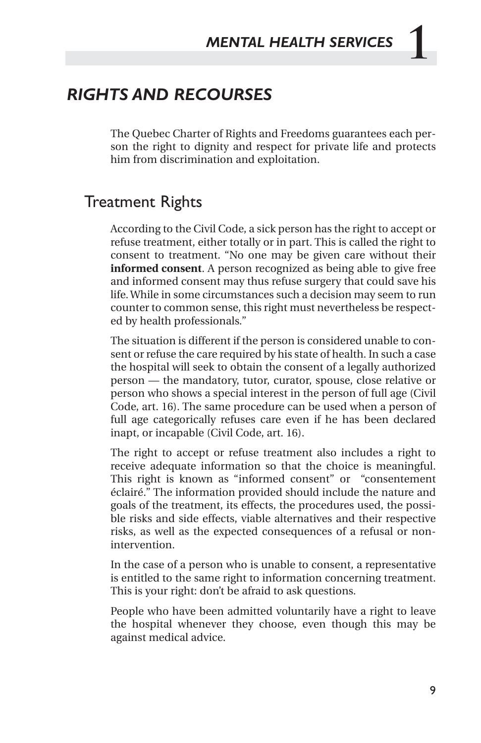# RIGHTS AND RECOURSES

The Quebec Charter of Rights and Freedoms guarantees each person the right to dignity and respect for private life and protects him from discrimination and exploitation.

## Treatment Rights

According to the Civil Code, a sick person has the right to accept or refuse treatment, either totally or in part. This is called the right to consent to treatment. "No one may be given care without their **informed consent**. A person recognized as being able to give free and informed consent may thus refuse surgery that could save his life. While in some circumstances such a decision may seem to run counter to common sense, this right must nevertheless be respected by health professionals."

The situation is different if the person is considered unable to consent or refuse the care required by his state of health. In such a case the hospital will seek to obtain the consent of a legally authorized person — the mandatory, tutor, curator, spouse, close relative or person who shows a special interest in the person of full age (Civil Code, art. 16). The same procedure can be used when a person of full age categorically refuses care even if he has been declared inapt, or incapable (Civil Code, art. 16).

The right to accept or refuse treatment also includes a right to receive adequate information so that the choice is meaningful. This right is known as "informed consent" or "consentement éclairé." The information provided should include the nature and goals of the treatment, its effects, the procedures used, the possible risks and side effects, viable alternatives and their respective risks, as well as the expected consequences of a refusal or non-intervention.

In the case of a person who is unable to consent, a representative is entitled to the same right to information concerning treatment. This is your right: don't be afraid to ask questions.

People who have been admitted voluntarily have a right to leave the hospital whenever they choose, even though this may be against medical advice.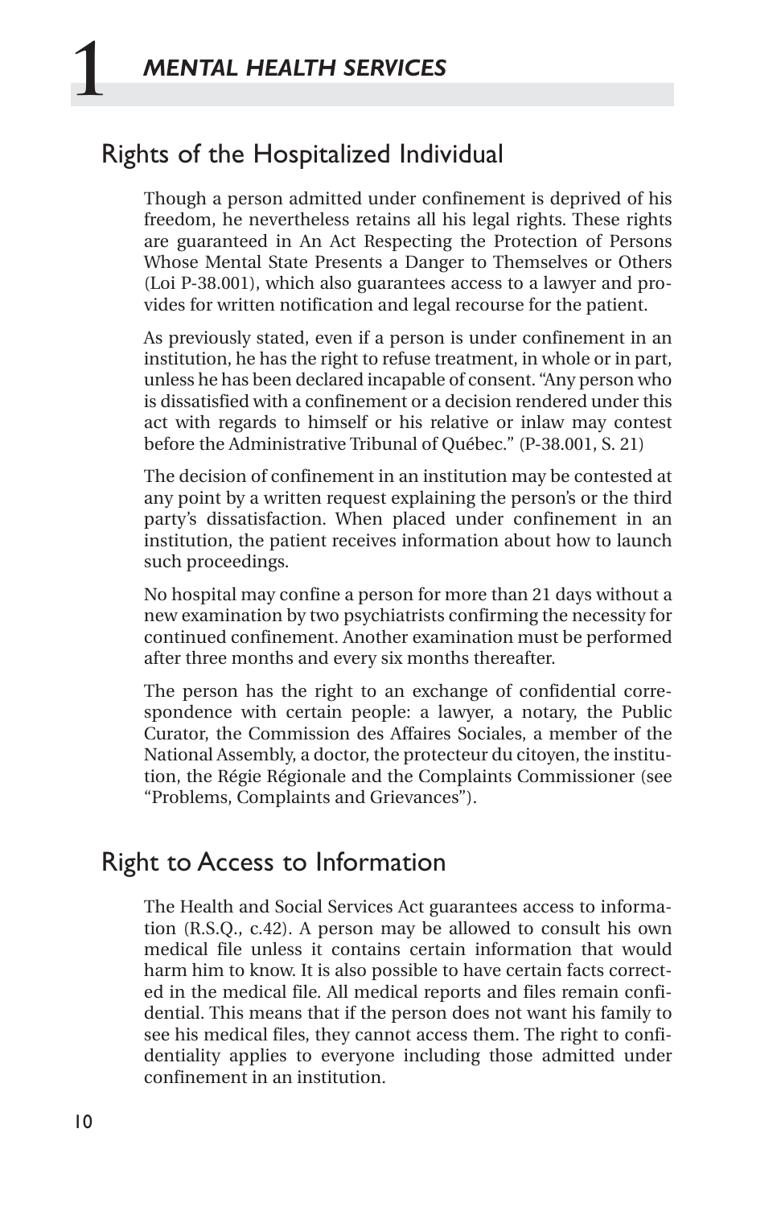## Rights of the Hospitalized Individual

Though a person admitted under confinement is deprived of his freedom, he nevertheless retains all his legal rights. These rights are guaranteed in An Act Respecting the Protection of Persons Whose Mental State Presents a Danger to Themselves or Others (Loi P-38.001), which also guarantees access to a lawyer and provides for written notification and legal recourse for the patient.

As previously stated, even if a person is under confinement in an institution, he has the right to refuse treatment, in whole or in part, unless he has been declared incapable of consent. "Any person who is dissatisfied with a confinement or a decision rendered under this act with regards to himself or his relative or inlaw may contest before the Administrative Tribunal of Québec." (P-38.001, S. 21)

The decision of confinement in an institution may be contested at any point by a written request explaining the person's or the third party's dissatisfaction. When placed under confinement in an institution, the patient receives information about how to launch such proceedings.

No hospital may confine a person for more than 21 days without a new examination by two psychiatrists confirming the necessity for continued confinement. Another examination must be performed after three months and every six months thereafter.

The person has the right to an exchange of confidential correspondence with certain people: a lawyer, a notary, the Public Curator, the Commission des Affaires Sociales, a member of the National Assembly, a doctor, the protecteur du citoyen, the institution, the Régie Régionale and the Complaints Commissioner (see "Problems, Complaints and Grievances").

## Right to Access to Information

The Health and Social Services Act guarantees access to information (R.S.Q., c.42). A person may be allowed to consult his own medical file unless it contains certain information that would harm him to know. It is also possible to have certain facts corrected in the medical file. All medical reports and files remain confidential. This means that if the person does not want his family to see his medical files, they cannot access them. The right to confidentiality applies to everyone including those admitted under confinement in an institution.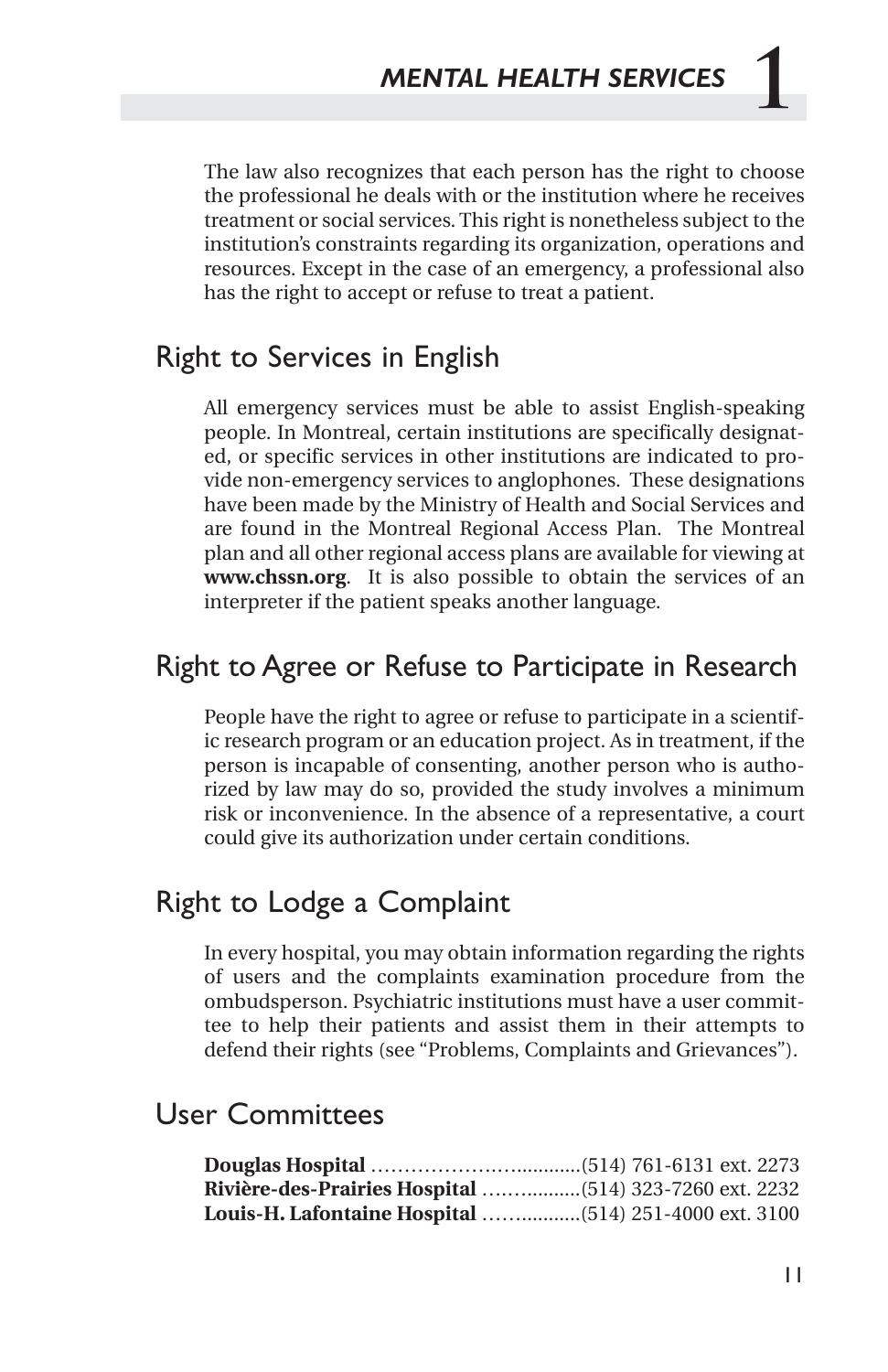The law also recognizes that each person has the right to choose the professional he deals with or the institution where he receives treatment or social services. This right is nonetheless subject to the institution's constraints regarding its organization, operations and resources. Except in the case of an emergency, a professional also has the right to accept or refuse to treat a patient.

## Right to Services in English

All emergency services must be able to assist English-speaking people. In Montreal, certain institutions are specifically designated, or specific services in other institutions are indicated to provide non-emergency services to anglophones. These designations have been made by the Ministry of Health and Social Services and are found in the Montreal Regional Access Plan. The Montreal plan and all other regional access plans are available for viewing at **www.chssn.org**. It is also possible to obtain the services of an interpreter if the patient speaks another language.

## Right to Agree or Refuse to Participate in Research

People have the right to agree or refuse to participate in a scientific research program or an education project. As in treatment, if the person is incapable of consenting, another person who is authorized by law may do so, provided the study involves a minimum risk or inconvenience. In the absence of a representative, a court could give its authorization under certain conditions.

## Right to Lodge a Complaint

In every hospital, you may obtain information regarding the rights of users and the complaints examination procedure from the ombudsperson. Psychiatric institutions must have a user committee to help their patients and assist them in their attempts to defend their rights (see "Problems, Complaints and Grievances").

## User Committees

**Douglas Hospital** ................................(514) 761-6131 ext. 2273
**Rivière-des-Prairies Hospital** ..................(514) 323-7260 ext. 2232
**Louis-H. Lafontaine Hospital** ..................(514) 251-4000 ext. 3100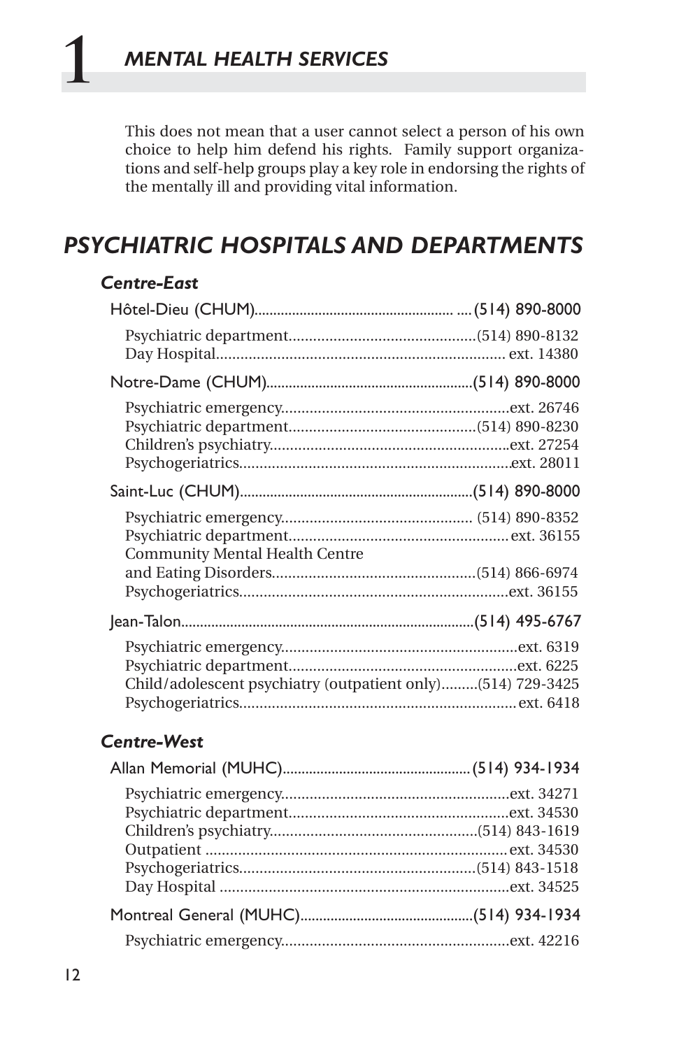This does not mean that a user cannot select a person of his own choice to help him defend his rights. Family support organizations and self-help groups play a key role in endorsing the rights of the mentally ill and providing vital information.

## PSYCHIATRIC HOSPITALS AND DEPARTMENTS

### *Centre-East*

Hôtel-Dieu (CHUM)........................................................ (514) 890-8000

- Psychiatric department.............................................(514) 890-8132
- Day Hospital...................................................................... ext. 14380

Notre-Dame (CHUM)........................................................(514) 890-8000

- Psychiatric emergency........................................................ext. 26746
- Psychiatric department.............................................(514) 890-8230
- Children's psychiatry...........................................................ext. 27254
- Psychogeriatrics..................................................................ext. 28011

Saint-Luc (CHUM).............................................................(514) 890-8000

- Psychiatric emergency.............................................. (514) 890-8352
- Psychiatric department..................................................... ext. 36155
- Community Mental Health Centre and Eating Disorders.................................................(514) 866-6974
- Psychogeriatrics..................................................................ext. 36155

Jean-Talon.............................................................................(514) 495-6767

- Psychiatric emergency..........................................................ext. 6319
- Psychiatric department........................................................ext. 6225
- Child/adolescent psychiatry (outpatient only).........(514) 729-3425
- Psychogeriatrics................................................................... ext. 6418

### *Centre-West*

Allan Memorial (MUHC)..................................................(514) 934-1934

- Psychiatric emergency........................................................ext. 34271
- Psychiatric department......................................................ext. 34530
- Children's psychiatry..................................................(514) 843-1619
- Outpatient ......................................................................... ext. 34530
- Psychogeriatrics..........................................................(514) 843-1518
- Day Hospital .......................................................................ext. 34525

Montreal General (MUHC).............................................(514) 934-1934

- Psychiatric emergency........................................................ext. 42216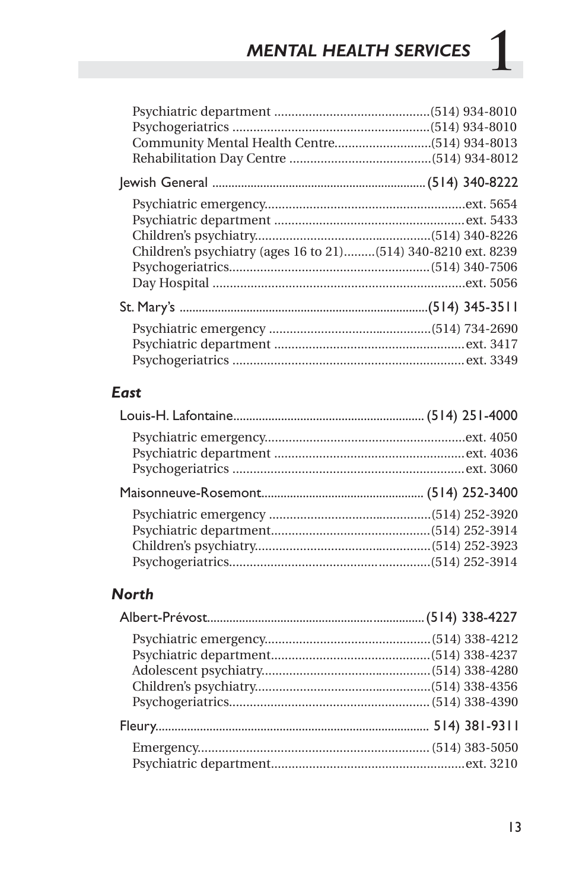Psychiatric department ............................................(514) 934-8010
Psychogeriatrics .........................................................(514) 934-8010
Community Mental Health Centre............................(514) 934-8013
Rehabilitation Day Centre .........................................(514) 934-8012

Jewish General ................................................................(514) 340-8222

Psychiatric emergency..........................................................ext. 5654
Psychiatric department ......................................................ext. 5433
Children's psychiatry..................................................(514) 340-8226
Children's psychiatry (ages 16 to 21).........(514) 340-8210 ext. 8239
Psychogeriatrics..........................................................(514) 340-7506
Day Hospital .........................................................................ext. 5056

St. Mary's ...........................................................................(514) 345-3511

Psychiatric emergency ..............................................(514) 734-2690
Psychiatric department ......................................................ext. 3417
Psychogeriatrics ..................................................................ext. 3349

### *East*

Louis-H. Lafontaine..........................................................(514) 251-4000

Psychiatric emergency..........................................................ext. 4050
Psychiatric department ......................................................ext. 4036
Psychogeriatrics ..................................................................ext. 3060

Maisonneuve-Rosemont..................................................(514) 252-3400

Psychiatric emergency ..............................................(514) 252-3920
Psychiatric department.............................................(514) 252-3914
Children's psychiatry..................................................(514) 252-3923
Psychogeriatrics..........................................................(514) 252-3914

### *North*

Albert-Prévost...................................................................(514) 338-4227

Psychiatric emergency................................................(514) 338-4212
Psychiatric department.............................................(514) 338-4237
Adolescent psychiatry................................................(514) 338-4280
Children's psychiatry..................................................(514) 338-4356
Psychogeriatrics..........................................................(514) 338-4390

Fleury.................................................................................. 514) 381-9311

Emergency..................................................................(514) 383-5050
Psychiatric department.......................................................ext. 3210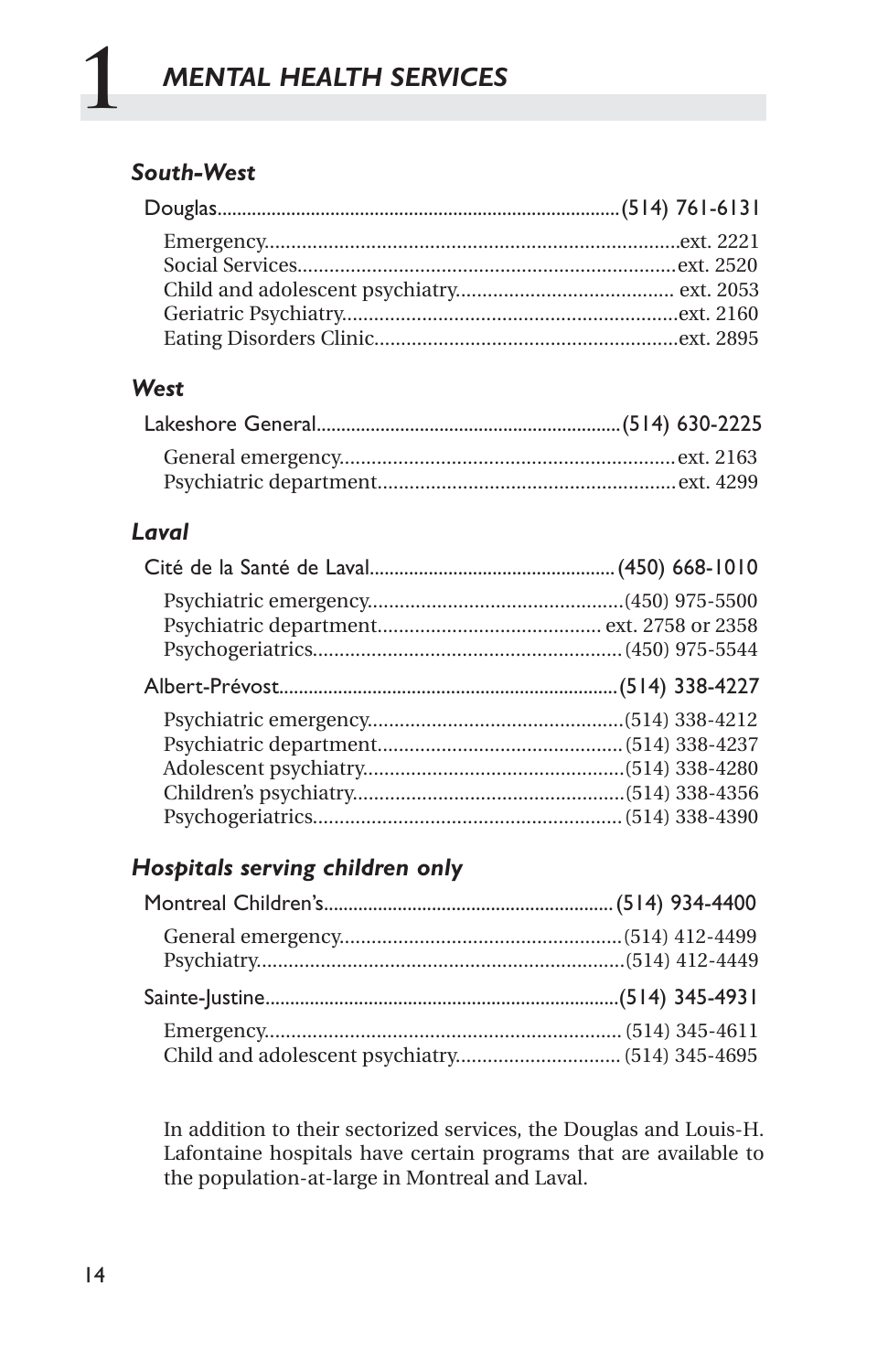# 1 MENTAL HEALTH SERVICES

### *South-West*

Douglas................................................................................(514) 761-6131

- Emergency..........................................................................ext. 2221
- Social Services....................................................................ext. 2520
- Child and adolescent psychiatry........................................ ext. 2053
- Geriatric Psychiatry............................................................ext. 2160
- Eating Disorders Clinic.......................................................ext. 2895

### *West*

Lakeshore General............................................................(514) 630-2225

- General emergency.............................................................ext. 2163
- Psychiatric department.......................................................ext. 4299

### *Laval*

Cité de la Santé de Laval.................................................(450) 668-1010

- Psychiatric emergency..............................................(450) 975-5500
- Psychiatric department......................................... ext. 2758 or 2358
- Psychogeriatrics........................................................(450) 975-5544

Albert-Prévost...................................................................(514) 338-4227

- Psychiatric emergency..............................................(514) 338-4212
- Psychiatric department............................................(514) 338-4237
- Adolescent psychiatry...............................................(514) 338-4280
- Children's psychiatry.................................................(514) 338-4356
- Psychogeriatrics........................................................(514) 338-4390

### *Hospitals serving children only*

Montreal Children's.........................................................(514) 934-4400

- General emergency...................................................(514) 412-4499
- Psychiatry..................................................................(514) 412-4449

Sainte-Justine....................................................................(514) 345-4931

- Emergency................................................................ (514) 345-4611
- Child and adolescent psychiatry............................. (514) 345-4695

In addition to their sectorized services, the Douglas and Louis-H. Lafontaine hospitals have certain programs that are available to the population-at-large in Montreal and Laval.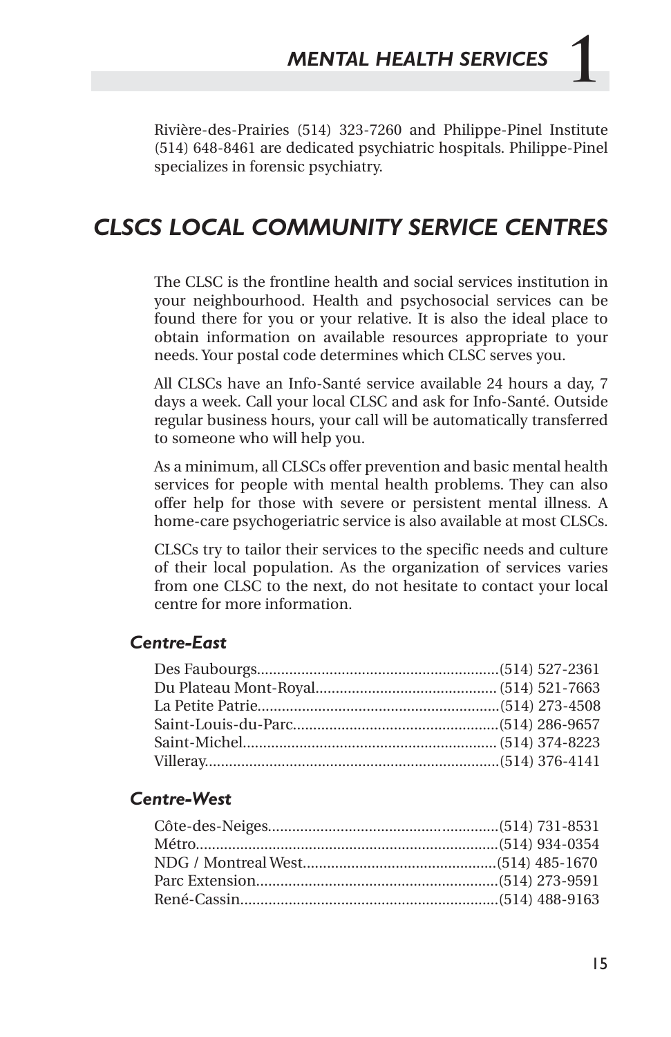Rivière-des-Prairies (514) 323-7260 and Philippe-Pinel Institute (514) 648-8461 are dedicated psychiatric hospitals. Philippe-Pinel specializes in forensic psychiatry.

## *CLSCS LOCAL COMMUNITY SERVICE CENTRES*

The CLSC is the frontline health and social services institution in your neighbourhood. Health and psychosocial services can be found there for you or your relative. It is also the ideal place to obtain information on available resources appropriate to your needs. Your postal code determines which CLSC serves you.

All CLSCs have an Info-Santé service available 24 hours a day, 7 days a week. Call your local CLSC and ask for Info-Santé. Outside regular business hours, your call will be automatically transferred to someone who will help you.

As a minimum, all CLSCs offer prevention and basic mental health services for people with mental health problems. They can also offer help for those with severe or persistent mental illness. A home-care psychogeriatric service is also available at most CLSCs.

CLSCs try to tailor their services to the specific needs and culture of their local population. As the organization of services varies from one CLSC to the next, do not hesitate to contact your local centre for more information.

### *Centre-East*

Des Faubourgs............................................................(514) 527-2361
Du Plateau Mont-Royal............................................(514) 521-7663
La Petite Patrie...........................................................(514) 273-4508
Saint-Louis-du-Parc...................................................(514) 286-9657
Saint-Michel..............................................................(514) 374-8223
Villeray........................................................................(514) 376-4141

### *Centre-West*

Côte-des-Neiges.........................................................(514) 731-8531
Métro..........................................................................(514) 934-0354
NDG / Montreal West...............................................(514) 485-1670
Parc Extension...........................................................(514) 273-9591
René-Cassin................................................................(514) 488-9163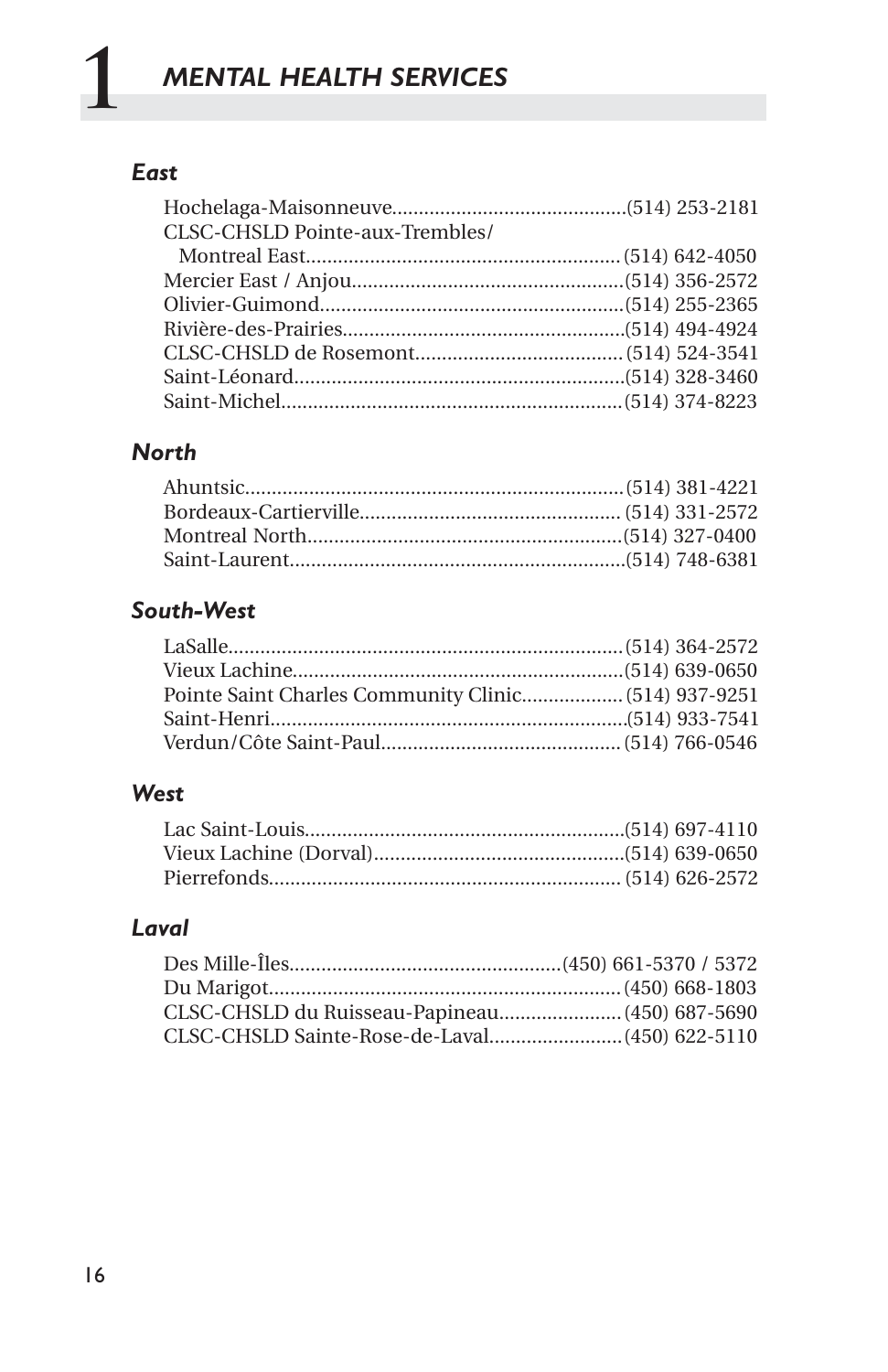# 1 *MENTAL HEALTH SERVICES*

### *East*

Hochelaga-Maisonneuve............................................(514) 253-2181
CLSC-CHSLD Pointe-aux-Trembles/
  Montreal East...........................................................(514) 642-4050
Mercier East / Anjou..................................................(514) 356-2572
Olivier-Guimond.........................................................(514) 255-2365
Rivière-des-Prairies....................................................(514) 494-4924
CLSC-CHSLD de Rosemont.......................................(514) 524-3541
Saint-Léonard.............................................................(514) 328-3460
Saint-Michel................................................................(514) 374-8223

### *North*

Ahuntsic.......................................................................(514) 381-4221
Bordeaux-Cartierville.................................................(514) 331-2572
Montreal North...........................................................(514) 327-0400
Saint-Laurent...............................................................(514) 748-6381

### *South-West*

LaSalle..........................................................................(514) 364-2572
Vieux Lachine..............................................................(514) 639-0650
Pointe Saint Charles Community Clinic...................(514) 937-9251
Saint-Henri..................................................................(514) 933-7541
Verdun/Côte Saint-Paul.............................................(514) 766-0546

### *West*

Lac Saint-Louis...........................................................(514) 697-4110
Vieux Lachine (Dorval)..............................................(514) 639-0650
Pierrefonds.................................................................(514) 626-2572

### *Laval*

Des Mille-Îles..................................................(450) 661-5370 / 5372
Du Marigot..................................................................(450) 668-1803
CLSC-CHSLD du Ruisseau-Papineau.......................(450) 687-5690
CLSC-CHSLD Sainte-Rose-de-Laval.........................(450) 622-5110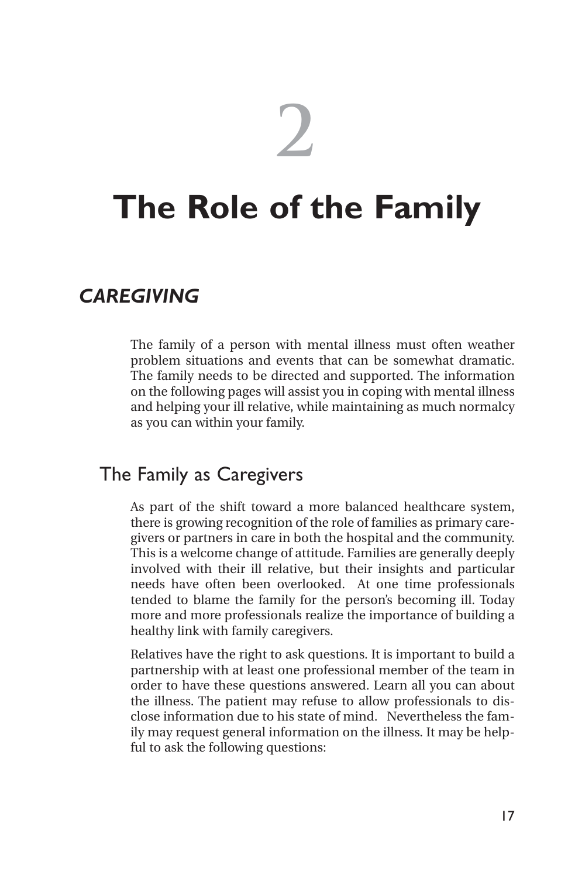# 2

# The Role of the Family

## *CAREGIVING*

The family of a person with mental illness must often weather problem situations and events that can be somewhat dramatic. The family needs to be directed and supported. The information on the following pages will assist you in coping with mental illness and helping your ill relative, while maintaining as much normalcy as you can within your family.

### The Family as Caregivers

As part of the shift toward a more balanced healthcare system, there is growing recognition of the role of families as primary caregivers or partners in care in both the hospital and the community. This is a welcome change of attitude. Families are generally deeply involved with their ill relative, but their insights and particular needs have often been overlooked. At one time professionals tended to blame the family for the person's becoming ill. Today more and more professionals realize the importance of building a healthy link with family caregivers.

Relatives have the right to ask questions. It is important to build a partnership with at least one professional member of the team in order to have these questions answered. Learn all you can about the illness. The patient may refuse to allow professionals to disclose information due to his state of mind. Nevertheless the family may request general information on the illness. It may be helpful to ask the following questions: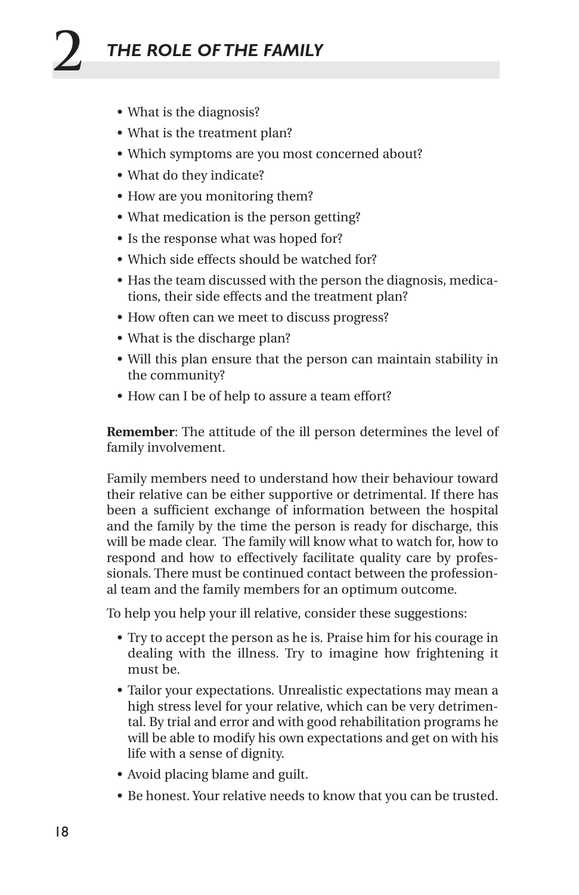- What is the diagnosis?
- What is the treatment plan?
- Which symptoms are you most concerned about?
- What do they indicate?
- How are you monitoring them?
- What medication is the person getting?
- Is the response what was hoped for?
- Which side effects should be watched for?
- Has the team discussed with the person the diagnosis, medications, their side effects and the treatment plan?
- How often can we meet to discuss progress?
- What is the discharge plan?
- Will this plan ensure that the person can maintain stability in the community?
- How can I be of help to assure a team effort?

**Remember**: The attitude of the ill person determines the level of family involvement.

Family members need to understand how their behaviour toward their relative can be either supportive or detrimental. If there has been a sufficient exchange of information between the hospital and the family by the time the person is ready for discharge, this will be made clear. The family will know what to watch for, how to respond and how to effectively facilitate quality care by professionals. There must be continued contact between the professional team and the family members for an optimum outcome.

To help you help your ill relative, consider these suggestions:

- Try to accept the person as he is. Praise him for his courage in dealing with the illness. Try to imagine how frightening it must be.
- Tailor your expectations. Unrealistic expectations may mean a high stress level for your relative, which can be very detrimental. By trial and error and with good rehabilitation programs he will be able to modify his own expectations and get on with his life with a sense of dignity.
- Avoid placing blame and guilt.
- Be honest. Your relative needs to know that you can be trusted.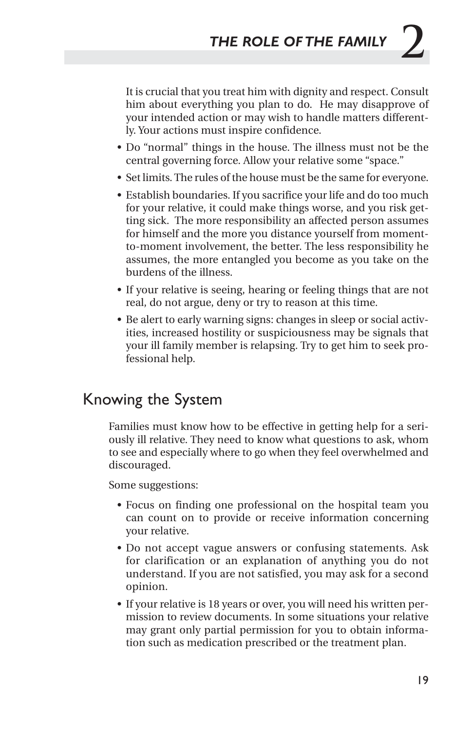It is crucial that you treat him with dignity and respect. Consult him about everything you plan to do. He may disapprove of your intended action or may wish to handle matters differently. Your actions must inspire confidence.

- Do "normal" things in the house. The illness must not be the central governing force. Allow your relative some "space."
- Set limits. The rules of the house must be the same for everyone.
- Establish boundaries. If you sacrifice your life and do too much for your relative, it could make things worse, and you risk getting sick. The more responsibility an affected person assumes for himself and the more you distance yourself from moment-to-moment involvement, the better. The less responsibility he assumes, the more entangled you become as you take on the burdens of the illness.
- If your relative is seeing, hearing or feeling things that are not real, do not argue, deny or try to reason at this time.
- Be alert to early warning signs: changes in sleep or social activities, increased hostility or suspiciousness may be signals that your ill family member is relapsing. Try to get him to seek professional help.

## Knowing the System

Families must know how to be effective in getting help for a seriously ill relative. They need to know what questions to ask, whom to see and especially where to go when they feel overwhelmed and discouraged.

Some suggestions:

- Focus on finding one professional on the hospital team you can count on to provide or receive information concerning your relative.
- Do not accept vague answers or confusing statements. Ask for clarification or an explanation of anything you do not understand. If you are not satisfied, you may ask for a second opinion.
- If your relative is 18 years or over, you will need his written permission to review documents. In some situations your relative may grant only partial permission for you to obtain information such as medication prescribed or the treatment plan.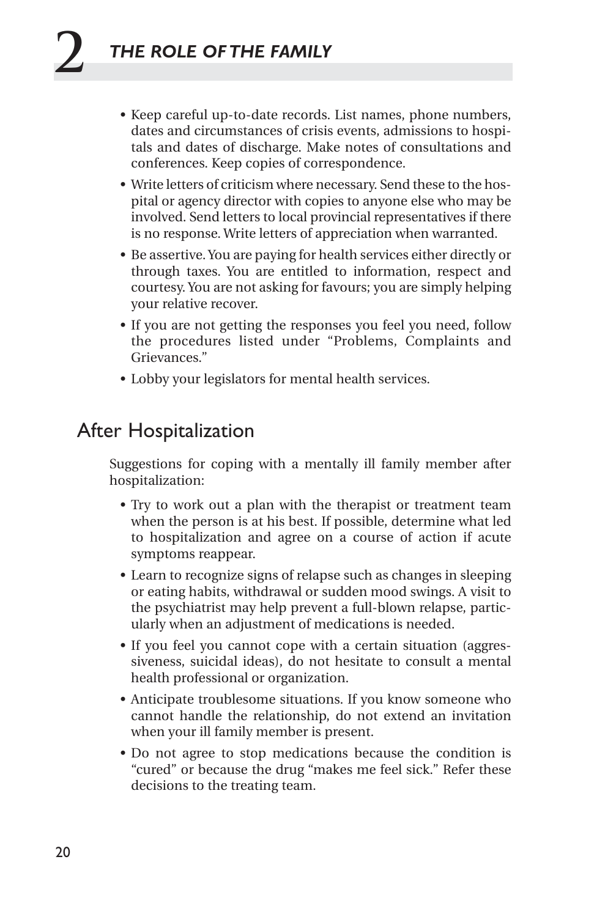- Keep careful up-to-date records. List names, phone numbers, dates and circumstances of crisis events, admissions to hospitals and dates of discharge. Make notes of consultations and conferences. Keep copies of correspondence.
- Write letters of criticism where necessary. Send these to the hospital or agency director with copies to anyone else who may be involved. Send letters to local provincial representatives if there is no response. Write letters of appreciation when warranted.
- Be assertive. You are paying for health services either directly or through taxes. You are entitled to information, respect and courtesy. You are not asking for favours; you are simply helping your relative recover.
- If you are not getting the responses you feel you need, follow the procedures listed under "Problems, Complaints and Grievances."
- Lobby your legislators for mental health services.

## After Hospitalization

Suggestions for coping with a mentally ill family member after hospitalization:

- Try to work out a plan with the therapist or treatment team when the person is at his best. If possible, determine what led to hospitalization and agree on a course of action if acute symptoms reappear.
- Learn to recognize signs of relapse such as changes in sleeping or eating habits, withdrawal or sudden mood swings. A visit to the psychiatrist may help prevent a full-blown relapse, particularly when an adjustment of medications is needed.
- If you feel you cannot cope with a certain situation (aggressiveness, suicidal ideas), do not hesitate to consult a mental health professional or organization.
- Anticipate troublesome situations. If you know someone who cannot handle the relationship, do not extend an invitation when your ill family member is present.
- Do not agree to stop medications because the condition is "cured" or because the drug "makes me feel sick." Refer these decisions to the treating team.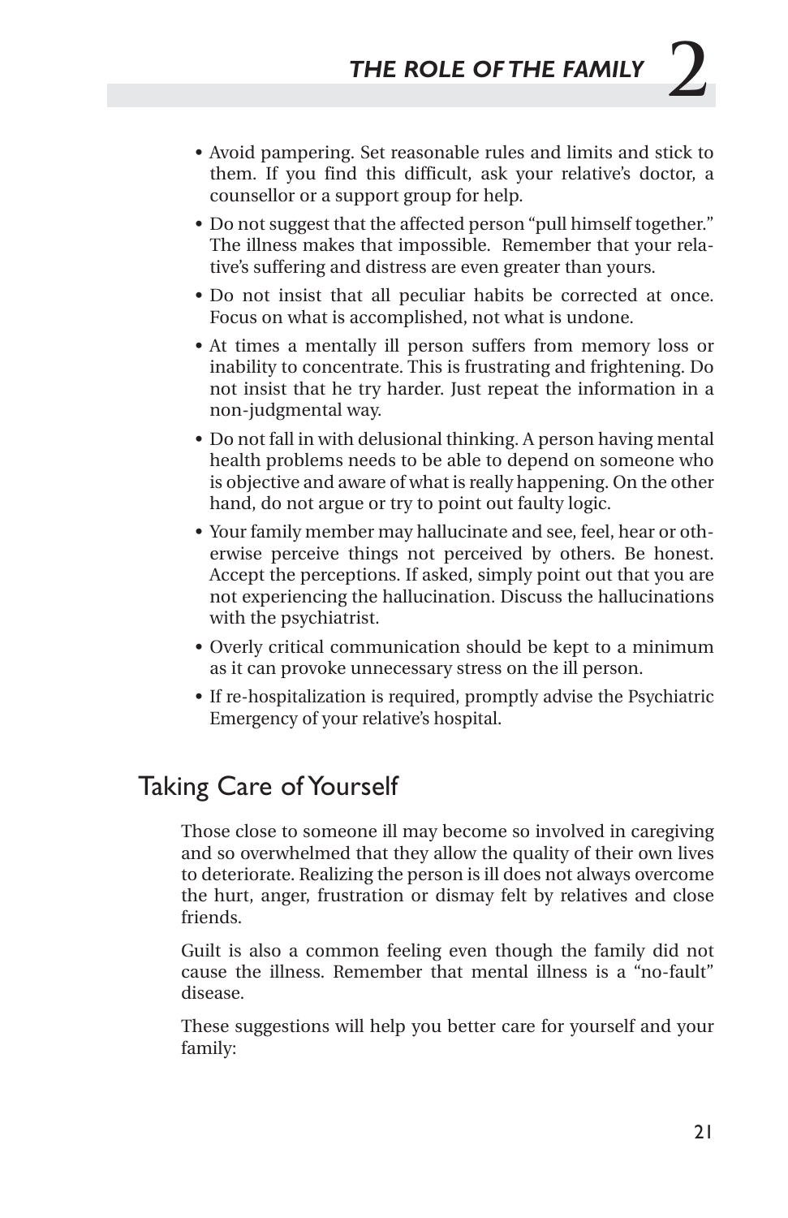- Avoid pampering. Set reasonable rules and limits and stick to them. If you find this difficult, ask your relative's doctor, a counsellor or a support group for help.
- Do not suggest that the affected person "pull himself together." The illness makes that impossible. Remember that your relative's suffering and distress are even greater than yours.
- Do not insist that all peculiar habits be corrected at once. Focus on what is accomplished, not what is undone.
- At times a mentally ill person suffers from memory loss or inability to concentrate. This is frustrating and frightening. Do not insist that he try harder. Just repeat the information in a non-judgmental way.
- Do not fall in with delusional thinking. A person having mental health problems needs to be able to depend on someone who is objective and aware of what is really happening. On the other hand, do not argue or try to point out faulty logic.
- Your family member may hallucinate and see, feel, hear or otherwise perceive things not perceived by others. Be honest. Accept the perceptions. If asked, simply point out that you are not experiencing the hallucination. Discuss the hallucinations with the psychiatrist.
- Overly critical communication should be kept to a minimum as it can provoke unnecessary stress on the ill person.
- If re-hospitalization is required, promptly advise the Psychiatric Emergency of your relative's hospital.

## Taking Care of Yourself

Those close to someone ill may become so involved in caregiving and so overwhelmed that they allow the quality of their own lives to deteriorate. Realizing the person is ill does not always overcome the hurt, anger, frustration or dismay felt by relatives and close friends.

Guilt is also a common feeling even though the family did not cause the illness. Remember that mental illness is a "no-fault" disease.

These suggestions will help you better care for yourself and your family: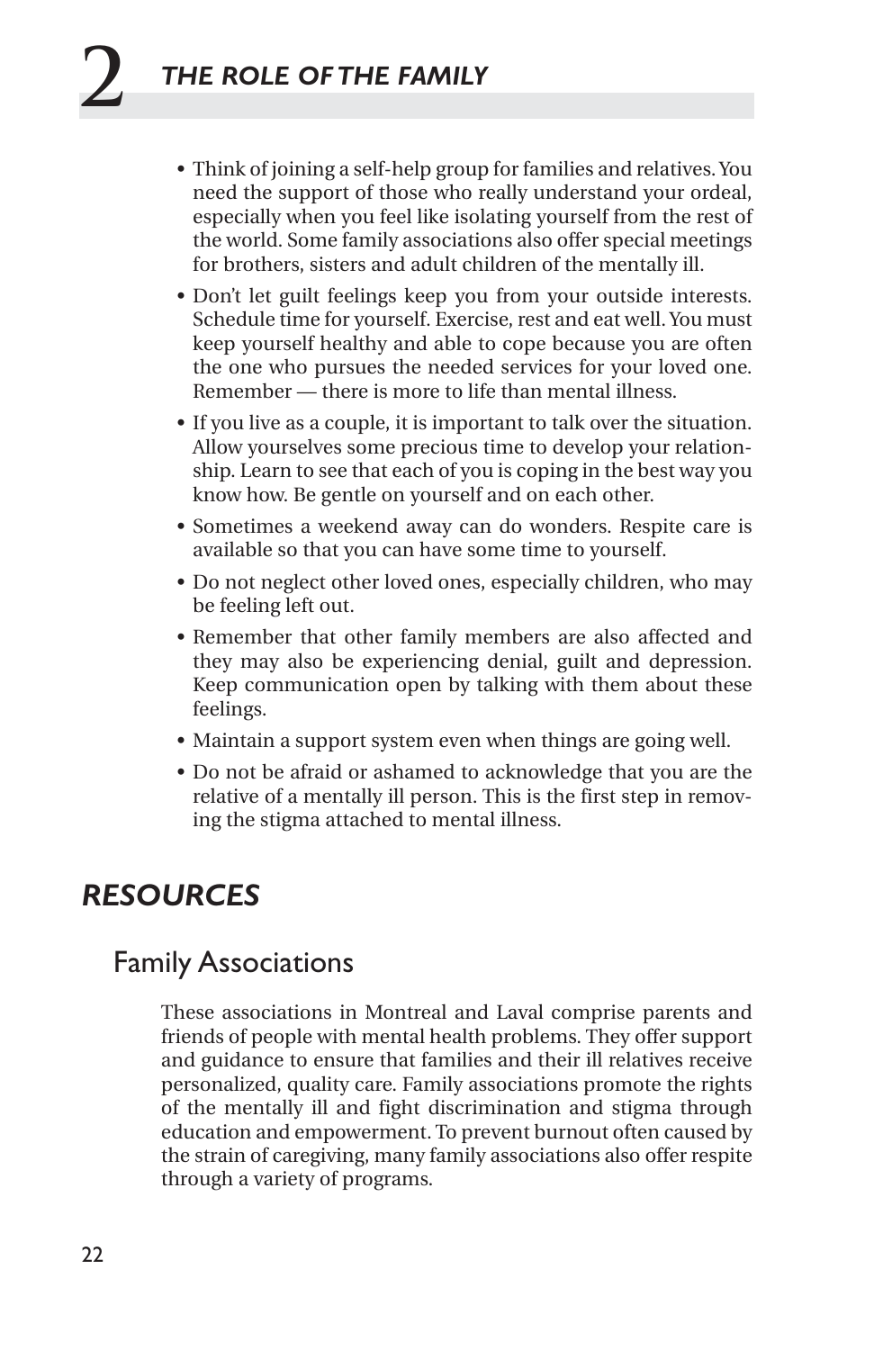- Think of joining a self-help group for families and relatives. You need the support of those who really understand your ordeal, especially when you feel like isolating yourself from the rest of the world. Some family associations also offer special meetings for brothers, sisters and adult children of the mentally ill.
- Don't let guilt feelings keep you from your outside interests. Schedule time for yourself. Exercise, rest and eat well. You must keep yourself healthy and able to cope because you are often the one who pursues the needed services for your loved one. Remember — there is more to life than mental illness.
- If you live as a couple, it is important to talk over the situation. Allow yourselves some precious time to develop your relationship. Learn to see that each of you is coping in the best way you know how. Be gentle on yourself and on each other.
- Sometimes a weekend away can do wonders. Respite care is available so that you can have some time to yourself.
- Do not neglect other loved ones, especially children, who may be feeling left out.
- Remember that other family members are also affected and they may also be experiencing denial, guilt and depression. Keep communication open by talking with them about these feelings.
- Maintain a support system even when things are going well.
- Do not be afraid or ashamed to acknowledge that you are the relative of a mentally ill person. This is the first step in removing the stigma attached to mental illness.

# *RESOURCES*

## Family Associations

These associations in Montreal and Laval comprise parents and friends of people with mental health problems. They offer support and guidance to ensure that families and their ill relatives receive personalized, quality care. Family associations promote the rights of the mentally ill and fight discrimination and stigma through education and empowerment. To prevent burnout often caused by the strain of caregiving, many family associations also offer respite through a variety of programs.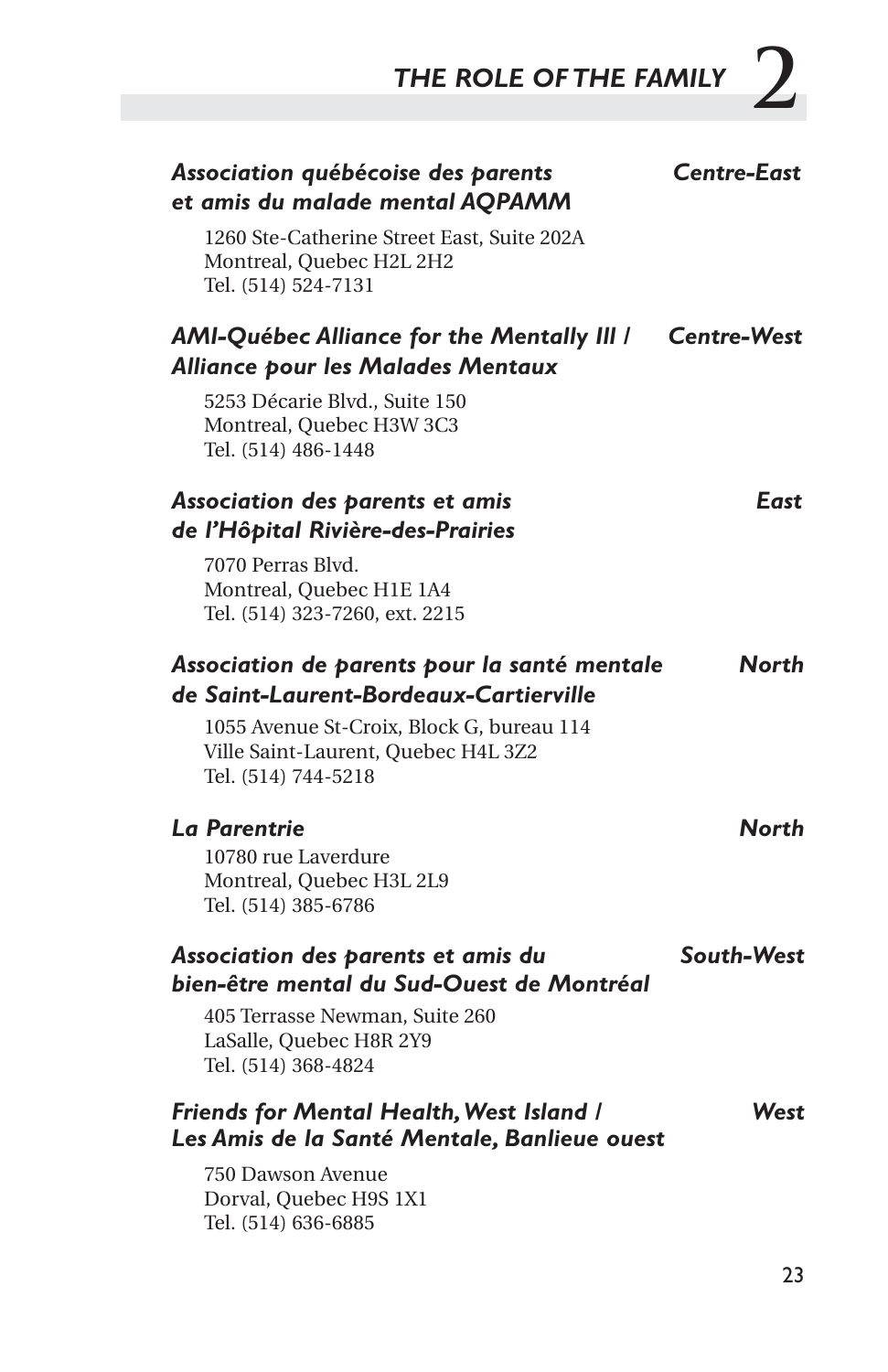***Association québécoise des parents et amis du malade mental AQPAMM*** — ***Centre-East***

1260 Ste-Catherine Street East, Suite 202A
Montreal, Quebec H2L 2H2
Tel. (514) 524-7131

***AMI-Québec Alliance for the Mentally Ill / Alliance pour les Malades Mentaux*** — ***Centre-West***

5253 Décarie Blvd., Suite 150
Montreal, Quebec H3W 3C3
Tel. (514) 486-1448

***Association des parents et amis de l'Hôpital Rivière-des-Prairies*** — ***East***

7070 Perras Blvd.
Montreal, Quebec H1E 1A4
Tel. (514) 323-7260, ext. 2215

***Association de parents pour la santé mentale de Saint-Laurent-Bordeaux-Cartierville*** — ***North***

1055 Avenue St-Croix, Block G, bureau 114
Ville Saint-Laurent, Quebec H4L 3Z2
Tel. (514) 744-5218

***La Parentrie*** — ***North***

10780 rue Laverdure
Montreal, Quebec H3L 2L9
Tel. (514) 385-6786

***Association des parents et amis du bien-être mental du Sud-Ouest de Montréal*** — ***South-West***

405 Terrasse Newman, Suite 260
LaSalle, Quebec H8R 2Y9
Tel. (514) 368-4824

***Friends for Mental Health, West Island / Les Amis de la Santé Mentale, Banlieue ouest*** — ***West***

750 Dawson Avenue
Dorval, Quebec H9S 1X1
Tel. (514) 636-6885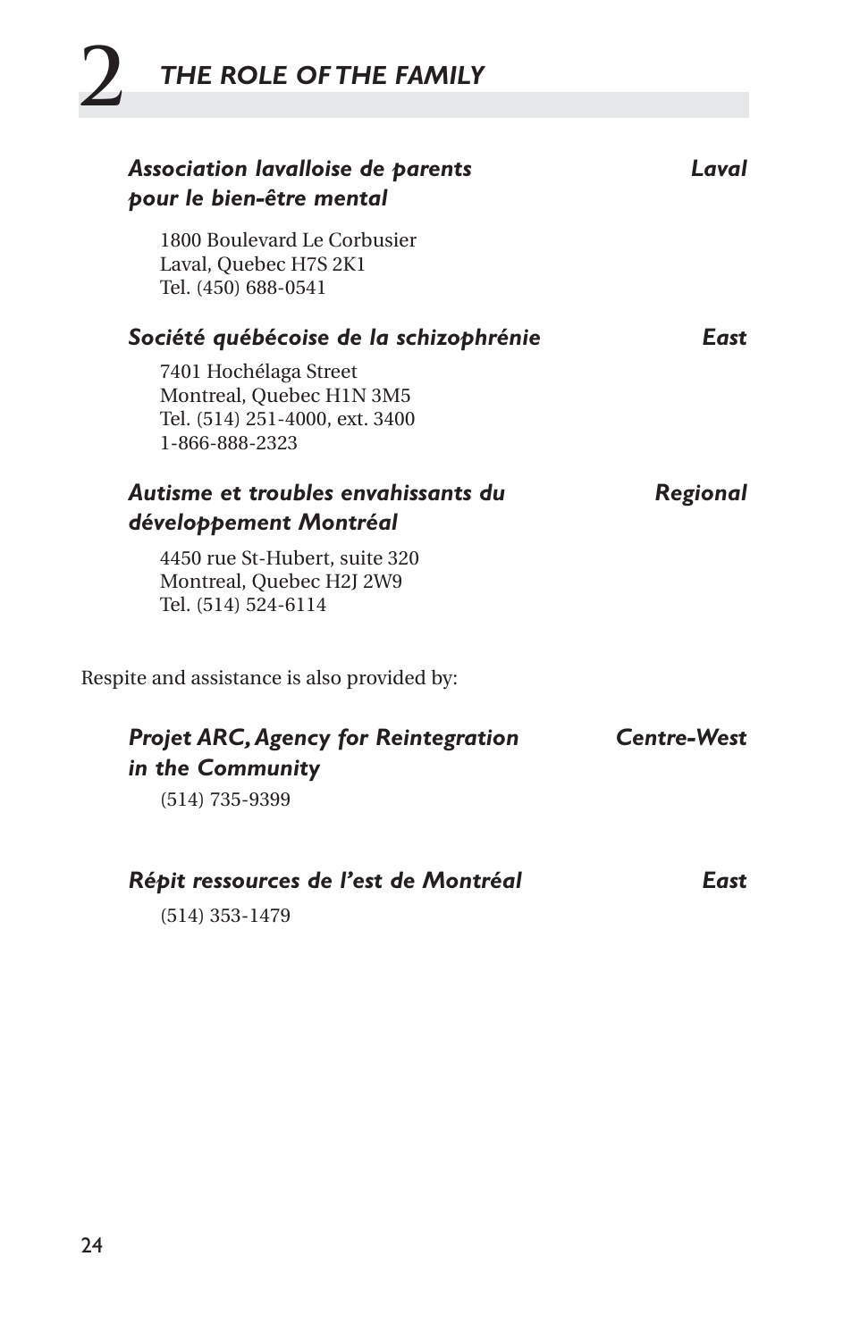***Association lavalloise de parents pour le bien-être mental*** — ***Laval***

1800 Boulevard Le Corbusier
Laval, Quebec H7S 2K1
Tel. (450) 688-0541

***Société québécoise de la schizophrénie*** — ***East***

7401 Hochélaga Street
Montreal, Quebec H1N 3M5
Tel. (514) 251-4000, ext. 3400
1-866-888-2323

***Autisme et troubles envahissants du développement Montréal*** — ***Regional***

4450 rue St-Hubert, suite 320
Montreal, Quebec H2J 2W9
Tel. (514) 524-6114

Respite and assistance is also provided by:

***Projet ARC, Agency for Reintegration in the Community*** — ***Centre-West***

(514) 735-9399

***Répit ressources de l'est de Montréal*** — ***East***

(514) 353-1479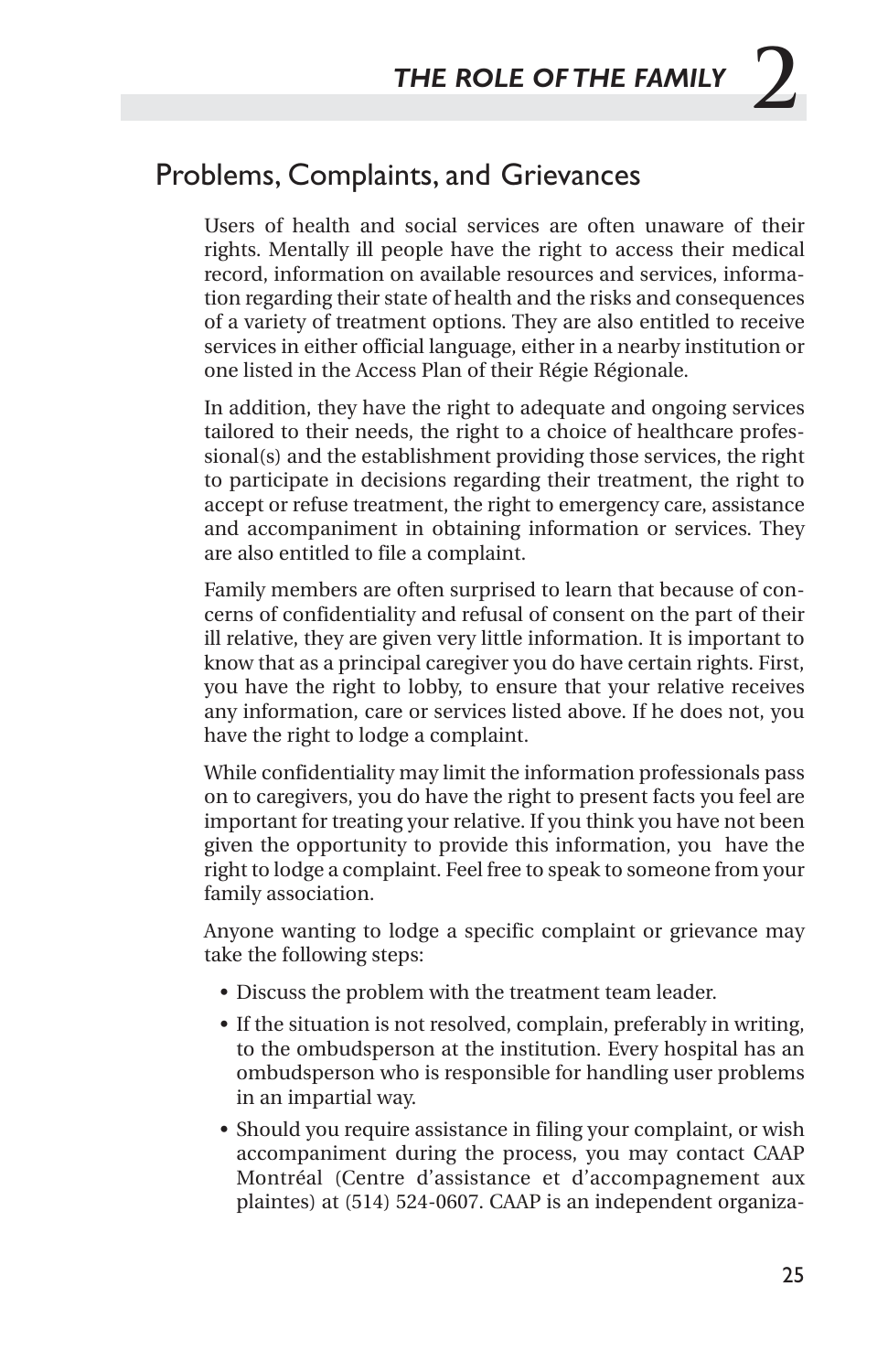## Problems, Complaints, and Grievances

Users of health and social services are often unaware of their rights. Mentally ill people have the right to access their medical record, information on available resources and services, information regarding their state of health and the risks and consequences of a variety of treatment options. They are also entitled to receive services in either official language, either in a nearby institution or one listed in the Access Plan of their Régie Régionale.

In addition, they have the right to adequate and ongoing services tailored to their needs, the right to a choice of healthcare professional(s) and the establishment providing those services, the right to participate in decisions regarding their treatment, the right to accept or refuse treatment, the right to emergency care, assistance and accompaniment in obtaining information or services. They are also entitled to file a complaint.

Family members are often surprised to learn that because of concerns of confidentiality and refusal of consent on the part of their ill relative, they are given very little information. It is important to know that as a principal caregiver you do have certain rights. First, you have the right to lobby, to ensure that your relative receives any information, care or services listed above. If he does not, you have the right to lodge a complaint.

While confidentiality may limit the information professionals pass on to caregivers, you do have the right to present facts you feel are important for treating your relative. If you think you have not been given the opportunity to provide this information, you have the right to lodge a complaint. Feel free to speak to someone from your family association.

Anyone wanting to lodge a specific complaint or grievance may take the following steps:

- Discuss the problem with the treatment team leader.
- If the situation is not resolved, complain, preferably in writing, to the ombudsperson at the institution. Every hospital has an ombudsperson who is responsible for handling user problems in an impartial way.
- Should you require assistance in filing your complaint, or wish accompaniment during the process, you may contact CAAP Montréal (Centre d'assistance et d'accompagnement aux plaintes) at (514) 524-0607. CAAP is an independent organiza-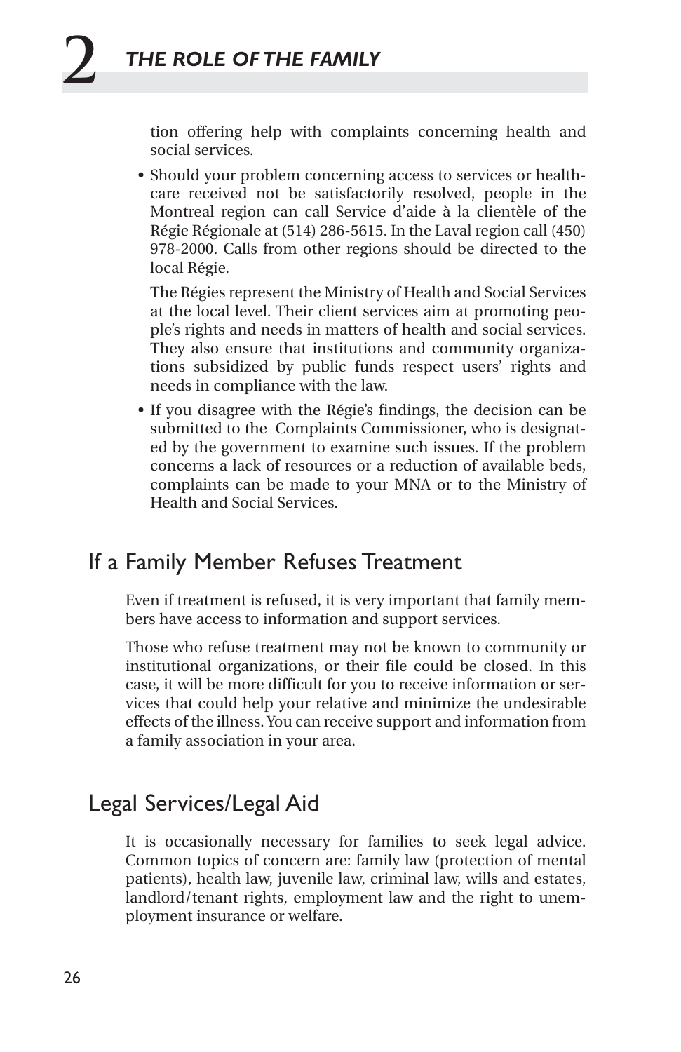tion offering help with complaints concerning health and social services.

- Should your problem concerning access to services or healthcare received not be satisfactorily resolved, people in the Montreal region can call Service d'aide à la clientèle of the Régie Régionale at (514) 286-5615. In the Laval region call (450) 978-2000. Calls from other regions should be directed to the local Régie.

  The Régies represent the Ministry of Health and Social Services at the local level. Their client services aim at promoting people's rights and needs in matters of health and social services. They also ensure that institutions and community organizations subsidized by public funds respect users' rights and needs in compliance with the law.

- If you disagree with the Régie's findings, the decision can be submitted to the Complaints Commissioner, who is designated by the government to examine such issues. If the problem concerns a lack of resources or a reduction of available beds, complaints can be made to your MNA or to the Ministry of Health and Social Services.

## If a Family Member Refuses Treatment

Even if treatment is refused, it is very important that family members have access to information and support services.

Those who refuse treatment may not be known to community or institutional organizations, or their file could be closed. In this case, it will be more difficult for you to receive information or services that could help your relative and minimize the undesirable effects of the illness. You can receive support and information from a family association in your area.

## Legal Services/Legal Aid

It is occasionally necessary for families to seek legal advice. Common topics of concern are: family law (protection of mental patients), health law, juvenile law, criminal law, wills and estates, landlord/tenant rights, employment law and the right to unemployment insurance or welfare.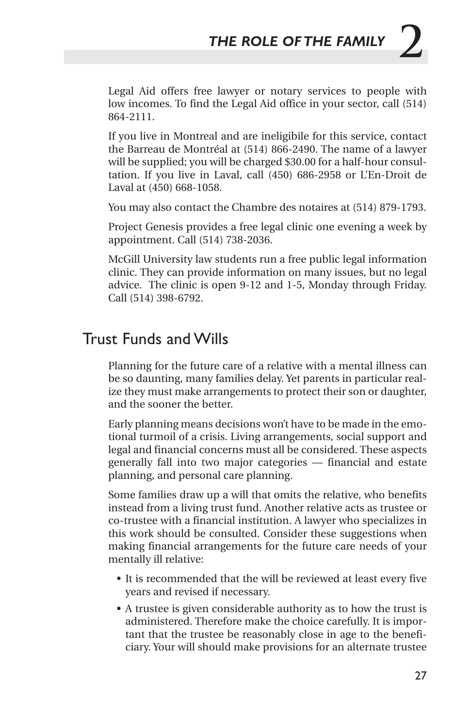Legal Aid offers free lawyer or notary services to people with low incomes. To find the Legal Aid office in your sector, call (514) 864-2111.

If you live in Montreal and are ineligibile for this service, contact the Barreau de Montréal at (514) 866-2490. The name of a lawyer will be supplied; you will be charged $30.00 for a half-hour consultation. If you live in Laval, call (450) 686-2958 or L'En-Droit de Laval at (450) 668-1058.

You may also contact the Chambre des notaires at (514) 879-1793.

Project Genesis provides a free legal clinic one evening a week by appointment. Call (514) 738-2036.

McGill University law students run a free public legal information clinic. They can provide information on many issues, but no legal advice. The clinic is open 9-12 and 1-5, Monday through Friday. Call (514) 398-6792.

## Trust Funds and Wills

Planning for the future care of a relative with a mental illness can be so daunting, many families delay. Yet parents in particular realize they must make arrangements to protect their son or daughter, and the sooner the better.

Early planning means decisions won't have to be made in the emotional turmoil of a crisis. Living arrangements, social support and legal and financial concerns must all be considered. These aspects generally fall into two major categories — financial and estate planning, and personal care planning.

Some families draw up a will that omits the relative, who benefits instead from a living trust fund. Another relative acts as trustee or co-trustee with a financial institution. A lawyer who specializes in this work should be consulted. Consider these suggestions when making financial arrangements for the future care needs of your mentally ill relative:

- It is recommended that the will be reviewed at least every five years and revised if necessary.
- A trustee is given considerable authority as to how the trust is administered. Therefore make the choice carefully. It is important that the trustee be reasonably close in age to the beneficiary. Your will should make provisions for an alternate trustee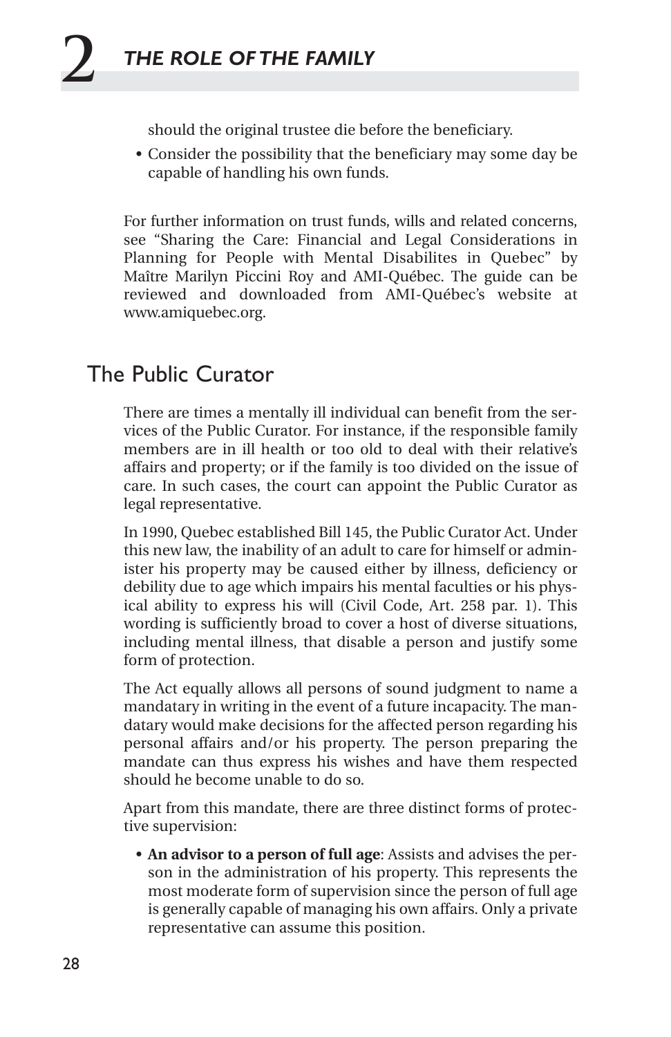should the original trustee die before the beneficiary.

- Consider the possibility that the beneficiary may some day be capable of handling his own funds.

For further information on trust funds, wills and related concerns, see "Sharing the Care: Financial and Legal Considerations in Planning for People with Mental Disabilites in Quebec" by Maître Marilyn Piccini Roy and AMI-Québec. The guide can be reviewed and downloaded from AMI-Québec's website at www.amiquebec.org.

## The Public Curator

There are times a mentally ill individual can benefit from the services of the Public Curator. For instance, if the responsible family members are in ill health or too old to deal with their relative's affairs and property; or if the family is too divided on the issue of care. In such cases, the court can appoint the Public Curator as legal representative.

In 1990, Quebec established Bill 145, the Public Curator Act. Under this new law, the inability of an adult to care for himself or administer his property may be caused either by illness, deficiency or debility due to age which impairs his mental faculties or his physical ability to express his will (Civil Code, Art. 258 par. 1). This wording is sufficiently broad to cover a host of diverse situations, including mental illness, that disable a person and justify some form of protection.

The Act equally allows all persons of sound judgment to name a mandatary in writing in the event of a future incapacity. The mandatary would make decisions for the affected person regarding his personal affairs and/or his property. The person preparing the mandate can thus express his wishes and have them respected should he become unable to do so.

Apart from this mandate, there are three distinct forms of protective supervision:

- **An advisor to a person of full age**: Assists and advises the person in the administration of his property. This represents the most moderate form of supervision since the person of full age is generally capable of managing his own affairs. Only a private representative can assume this position.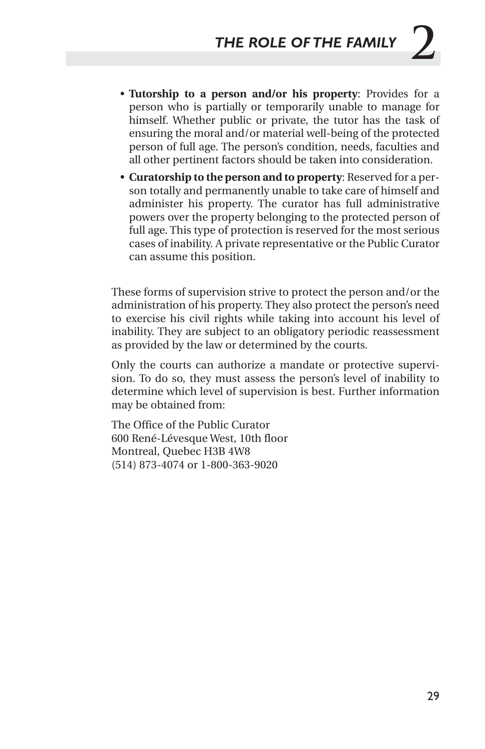- **Tutorship to a person and/or his property**: Provides for a person who is partially or temporarily unable to manage for himself. Whether public or private, the tutor has the task of ensuring the moral and/or material well-being of the protected person of full age. The person's condition, needs, faculties and all other pertinent factors should be taken into consideration.
- **Curatorship to the person and to property**: Reserved for a person totally and permanently unable to take care of himself and administer his property. The curator has full administrative powers over the property belonging to the protected person of full age. This type of protection is reserved for the most serious cases of inability. A private representative or the Public Curator can assume this position.

These forms of supervision strive to protect the person and/or the administration of his property. They also protect the person's need to exercise his civil rights while taking into account his level of inability. They are subject to an obligatory periodic reassessment as provided by the law or determined by the courts.

Only the courts can authorize a mandate or protective supervision. To do so, they must assess the person's level of inability to determine which level of supervision is best. Further information may be obtained from:

The Office of the Public Curator
600 René-Lévesque West, 10th floor
Montreal, Quebec H3B 4W8
(514) 873-4074 or 1-800-363-9020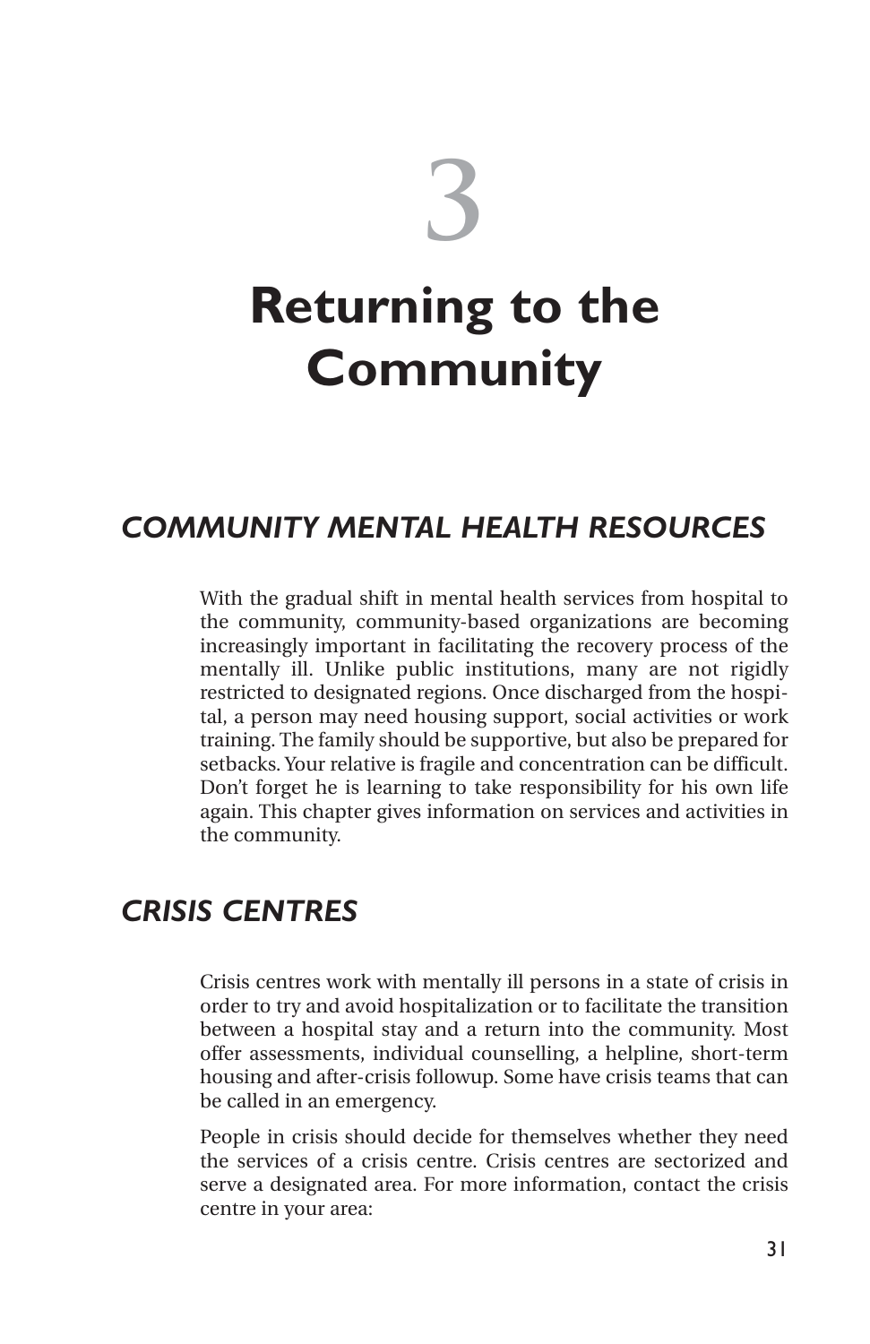# 3

# Returning to the Community

## *COMMUNITY MENTAL HEALTH RESOURCES*

With the gradual shift in mental health services from hospital to the community, community-based organizations are becoming increasingly important in facilitating the recovery process of the mentally ill. Unlike public institutions, many are not rigidly restricted to designated regions. Once discharged from the hospital, a person may need housing support, social activities or work training. The family should be supportive, but also be prepared for setbacks. Your relative is fragile and concentration can be difficult. Don't forget he is learning to take responsibility for his own life again. This chapter gives information on services and activities in the community.

## *CRISIS CENTRES*

Crisis centres work with mentally ill persons in a state of crisis in order to try and avoid hospitalization or to facilitate the transition between a hospital stay and a return into the community. Most offer assessments, individual counselling, a helpline, short-term housing and after-crisis followup. Some have crisis teams that can be called in an emergency.

People in crisis should decide for themselves whether they need the services of a crisis centre. Crisis centres are sectorized and serve a designated area. For more information, contact the crisis centre in your area: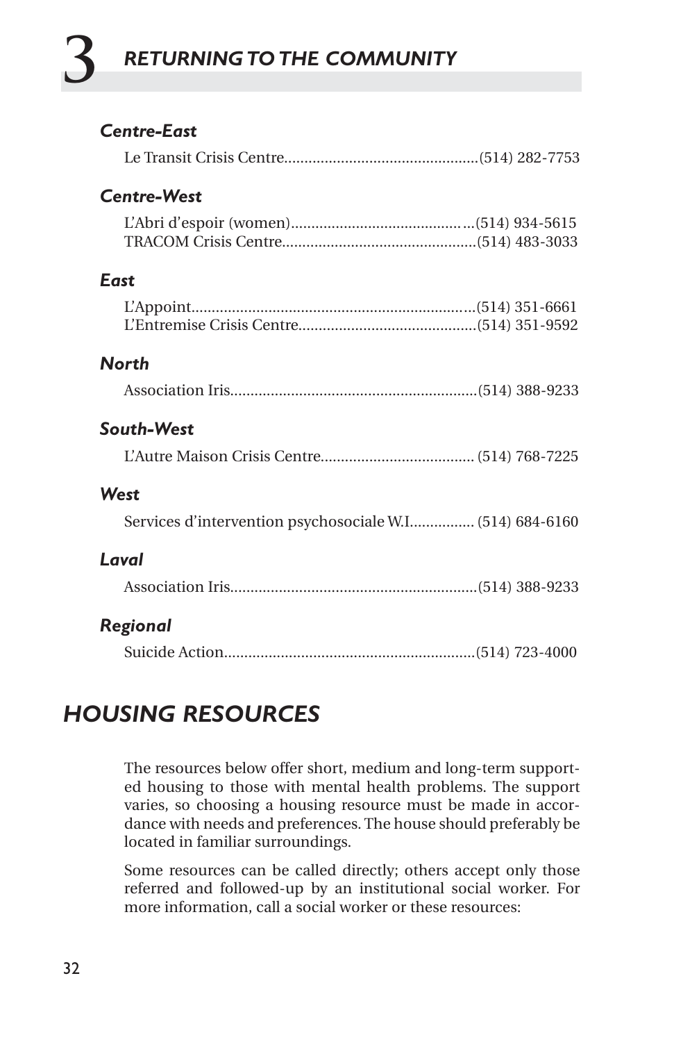### *Centre-East*

Le Transit Crisis Centre................................................(514) 282-7753

### *Centre-West*

L'Abri d'espoir (women)...........................................(514) 934-5615
TRACOM Crisis Centre................................................(514) 483-3033

### *East*

L'Appoint.....................................................................(514) 351-6661
L'Entremise Crisis Centre............................................(514) 351-9592

### *North*

Association Iris............................................................(514) 388-9233

### *South-West*

L'Autre Maison Crisis Centre...................................... (514) 768-7225

### *West*

Services d'intervention psychosociale W.I................ (514) 684-6160

### *Laval*

Association Iris............................................................(514) 388-9233

### *Regional*

Suicide Action.............................................................(514) 723-4000

## *HOUSING RESOURCES*

The resources below offer short, medium and long-term supported housing to those with mental health problems. The support varies, so choosing a housing resource must be made in accordance with needs and preferences. The house should preferably be located in familiar surroundings.

Some resources can be called directly; others accept only those referred and followed-up by an institutional social worker. For more information, call a social worker or these resources: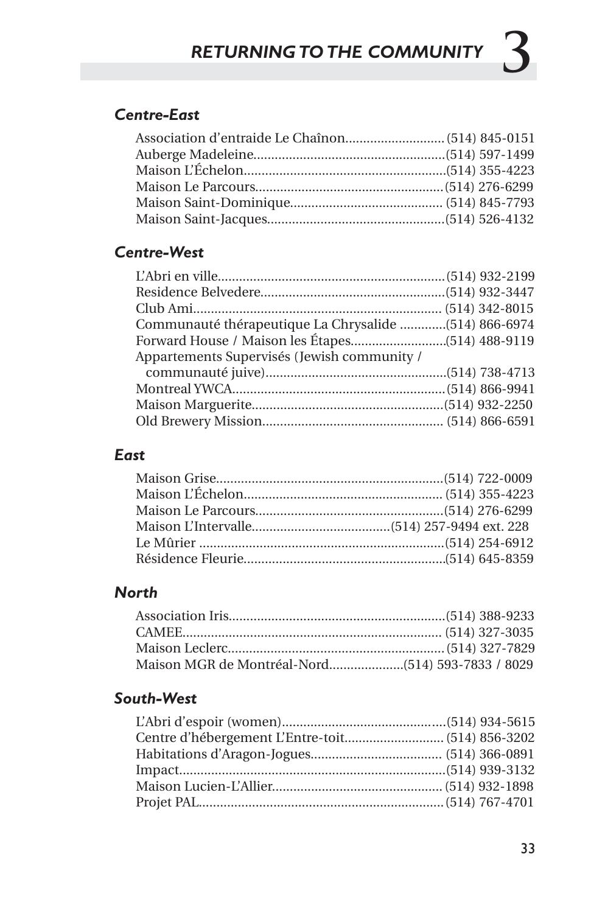### *Centre-East*

Association d'entraide Le Chaînon............................ (514) 845-0151
Auberge Madeleine......................................................(514) 597-1499
Maison L'Échelon.........................................................(514) 355-4223
Maison Le Parcours.....................................................(514) 276-6299
Maison Saint-Dominique........................................... (514) 845-7793
Maison Saint-Jacques..................................................(514) 526-4132

### *Centre-West*

L'Abri en ville...............................................................(514) 932-2199
Residence Belvedere....................................................(514) 932-3447
Club Ami...................................................................... (514) 342-8015
Communauté thérapeutique La Chrysalide .............(514) 866-6974
Forward House / Maison les Étapes...........................(514) 488-9119
Appartements Supervisés (Jewish community / communauté juive)...................................................(514) 738-4713
Montreal YWCA............................................................(514) 866-9941
Maison Marguerite......................................................(514) 932-2250
Old Brewery Mission................................................... (514) 866-6591

### *East*

Maison Grise................................................................(514) 722-0009
Maison L'Échelon........................................................ (514) 355-4223
Maison Le Parcours.....................................................(514) 276-6299
Maison L'Intervalle.......................................(514) 257-9494 ext. 228
Le Mûrier .....................................................................(514) 254-6912
Résidence Fleurie.........................................................(514) 645-8359

### *North*

Association Iris.............................................................(514) 388-9233
CAMEE......................................................................... (514) 327-3035
Maison Leclerc.............................................................(514) 327-7829
Maison MGR de Montréal-Nord.....................(514) 593-7833 / 8029

### *South-West*

L'Abri d'espoir (women)..............................................(514) 934-5615
Centre d'hébergement L'Entre-toit............................ (514) 856-3202
Habitations d'Aragon-Jogues..................................... (514) 366-0891
Impact...........................................................................(514) 939-3132
Maison Lucien-L'Allier................................................(514) 932-1898
Projet PAL.....................................................................(514) 767-4701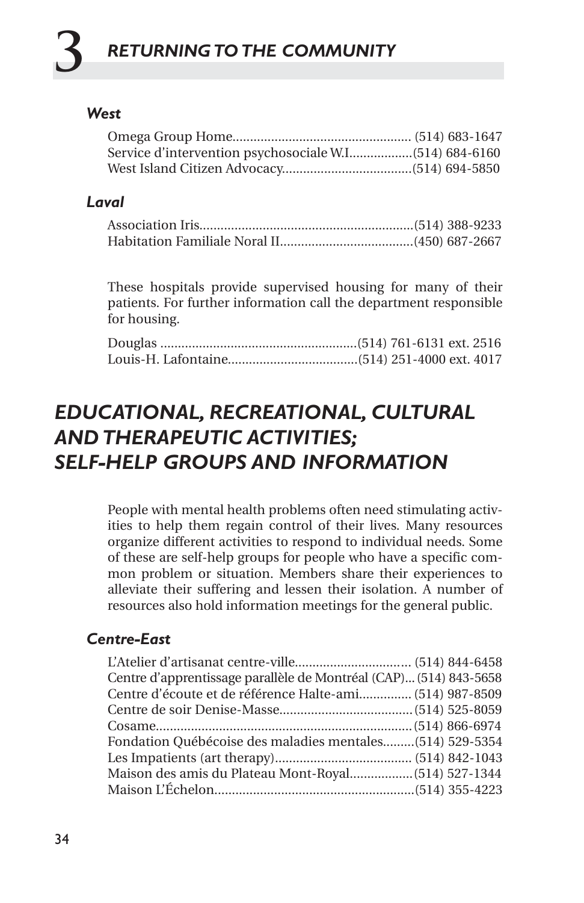### *West*

Omega Group Home.................................................. (514) 683-1647
Service d'intervention psychosociale W.I..................(514) 684-6160
West Island Citizen Advocacy....................................(514) 694-5850

### *Laval*

Association Iris............................................................(514) 388-9233
Habitation Familiale Noral II.....................................(450) 687-2667

These hospitals provide supervised housing for many of their patients. For further information call the department responsible for housing.

Douglas .......................................................(514) 761-6131 ext. 2516
Louis-H. Lafontaine....................................(514) 251-4000 ext. 4017

## *EDUCATIONAL, RECREATIONAL, CULTURAL AND THERAPEUTIC ACTIVITIES; SELF-HELP GROUPS AND INFORMATION*

People with mental health problems often need stimulating activities to help them regain control of their lives. Many resources organize different activities to respond to individual needs. Some of these are self-help groups for people who have a specific common problem or situation. Members share their experiences to alleviate their suffering and lessen their isolation. A number of resources also hold information meetings for the general public.

### *Centre-East*

L'Atelier d'artisanat centre-ville................................ (514) 844-6458
Centre d'apprentissage parallèle de Montréal (CAP)... (514) 843-5658
Centre d'écoute et de référence Halte-ami.............. (514) 987-8509
Centre de soir Denise-Masse......................................(514) 525-8059
Cosame........................................................................(514) 866-6974
Fondation Québécoise des maladies mentales.........(514) 529-5354
Les Impatients (art therapy)...................................... (514) 842-1043
Maison des amis du Plateau Mont-Royal.................(514) 527-1344
Maison L'Échelon........................................................(514) 355-4223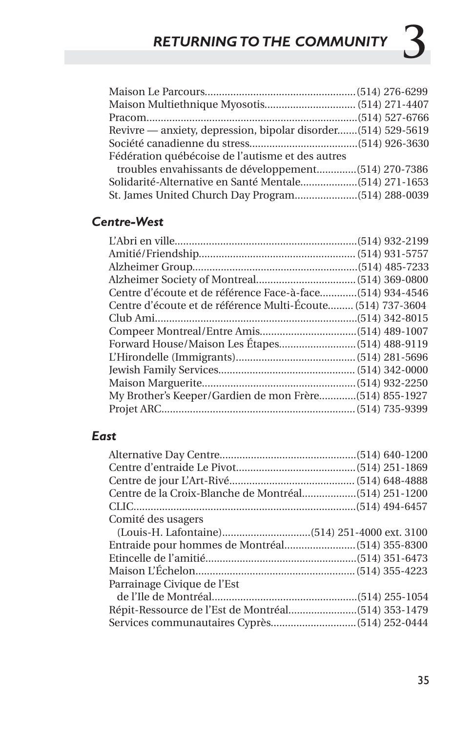Maison Le Parcours....................................................(514) 276-6299
Maison Multiethnique Myosotis................................(514) 271-4407
Pracom........................................................................(514) 527-6766
Revivre — anxiety, depression, bipolar disorder.......(514) 529-5619
Société canadienne du stress......................................(514) 926-3630
Fédération québécoise de l'autisme et des autres
troubles envahissants de développement..............(514) 270-7386
Solidarité-Alternative en Santé Mentale....................(514) 271-1653
St. James United Church Day Program......................(514) 288-0039

### *Centre-West*

L'Abri en ville...............................................................(514) 932-2199
Amitié/Friendship......................................................(514) 931-5757
Alzheimer Group.........................................................(514) 485-7233
Alzheimer Society of Montreal..................................(514) 369-0800
Centre d'écoute et de référence Face-à-face.............(514) 934-4546
Centre d'écoute et de référence Multi-Écoute.........(514) 737-3604
Club Ami......................................................................(514) 342-8015
Compeer Montreal/Entre Amis..................................(514) 489-1007
Forward House/Maison Les Étapes...........................(514) 488-9119
L'Hirondelle (Immigrants)..........................................(514) 281-5696
Jewish Family Services................................................(514) 342-0000
Maison Marguerite......................................................(514) 932-2250
My Brother's Keeper/Gardien de mon Frère.............(514) 855-1927
Projet ARC...................................................................(514) 735-9399

### *East*

Alternative Day Centre................................................(514) 640-1200
Centre d'entraide Le Pivot..........................................(514) 251-1869
Centre de jour L'Art-Rivé............................................(514) 648-4888
Centre de la Croix-Blanche de Montréal...................(514) 251-1200
CLIC.............................................................................(514) 494-6457
Comité des usagers
(Louis-H. Lafontaine)...............................(514) 251-4000 ext. 3100
Entraide pour hommes de Montréal.........................(514) 355-8300
Etincelle de l'amitié.....................................................(514) 351-6473
Maison L'Échelon........................................................(514) 355-4223
Parrainage Civique de l'Est
de l'Ile de Montréal...................................................(514) 255-1054
Répit-Ressource de l'Est de Montréal........................(514) 353-1479
Services communautaires Cyprès..............................(514) 252-0444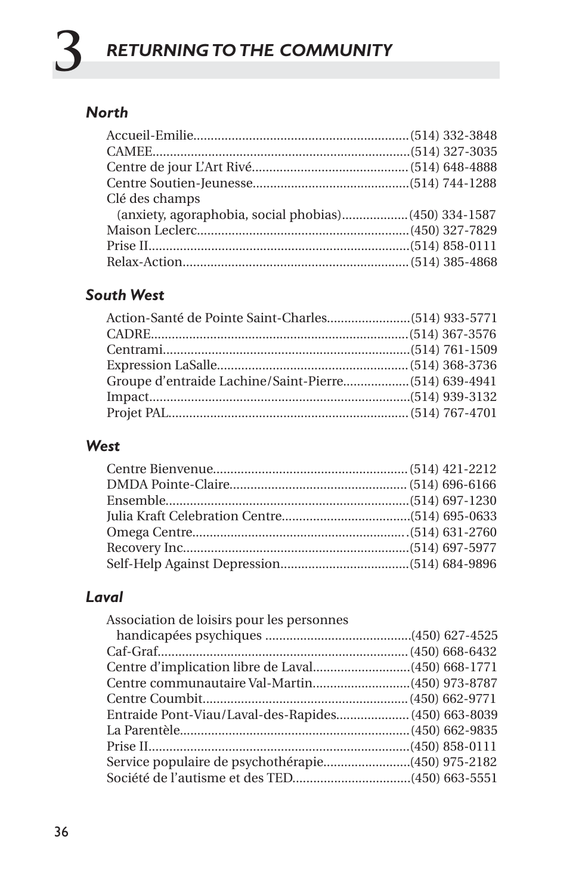### North

- Accueil-Emilie....................(514) 332-3848
- CAMEE....................(514) 327-3035
- Centre de jour L'Art Rivé....................(514) 648-4888
- Centre Soutien-Jeunesse....................(514) 744-1288
- Clé des champs (anxiety, agoraphobia, social phobias)....................(450) 334-1587
- Maison Leclerc....................(450) 327-7829
- Prise II....................(514) 858-0111
- Relax-Action....................(514) 385-4868

### South West

- Action-Santé de Pointe Saint-Charles....................(514) 933-5771
- CADRE....................(514) 367-3576
- Centrami....................(514) 761-1509
- Expression LaSalle....................(514) 368-3736
- Groupe d'entraide Lachine/Saint-Pierre....................(514) 639-4941
- Impact....................(514) 939-3132
- Projet PAL....................(514) 767-4701

### West

- Centre Bienvenue....................(514) 421-2212
- DMDA Pointe-Claire....................(514) 696-6166
- Ensemble....................(514) 697-1230
- Julia Kraft Celebration Centre....................(514) 695-0633
- Omega Centre....................(514) 631-2760
- Recovery Inc....................(514) 697-5977
- Self-Help Against Depression....................(514) 684-9896

### Laval

- Association de loisirs pour les personnes handicapées psychiques....................(450) 627-4525
- Caf-Graf....................(450) 668-6432
- Centre d'implication libre de Laval....................(450) 668-1771
- Centre communautaire Val-Martin....................(450) 973-8787
- Centre Coumbit....................(450) 662-9771
- Entraide Pont-Viau/Laval-des-Rapides....................(450) 663-8039
- La Parentèle....................(450) 662-9835
- Prise II....................(450) 858-0111
- Service populaire de psychothérapie....................(450) 975-2182
- Société de l'autisme et des TED....................(450) 663-5551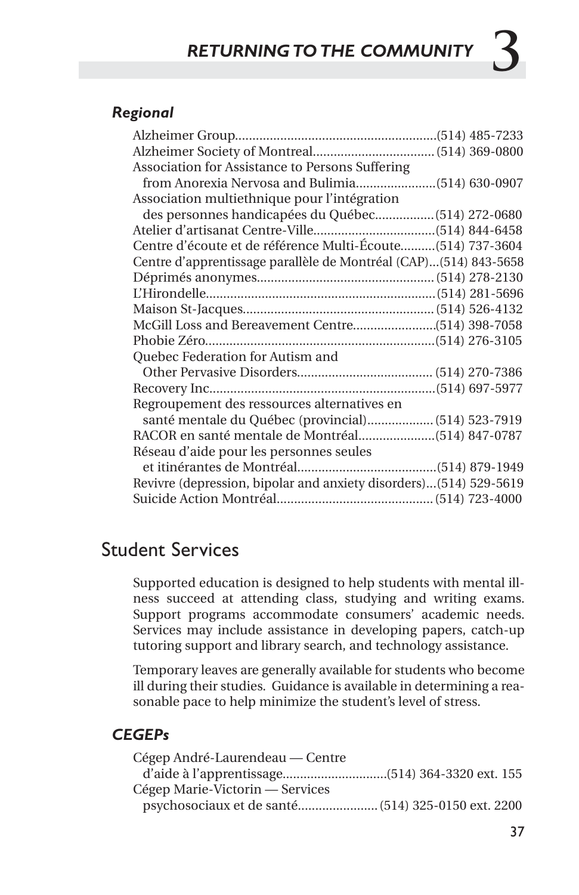### *Regional*

Alzheimer Group....................................................(514) 485-7233
Alzheimer Society of Montreal.................................. (514) 369-0800
Association for Assistance to Persons Suffering
from Anorexia Nervosa and Bulimia......................(514) 630-0907
Association multiethnique pour l'intégration
des personnes handicapées du Québec................(514) 272-0680
Atelier d'artisanat Centre-Ville..................................(514) 844-6458
Centre d'écoute et de référence Multi-Écoute..........(514) 737-3604
Centre d'apprentissage parallèle de Montréal (CAP)...(514) 843-5658
Déprimés anonymes.................................................. (514) 278-2130
L'Hirondelle.................................................................(514) 281-5696
Maison St-Jacques...................................................... (514) 526-4132
McGill Loss and Bereavement Centre.......................(514) 398-7058
Phobie Zéro.................................................................(514) 276-3105
Quebec Federation for Autism and
Other Pervasive Disorders...................................... (514) 270-7386
Recovery Inc................................................................(514) 697-5977
Regroupement des ressources alternatives en
santé mentale du Québec (provincial).................. (514) 523-7919
RACOR en santé mentale de Montréal.....................(514) 847-0787
Réseau d'aide pour les personnes seules
et itinérantes de Montréal.......................................(514) 879-1949
Revivre (depression, bipolar and anxiety disorders)...(514) 529-5619
Suicide Action Montréal............................................ (514) 723-4000

## Student Services

Supported education is designed to help students with mental illness succeed at attending class, studying and writing exams. Support programs accommodate consumers' academic needs. Services may include assistance in developing papers, catch-up tutoring support and library search, and technology assistance.

Temporary leaves are generally available for students who become ill during their studies. Guidance is available in determining a reasonable pace to help minimize the student's level of stress.

### *CEGEPs*

Cégep André-Laurendeau — Centre
d'aide à l'apprentissage.............................(514) 364-3320 ext. 155
Cégep Marie-Victorin — Services
psychosociaux et de santé...................... (514) 325-0150 ext. 2200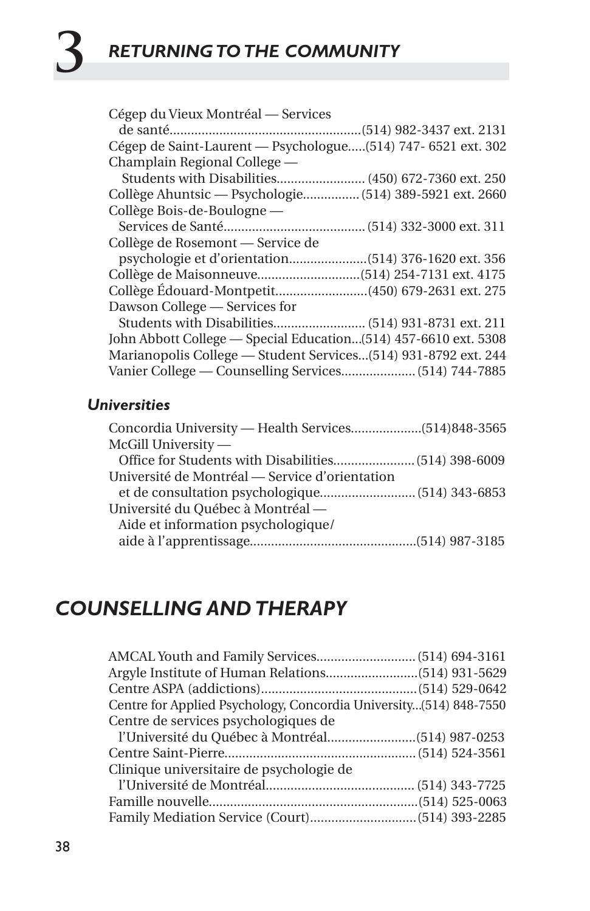Cégep du Vieux Montréal — Services de santé......................................................(514) 982-3437 ext. 2131

Cégep de Saint-Laurent — Psychologue.....(514) 747- 6521 ext. 302

Champlain Regional College — Students with Disabilities......................... (450) 672-7360 ext. 250

Collège Ahuntsic — Psychologie................ (514) 389-5921 ext. 2660

Collège Bois-de-Boulogne — Services de Santé........................................ (514) 332-3000 ext. 311

Collège de Rosemont — Service de psychologie et d'orientation......................(514) 376-1620 ext. 356

Collège de Maisonneuve.............................(514) 254-7131 ext. 4175

Collège Édouard-Montpetit..........................(450) 679-2631 ext. 275

Dawson College — Services for Students with Disabilities.......................... (514) 931-8731 ext. 211

John Abbott College — Special Education...(514) 457-6610 ext. 5308

Marianopolis College — Student Services...(514) 931-8792 ext. 244

Vanier College — Counselling Services..................... (514) 744-7885

### *Universities*

Concordia University — Health Services....................(514)848-3565

McGill University — Office for Students with Disabilities....................... (514) 398-6009

Université de Montréal — Service d'orientation et de consultation psychologique........................... (514) 343-6853

Université du Québec à Montréal — Aide et information psychologique/ aide à l'apprentissage..............................................(514) 987-3185

## *COUNSELLING AND THERAPY*

AMCAL Youth and Family Services............................ (514) 694-3161

Argyle Institute of Human Relations..........................(514) 931-5629

Centre ASPA (addictions)............................................(514) 529-0642

Centre for Applied Psychology, Concordia University...(514) 848-7550

Centre de services psychologiques de l'Université du Québec à Montréal.........................(514) 987-0253

Centre Saint-Pierre...................................................... (514) 524-3561

Clinique universitaire de psychologie de l'Université de Montréal.......................................... (514) 343-7725

Famille nouvelle...........................................................(514) 525-0063

Family Mediation Service (Court)..............................(514) 393-2285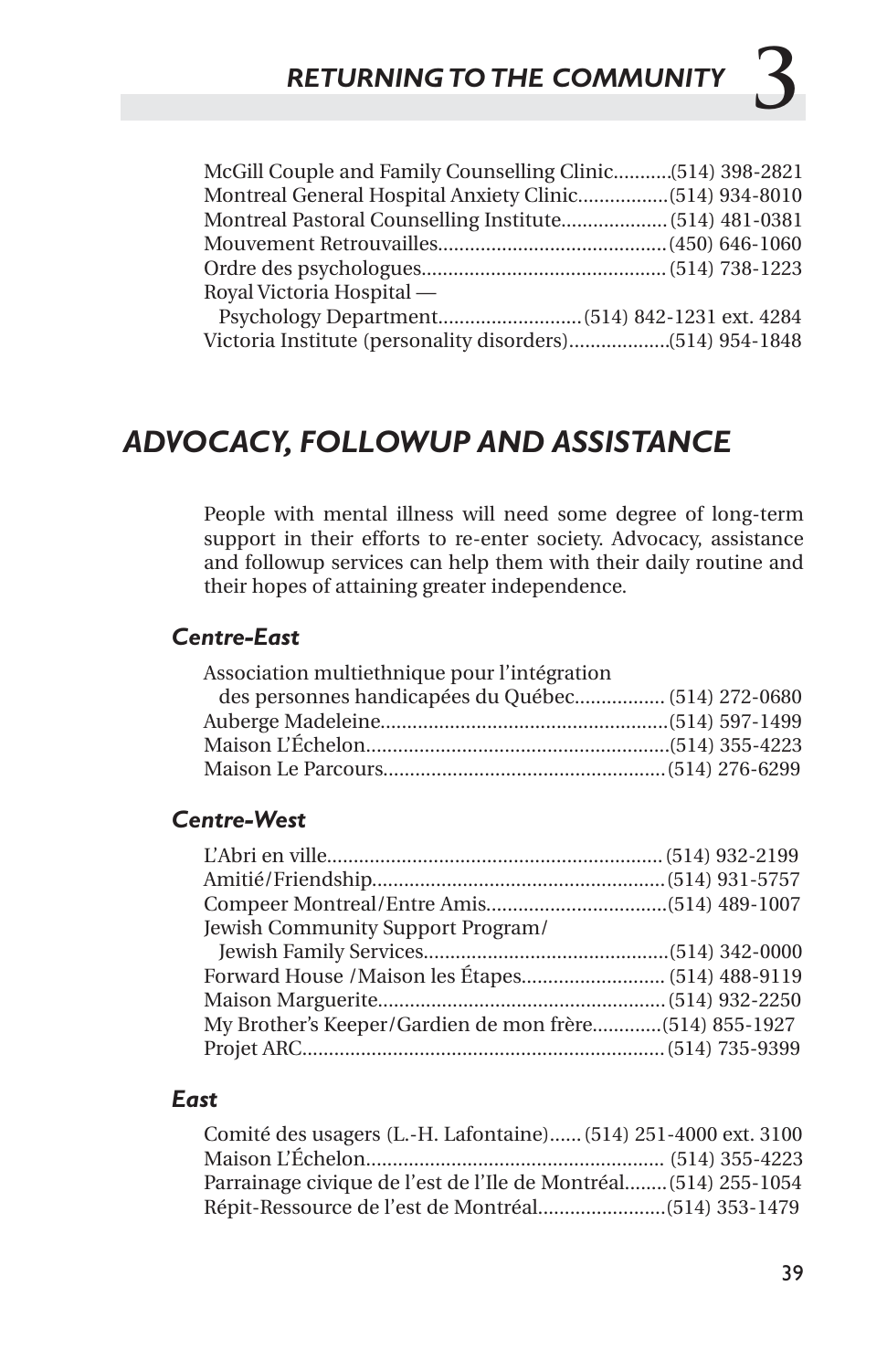McGill Couple and Family Counselling Clinic...........(514) 398-2821
Montreal General Hospital Anxiety Clinic.................(514) 934-8010
Montreal Pastoral Counselling Institute....................(514) 481-0381
Mouvement Retrouvailles...........................................(450) 646-1060
Ordre des psychologues.............................................(514) 738-1223
Royal Victoria Hospital —
Psychology Department...........................(514) 842-1231 ext. 4284
Victoria Institute (personality disorders)..................(514) 954-1848

## ADVOCACY, FOLLOWUP AND ASSISTANCE

People with mental illness will need some degree of long-term support in their efforts to re-enter society. Advocacy, assistance and followup services can help them with their daily routine and their hopes of attaining greater independence.

### Centre-East

Association multiethnique pour l'intégration
des personnes handicapées du Québec................. (514) 272-0680
Auberge Madeleine......................................................(514) 597-1499
Maison L'Échelon.........................................................(514) 355-4223
Maison Le Parcours.....................................................(514) 276-6299

### Centre-West

L'Abri en ville...............................................................(514) 932-2199
Amitié/Friendship.......................................................(514) 931-5757
Compeer Montreal/Entre Amis..................................(514) 489-1007
Jewish Community Support Program/
Jewish Family Services..............................................(514) 342-0000
Forward House /Maison les Étapes........................... (514) 488-9119
Maison Marguerite.......................................................(514) 932-2250
My Brother's Keeper/Gardien de mon frère.............(514) 855-1927
Projet ARC....................................................................(514) 735-9399

### East

Comité des usagers (L.-H. Lafontaine)...... (514) 251-4000 ext. 3100
Maison L'Échelon........................................................ (514) 355-4223
Parrainage civique de l'est de l'Ile de Montréal........(514) 255-1054
Répit-Ressource de l'est de Montréal........................(514) 353-1479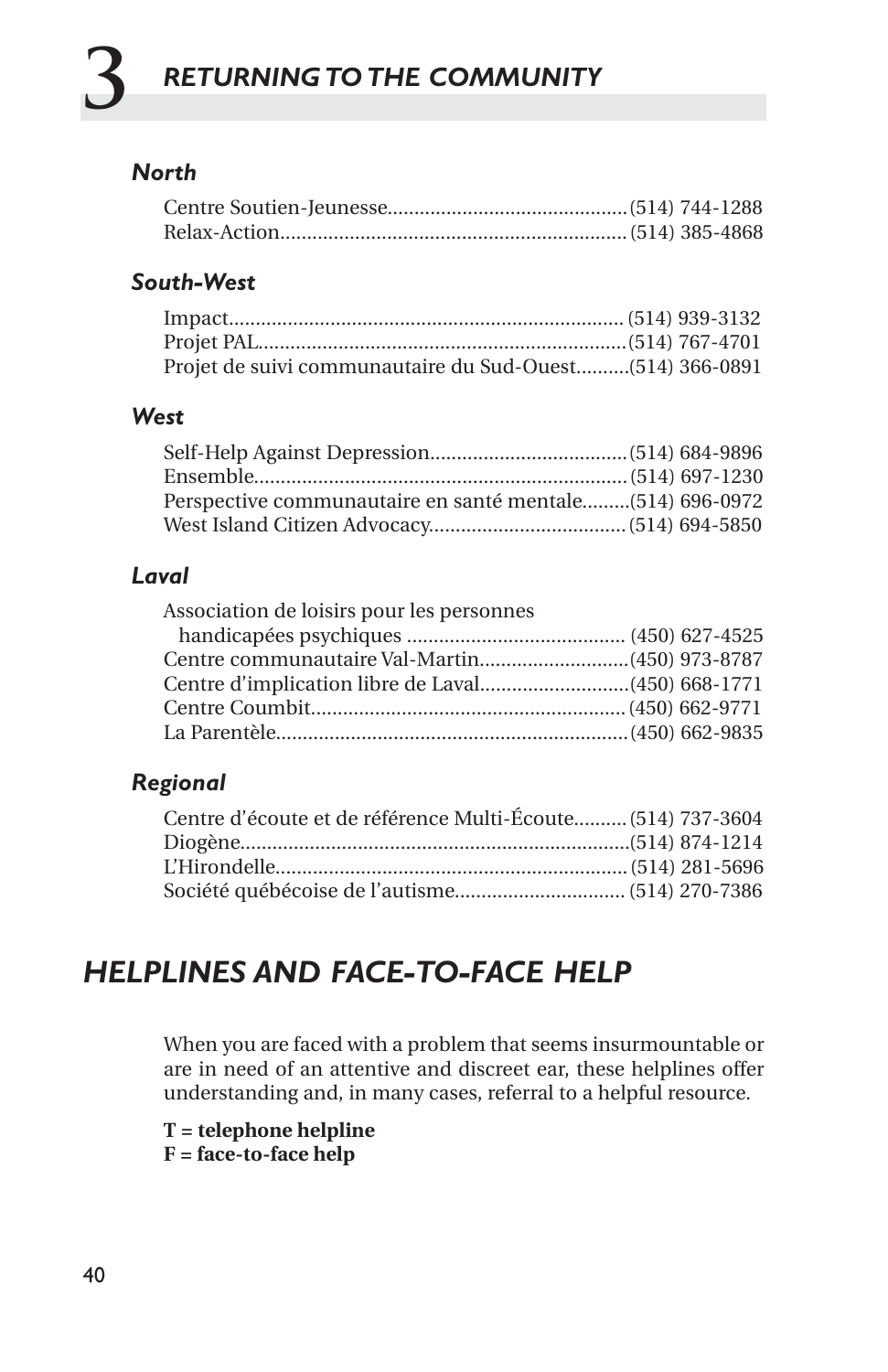### North

Centre Soutien-Jeunesse............................................(514) 744-1288
Relax-Action................................................................(514) 385-4868

### South-West

Impact.........................................................................(514) 939-3132
Projet PAL....................................................................(514) 767-4701
Projet de suivi communautaire du Sud-Ouest..........(514) 366-0891

### West

Self-Help Against Depression....................................(514) 684-9896
Ensemble.....................................................................(514) 697-1230
Perspective communautaire en santé mentale.........(514) 696-0972
West Island Citizen Advocacy....................................(514) 694-5850

### Laval

Association de loisirs pour les personnes
handicapées psychiques .........................................(450) 627-4525
Centre communautaire Val-Martin............................(450) 973-8787
Centre d'implication libre de Laval............................(450) 668-1771
Centre Coumbit..........................................................(450) 662-9771
La Parentèle.................................................................(450) 662-9835

### Regional

Centre d'écoute et de référence Multi-Écoute..........(514) 737-3604
Diogène........................................................................(514) 874-1214
L'Hirondelle.................................................................(514) 281-5696
Société québécoise de l'autisme................................(514) 270-7386

## HELPLINES AND FACE-TO-FACE HELP

When you are faced with a problem that seems insurmountable or are in need of an attentive and discreet ear, these helplines offer understanding and, in many cases, referral to a helpful resource.

**T = telephone helpline**
**F = face-to-face help**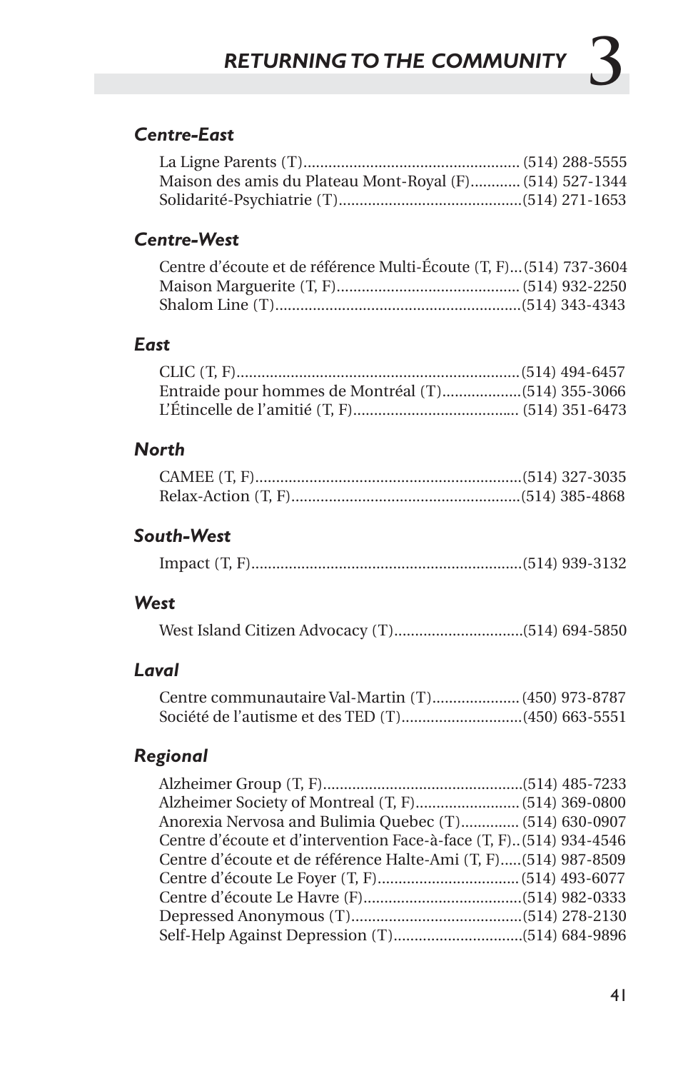### *Centre-East*

La Ligne Parents (T).................................................... (514) 288-5555
Maison des amis du Plateau Mont-Royal (F)............ (514) 527-1344
Solidarité-Psychiatrie (T)............................................(514) 271-1653

### *Centre-West*

Centre d'écoute et de référence Multi-Écoute (T, F)...(514) 737-3604
Maison Marguerite (T, F)............................................ (514) 932-2250
Shalom Line (T)...........................................................(514) 343-4343

### *East*

CLIC (T, F)....................................................................(514) 494-6457
Entraide pour hommes de Montréal (T)...................(514) 355-3066
L'Étincelle de l'amitié (T, F)....................................... (514) 351-6473

### *North*

CAMEE (T, F)................................................................(514) 327-3035
Relax-Action (T, F).......................................................(514) 385-4868

### *South-West*

Impact (T, F).................................................................(514) 939-3132

### *West*

West Island Citizen Advocacy (T)...............................(514) 694-5850

### *Laval*

Centre communautaire Val-Martin (T)..................... (450) 973-8787
Société de l'autisme et des TED (T).............................(450) 663-5551

### *Regional*

Alzheimer Group (T, F)................................................(514) 485-7233
Alzheimer Society of Montreal (T, F).........................(514) 369-0800
Anorexia Nervosa and Bulimia Quebec (T).............. (514) 630-0907
Centre d'écoute et d'intervention Face-à-face (T, F)..(514) 934-4546
Centre d'écoute et de référence Halte-Ami (T, F).....(514) 987-8509
Centre d'écoute Le Foyer (T, F)..................................(514) 493-6077
Centre d'écoute Le Havre (F)......................................(514) 982-0333
Depressed Anonymous (T).........................................(514) 278-2130
Self-Help Against Depression (T)...............................(514) 684-9896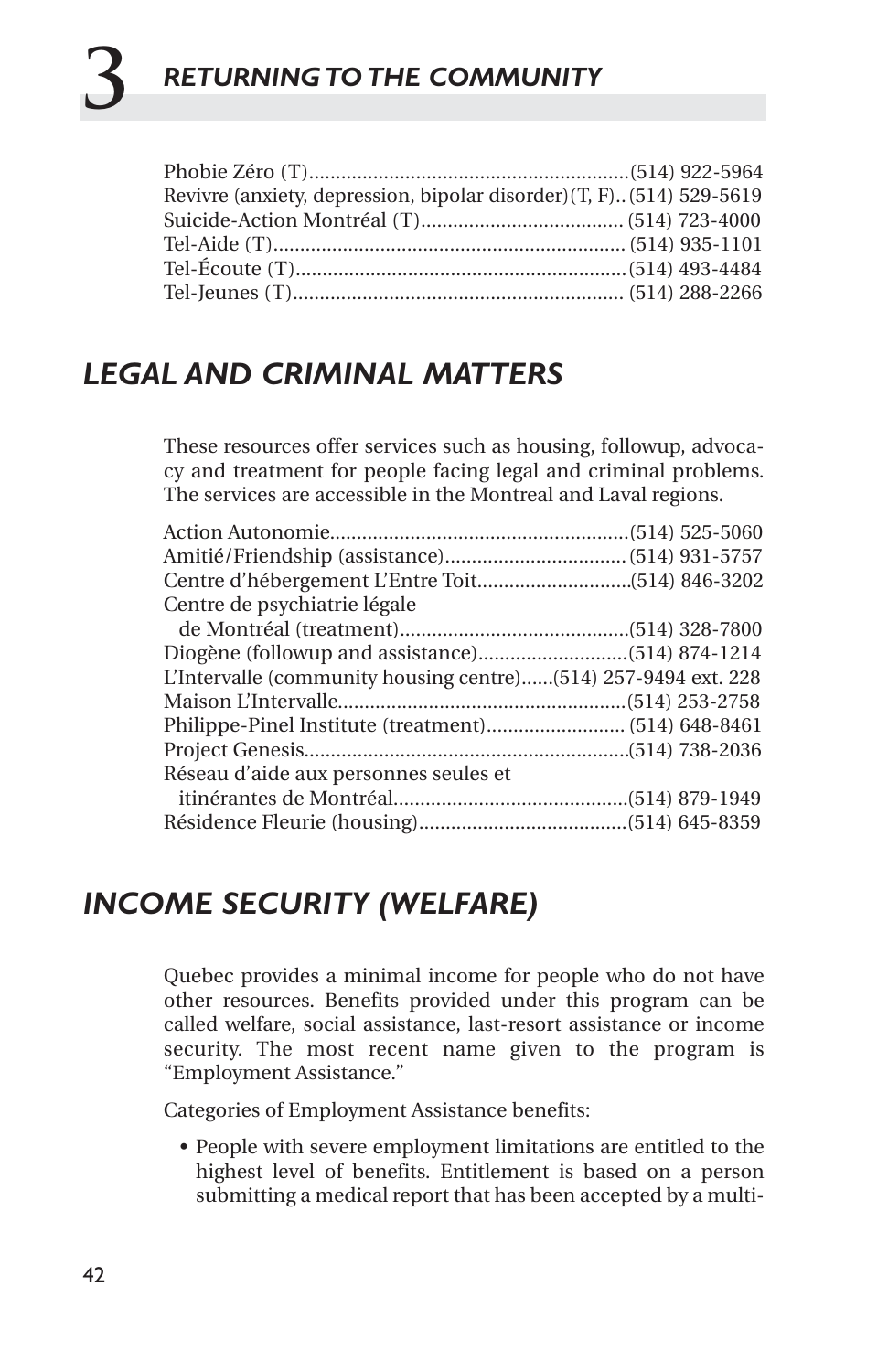Phobie Zéro (T)............................................................(514) 922-5964
Revivre (anxiety, depression, bipolar disorder)(T, F)..(514) 529-5619
Suicide-Action Montréal (T)...................................... (514) 723-4000
Tel-Aide (T)................................................................... (514) 935-1101
Tel-Écoute (T)..............................................................(514) 493-4484
Tel-Jeunes (T).............................................................. (514) 288-2266

## LEGAL AND CRIMINAL MATTERS

These resources offer services such as housing, followup, advocacy and treatment for people facing legal and criminal problems. The services are accessible in the Montreal and Laval regions.

Action Autonomie.........................................................(514) 525-5060
Amitié/Friendship (assistance).................................. (514) 931-5757
Centre d'hébergement L'Entre Toit.............................(514) 846-3202
Centre de psychiatrie légale
de Montréal (treatment)...........................................(514) 328-7800
Diogène (followup and assistance)............................(514) 874-1214
L'Intervalle (community housing centre)......(514) 257-9494 ext. 228
Maison L'Intervalle......................................................(514) 253-2758
Philippe-Pinel Institute (treatment).......................... (514) 648-8461
Project Genesis.............................................................(514) 738-2036
Réseau d'aide aux personnes seules et
itinérantes de Montréal............................................(514) 879-1949
Résidence Fleurie (housing).......................................(514) 645-8359

## INCOME SECURITY (WELFARE)

Quebec provides a minimal income for people who do not have other resources. Benefits provided under this program can be called welfare, social assistance, last-resort assistance or income security. The most recent name given to the program is "Employment Assistance."

Categories of Employment Assistance benefits:

- People with severe employment limitations are entitled to the highest level of benefits. Entitlement is based on a person submitting a medical report that has been accepted by a multi-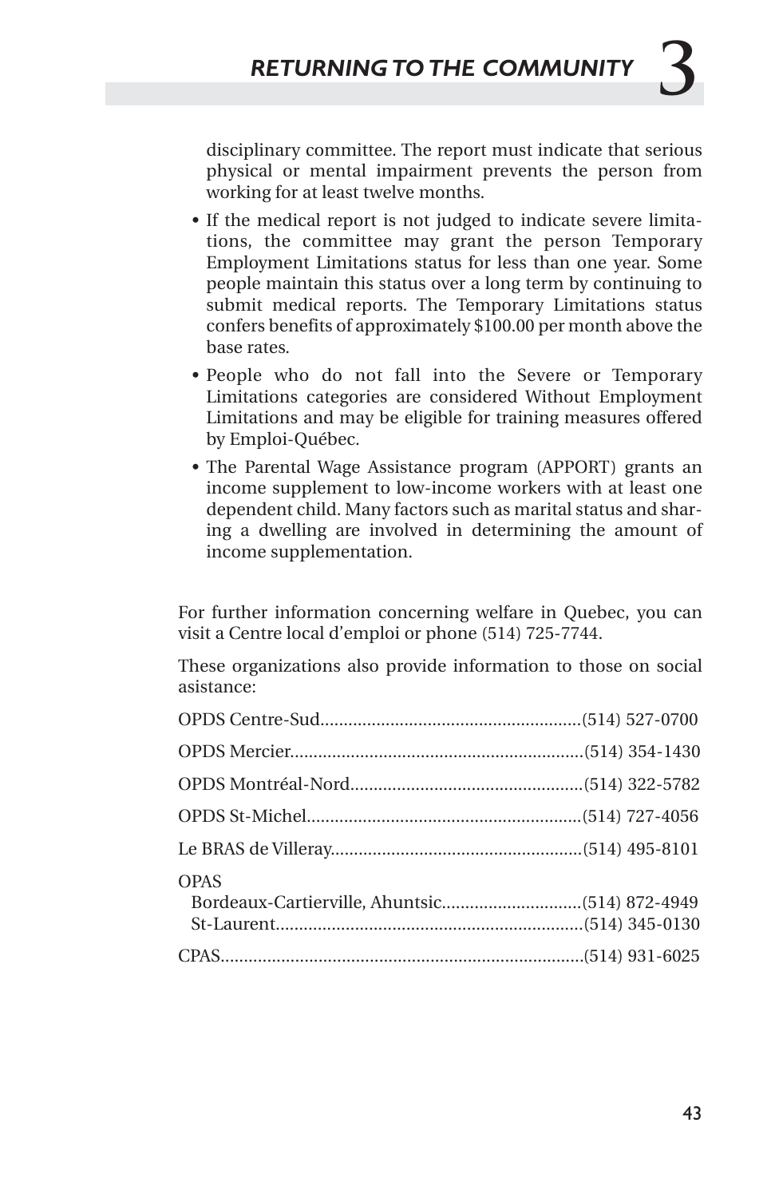disciplinary committee. The report must indicate that serious physical or mental impairment prevents the person from working for at least twelve months.

- If the medical report is not judged to indicate severe limitations, the committee may grant the person Temporary Employment Limitations status for less than one year. Some people maintain this status over a long term by continuing to submit medical reports. The Temporary Limitations status confers benefits of approximately $100.00 per month above the base rates.
- People who do not fall into the Severe or Temporary Limitations categories are considered Without Employment Limitations and may be eligible for training measures offered by Emploi-Québec.
- The Parental Wage Assistance program (APPORT) grants an income supplement to low-income workers with at least one dependent child. Many factors such as marital status and sharing a dwelling are involved in determining the amount of income supplementation.

For further information concerning welfare in Quebec, you can visit a Centre local d'emploi or phone (514) 725-7744.

These organizations also provide information to those on social asistance:

OPDS Centre-Sud........................................................(514) 527-0700

OPDS Mercier...............................................................(514) 354-1430

OPDS Montréal-Nord..................................................(514) 322-5782

OPDS St-Michel...........................................................(514) 727-4056

Le BRAS de Villeray......................................................(514) 495-8101

OPAS
  Bordeaux-Cartierville, Ahuntsic..............................(514) 872-4949
  St-Laurent..................................................................(514) 345-0130

CPAS..............................................................................(514) 931-6025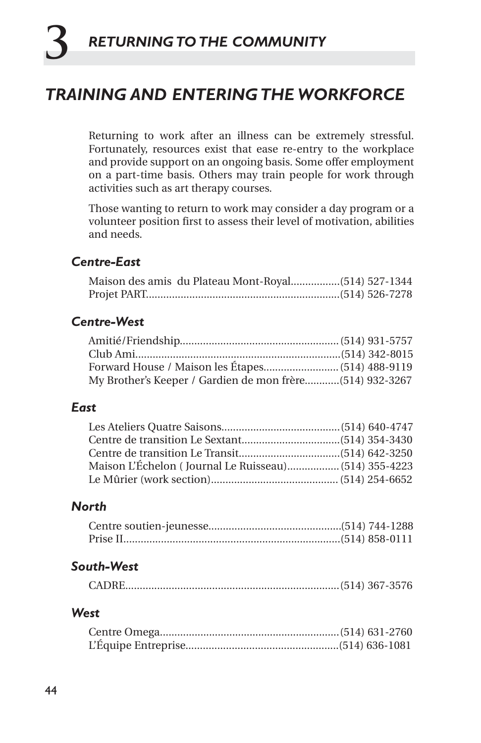# 3 RETURNING TO THE COMMUNITY

## *TRAINING AND ENTERING THE WORKFORCE*

Returning to work after an illness can be extremely stressful. Fortunately, resources exist that ease re-entry to the workplace and provide support on an ongoing basis. Some offer employment on a part-time basis. Others may train people for work through activities such as art therapy courses.

Those wanting to return to work may consider a day program or a volunteer position first to assess their level of motivation, abilities and needs.

### *Centre-East*

Maison des amis du Plateau Mont-Royal.................(514) 527-1344
Projet PART..................................................................(514) 526-7278

### *Centre-West*

Amitié/Friendship...................................................... (514) 931-5757
Club Ami.......................................................................(514) 342-8015
Forward House / Maison les Étapes.......................... (514) 488-9119
My Brother's Keeper / Gardien de mon frère............(514) 932-3267

### *East*

Les Ateliers Quatre Saisons.........................................(514) 640-4747
Centre de transition Le Sextant..................................(514) 354-3430
Centre de transition Le Transit...................................(514) 642-3250
Maison L'Échelon ( Journal Le Ruisseau).................. (514) 355-4223
Le Mûrier (work section)............................................ (514) 254-6652

### *North*

Centre soutien-jeunesse..............................................(514) 744-1288
Prise II...........................................................................(514) 858-0111

### *South-West*

CADRE..........................................................................(514) 367-3576

### *West*

Centre Omega..............................................................(514) 631-2760
L'Équipe Entreprise.....................................................(514) 636-1081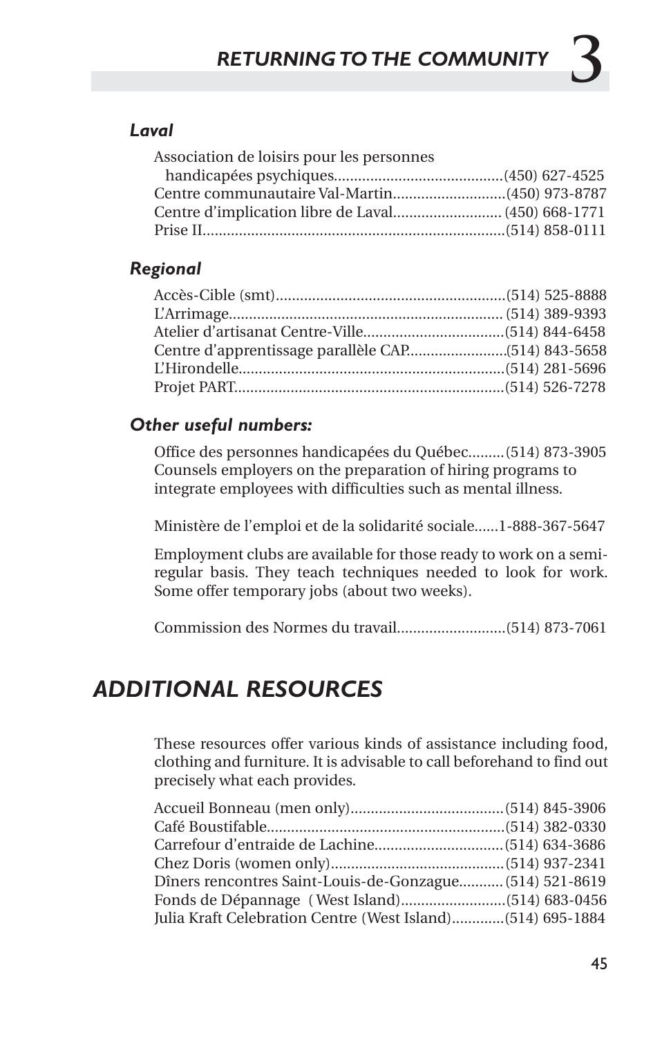### *Laval*

Association de loisirs pour les personnes handicapées psychiques..........................................(450) 627-4525
Centre communautaire Val-Martin............................(450) 973-8787
Centre d'implication libre de Laval........................... (450) 668-1771
Prise II...........................................................................(514) 858-0111

### *Regional*

Accès-Cible (smt).........................................................(514) 525-8888
L'Arrimage.................................................................... (514) 389-9393
Atelier d'artisanat Centre-Ville...................................(514) 844-6458
Centre d'apprentissage parallèle CAP........................(514) 843-5658
L'Hirondelle..................................................................(514) 281-5696
Projet PART..................................................................(514) 526-7278

### *Other useful numbers:*

Office des personnes handicapées du Québec.........(514) 873-3905
Counsels employers on the preparation of hiring programs to integrate employees with difficulties such as mental illness.

Ministère de l'emploi et de la solidarité sociale......1-888-367-5647

Employment clubs are available for those ready to work on a semi-regular basis. They teach techniques needed to look for work. Some offer temporary jobs (about two weeks).

Commission des Normes du travail...........................(514) 873-7061

## *ADDITIONAL RESOURCES*

These resources offer various kinds of assistance including food, clothing and furniture. It is advisable to call beforehand to find out precisely what each provides.

Accueil Bonneau (men only)......................................(514) 845-3906
Café Boustifable...........................................................(514) 382-0330
Carrefour d'entraide de Lachine................................(514) 634-3686
Chez Doris (women only)...........................................(514) 937-2341
Dîners rencontres Saint-Louis-de-Gonzague...........(514) 521-8619
Fonds de Dépannage ( West Island)..........................(514) 683-0456
Julia Kraft Celebration Centre (West Island).............(514) 695-1884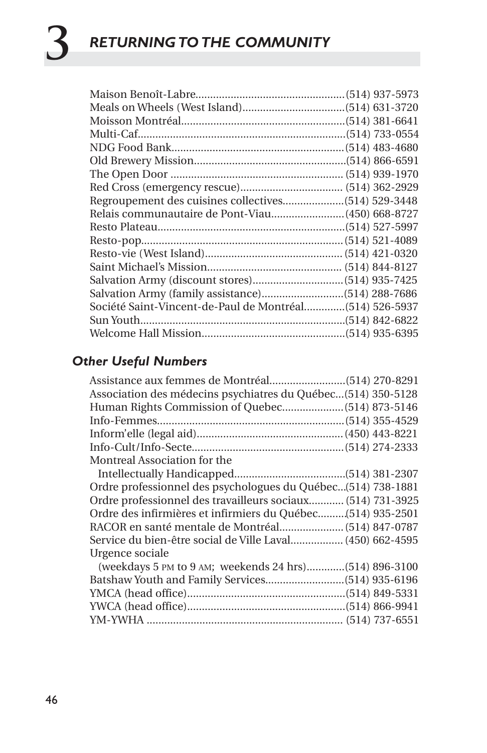Maison Benoît-Labre....................................................(514) 937-5973
Meals on Wheels (West Island)....................................(514) 631-3720
Moisson Montréal..........................................................(514) 381-6641
Multi-Caf.........................................................................(514) 733-0554
NDG Food Bank.............................................................(514) 483-4680
Old Brewery Mission.....................................................(514) 866-6591
The Open Door ............................................................. (514) 939-1970
Red Cross (emergency rescue)................................... (514) 362-2929
Regroupement des cuisines collectives.....................(514) 529-3448
Relais communautaire de Pont-Viau.........................(450) 668-8727
Resto Plateau..................................................................(514) 527-5997
Resto-pop.......................................................................(514) 521-4089
Resto-vie (West Island)................................................ (514) 421-0320
Saint Michael's Mission.............................................. (514) 844-8127
Salvation Army (discount stores)...............................(514) 935-7425
Salvation Army (family assistance)............................(514) 288-7686
Société Saint-Vincent-de-Paul de Montréal.............(514) 526-5937
Sun Youth.......................................................................(514) 842-6822
Welcome Hall Mission..................................................(514) 935-6395

### *Other Useful Numbers*

Assistance aux femmes de Montréal..........................(514) 270-8291
Association des médecins psychiatres du Québec...(514) 350-5128
Human Rights Commission of Quebec.....................(514) 873-5146
Info-Femmes..................................................................(514) 355-4529
Inform'elle (legal aid)...................................................(450) 443-8221
Info-Cult/Info-Secte......................................................(514) 274-2333
Montreal Association for the
Intellectually Handicapped......................................(514) 381-2307
Ordre professionnel des psychologues du Québec...(514) 738-1881
Ordre professionnel des travailleurs sociaux............ (514) 731-3925
Ordre des infirmières et infirmiers du Québec.........(514) 935-2501
RACOR en santé mentale de Montréal......................(514) 847-0787
Service du bien-être social de Ville Laval.................. (450) 662-4595
Urgence sociale
(weekdays 5 PM to 9 AM; weekends 24 hrs).............(514) 896-3100
Batshaw Youth and Family Services...........................(514) 935-6196
YMCA (head office).......................................................(514) 849-5331
YWCA (head office).......................................................(514) 866-9941
YM-YWHA .................................................................... (514) 737-6551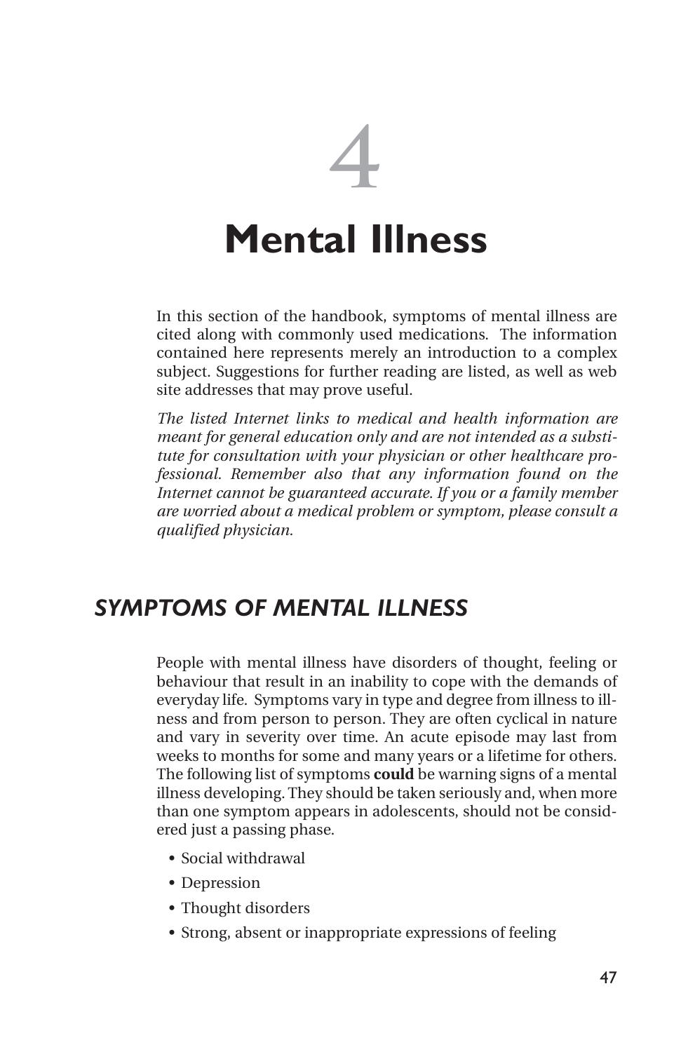# 4

# Mental Illness

In this section of the handbook, symptoms of mental illness are cited along with commonly used medications. The information contained here represents merely an introduction to a complex subject. Suggestions for further reading are listed, as well as web site addresses that may prove useful.

*The listed Internet links to medical and health information are meant for general education only and are not intended as a substitute for consultation with your physician or other healthcare professional. Remember also that any information found on the Internet cannot be guaranteed accurate. If you or a family member are worried about a medical problem or symptom, please consult a qualified physician.*

## *SYMPTOMS OF MENTAL ILLNESS*

People with mental illness have disorders of thought, feeling or behaviour that result in an inability to cope with the demands of everyday life. Symptoms vary in type and degree from illness to illness and from person to person. They are often cyclical in nature and vary in severity over time. An acute episode may last from weeks to months for some and many years or a lifetime for others. The following list of symptoms **could** be warning signs of a mental illness developing. They should be taken seriously and, when more than one symptom appears in adolescents, should not be considered just a passing phase.

- Social withdrawal
- Depression
- Thought disorders
- Strong, absent or inappropriate expressions of feeling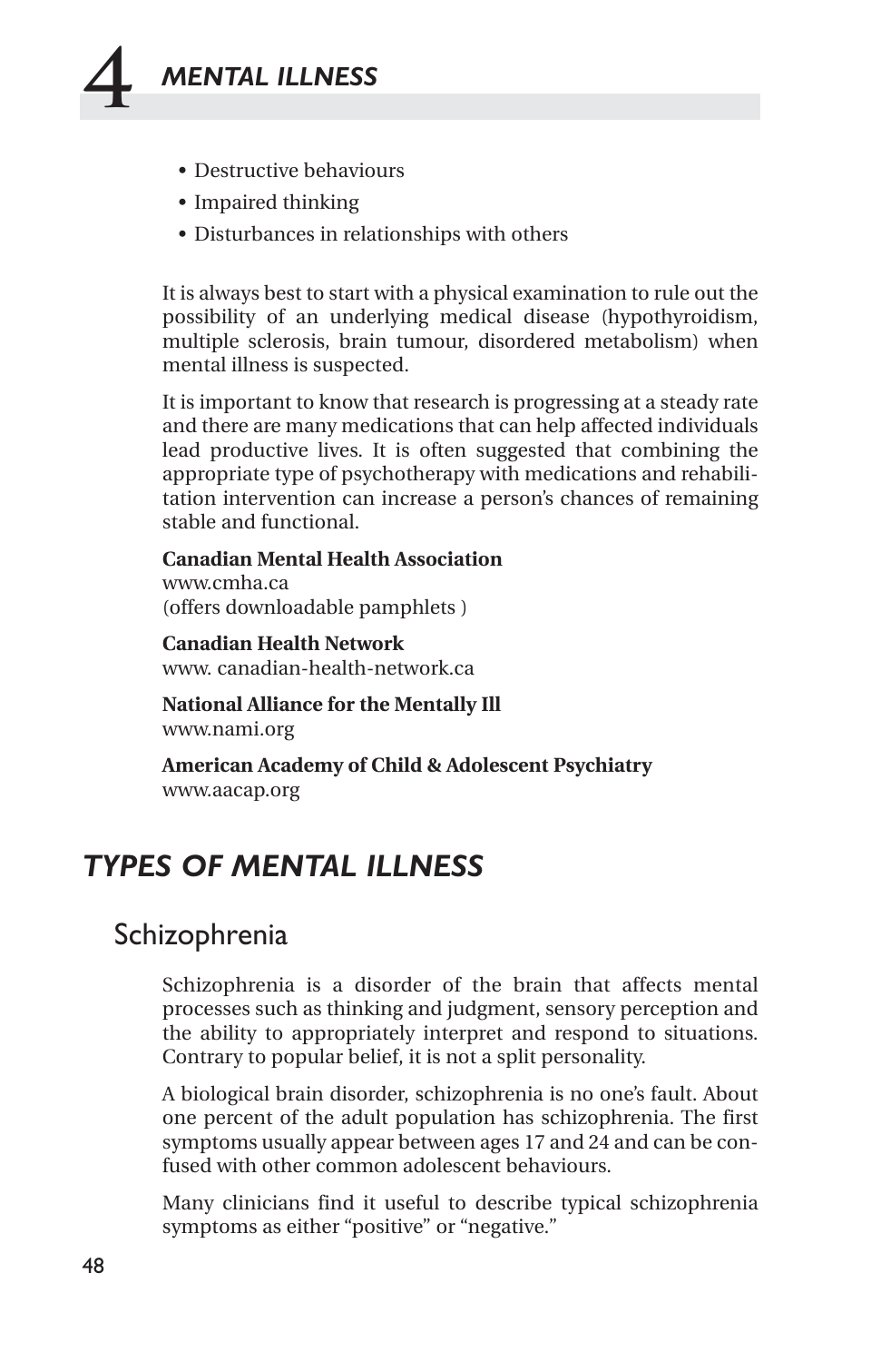- Destructive behaviours
- Impaired thinking
- Disturbances in relationships with others

It is always best to start with a physical examination to rule out the possibility of an underlying medical disease (hypothyroidism, multiple sclerosis, brain tumour, disordered metabolism) when mental illness is suspected.

It is important to know that research is progressing at a steady rate and there are many medications that can help affected individuals lead productive lives. It is often suggested that combining the appropriate type of psychotherapy with medications and rehabilitation intervention can increase a person's chances of remaining stable and functional.

**Canadian Mental Health Association**
www.cmha.ca
(offers downloadable pamphlets )

**Canadian Health Network**
www. canadian-health-network.ca

**National Alliance for the Mentally Ill**
www.nami.org

**American Academy of Child & Adolescent Psychiatry**
www.aacap.org

# *TYPES OF MENTAL ILLNESS*

## Schizophrenia

Schizophrenia is a disorder of the brain that affects mental processes such as thinking and judgment, sensory perception and the ability to appropriately interpret and respond to situations. Contrary to popular belief, it is not a split personality.

A biological brain disorder, schizophrenia is no one's fault. About one percent of the adult population has schizophrenia. The first symptoms usually appear between ages 17 and 24 and can be confused with other common adolescent behaviours.

Many clinicians find it useful to describe typical schizophrenia symptoms as either "positive" or "negative."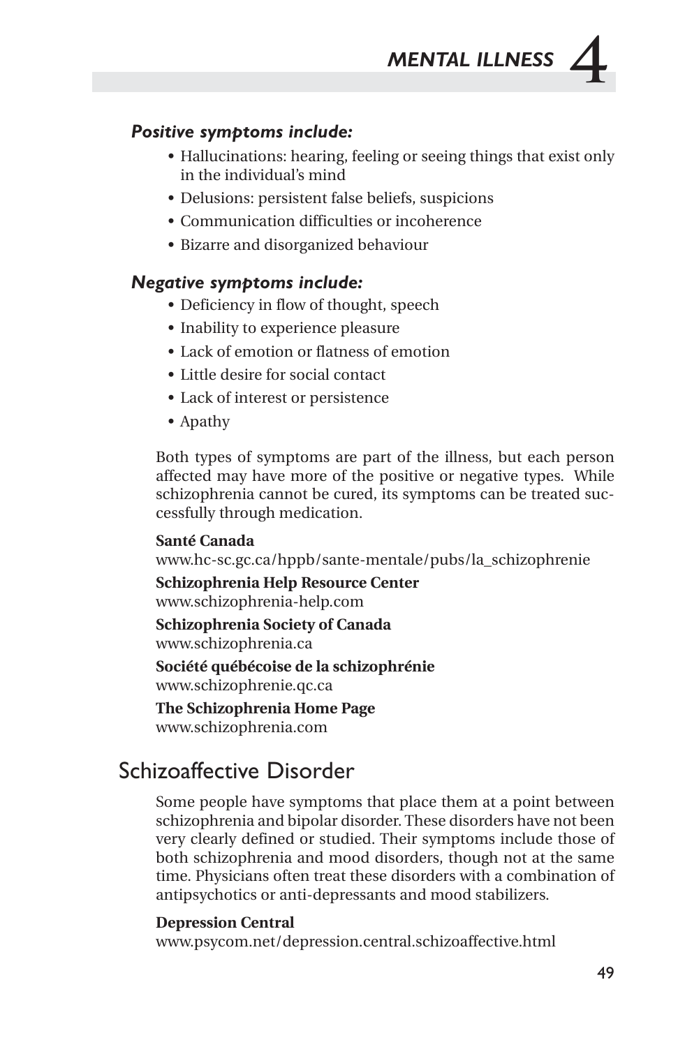***Positive symptoms include:***

- Hallucinations: hearing, feeling or seeing things that exist only in the individual's mind
- Delusions: persistent false beliefs, suspicions
- Communication difficulties or incoherence
- Bizarre and disorganized behaviour

***Negative symptoms include:***

- Deficiency in flow of thought, speech
- Inability to experience pleasure
- Lack of emotion or flatness of emotion
- Little desire for social contact
- Lack of interest or persistence
- Apathy

Both types of symptoms are part of the illness, but each person affected may have more of the positive or negative types. While schizophrenia cannot be cured, its symptoms can be treated successfully through medication.

**Santé Canada**
www.hc-sc.gc.ca/hppb/sante-mentale/pubs/la_schizophrenie

**Schizophrenia Help Resource Center**
www.schizophrenia-help.com

**Schizophrenia Society of Canada**
www.schizophrenia.ca

**Société québécoise de la schizophrénie**
www.schizophrenie.qc.ca

**The Schizophrenia Home Page**
www.schizophrenia.com

## Schizoaffective Disorder

Some people have symptoms that place them at a point between schizophrenia and bipolar disorder. These disorders have not been very clearly defined or studied. Their symptoms include those of both schizophrenia and mood disorders, though not at the same time. Physicians often treat these disorders with a combination of antipsychotics or anti-depressants and mood stabilizers.

**Depression Central**
www.psycom.net/depression.central.schizoaffective.html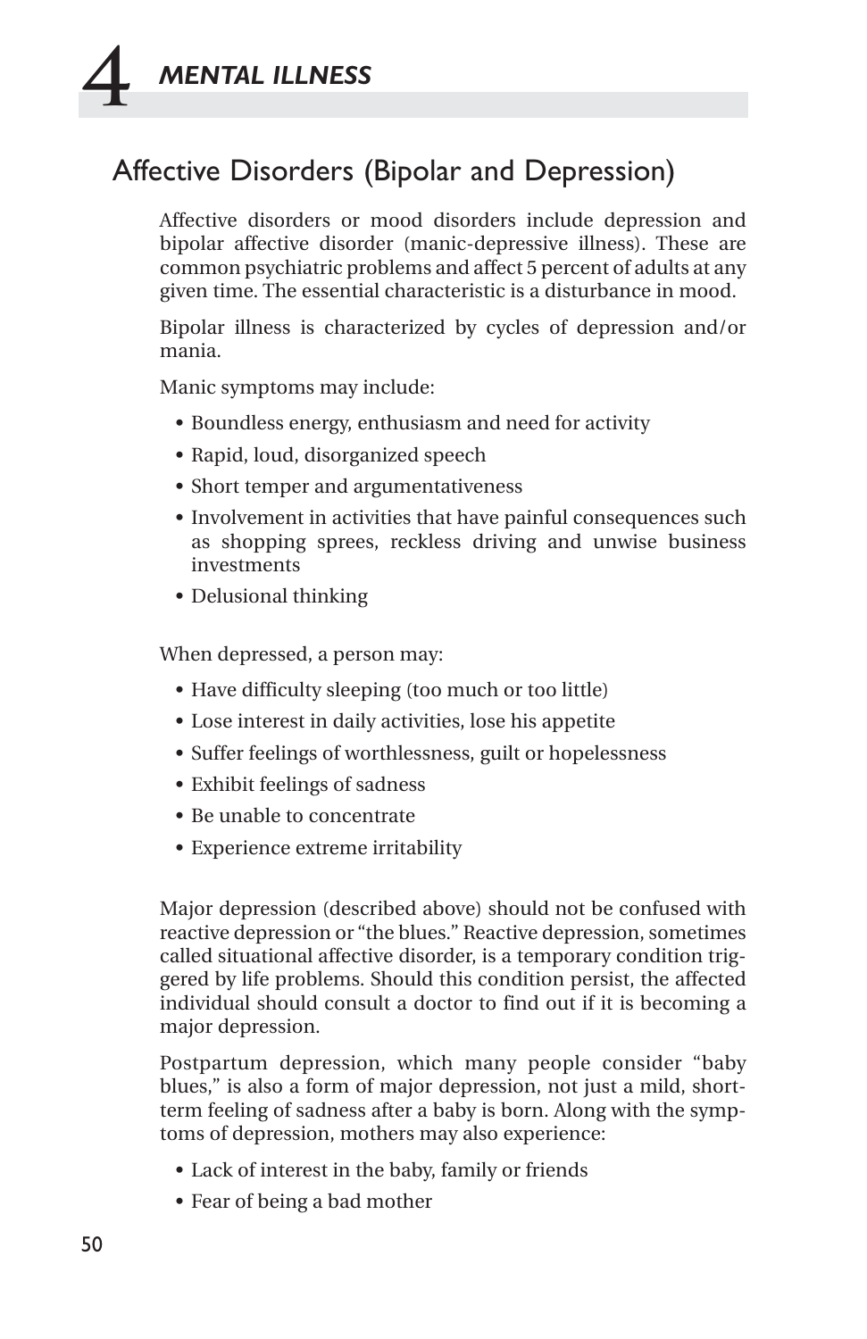# 4 MENTAL ILLNESS

## Affective Disorders (Bipolar and Depression)

Affective disorders or mood disorders include depression and bipolar affective disorder (manic-depressive illness). These are common psychiatric problems and affect 5 percent of adults at any given time. The essential characteristic is a disturbance in mood.

Bipolar illness is characterized by cycles of depression and/or mania.

Manic symptoms may include:

- Boundless energy, enthusiasm and need for activity
- Rapid, loud, disorganized speech
- Short temper and argumentativeness
- Involvement in activities that have painful consequences such as shopping sprees, reckless driving and unwise business investments
- Delusional thinking

When depressed, a person may:

- Have difficulty sleeping (too much or too little)
- Lose interest in daily activities, lose his appetite
- Suffer feelings of worthlessness, guilt or hopelessness
- Exhibit feelings of sadness
- Be unable to concentrate
- Experience extreme irritability

Major depression (described above) should not be confused with reactive depression or "the blues." Reactive depression, sometimes called situational affective disorder, is a temporary condition triggered by life problems. Should this condition persist, the affected individual should consult a doctor to find out if it is becoming a major depression.

Postpartum depression, which many people consider "baby blues," is also a form of major depression, not just a mild, short-term feeling of sadness after a baby is born. Along with the symptoms of depression, mothers may also experience:

- Lack of interest in the baby, family or friends
- Fear of being a bad mother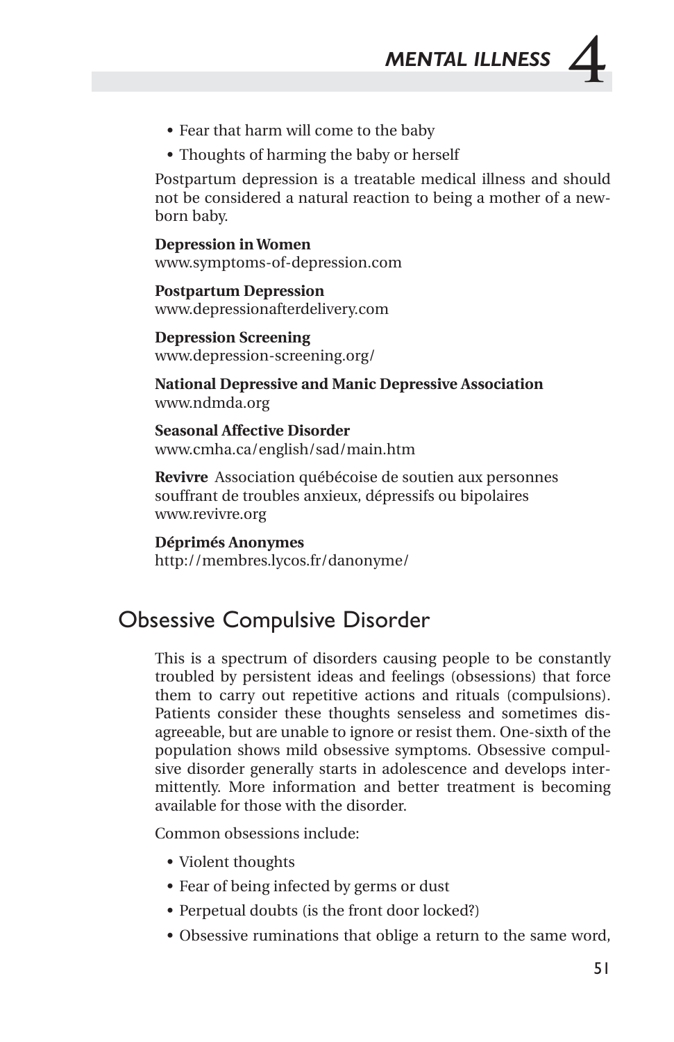- Fear that harm will come to the baby
- Thoughts of harming the baby or herself

Postpartum depression is a treatable medical illness and should not be considered a natural reaction to being a mother of a newborn baby.

**Depression in Women**
www.symptoms-of-depression.com

**Postpartum Depression**
www.depressionafterdelivery.com

**Depression Screening**
www.depression-screening.org/

**National Depressive and Manic Depressive Association**
www.ndmda.org

**Seasonal Affective Disorder**
www.cmha.ca/english/sad/main.htm

**Revivre** Association québécoise de soutien aux personnes souffrant de troubles anxieux, dépressifs ou bipolaires
www.revivre.org

**Déprimés Anonymes**
http://membres.lycos.fr/danonyme/

## Obsessive Compulsive Disorder

This is a spectrum of disorders causing people to be constantly troubled by persistent ideas and feelings (obsessions) that force them to carry out repetitive actions and rituals (compulsions). Patients consider these thoughts senseless and sometimes disagreeable, but are unable to ignore or resist them. One-sixth of the population shows mild obsessive symptoms. Obsessive compulsive disorder generally starts in adolescence and develops intermittently. More information and better treatment is becoming available for those with the disorder.

Common obsessions include:

- Violent thoughts
- Fear of being infected by germs or dust
- Perpetual doubts (is the front door locked?)
- Obsessive ruminations that oblige a return to the same word,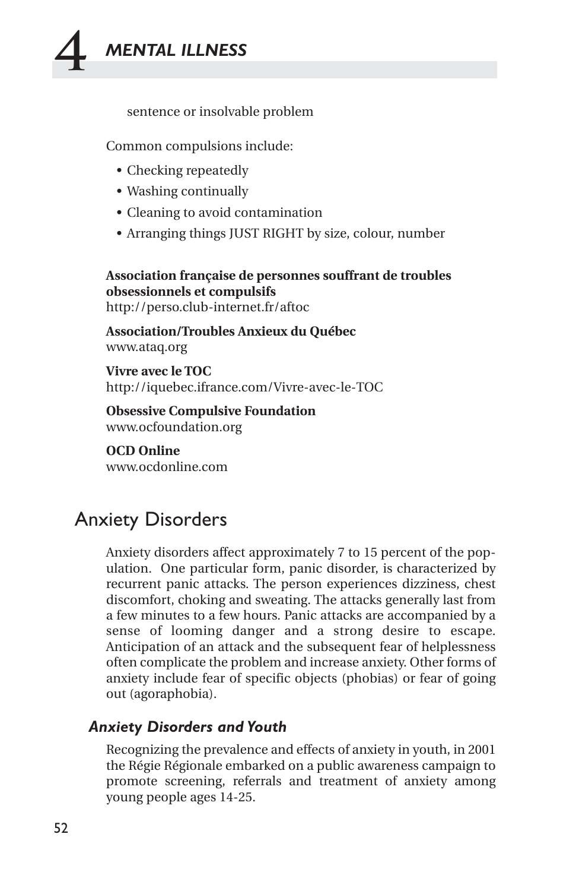sentence or insolvable problem

Common compulsions include:

- Checking repeatedly
- Washing continually
- Cleaning to avoid contamination
- Arranging things JUST RIGHT by size, colour, number

**Association française de personnes souffrant de troubles obsessionnels et compulsifs**
http://perso.club-internet.fr/aftoc

**Association/Troubles Anxieux du Québec**
www.ataq.org

**Vivre avec le TOC**
http://iquebec.ifrance.com/Vivre-avec-le-TOC

**Obsessive Compulsive Foundation**
www.ocfoundation.org

**OCD Online**
www.ocdonline.com

## Anxiety Disorders

Anxiety disorders affect approximately 7 to 15 percent of the population. One particular form, panic disorder, is characterized by recurrent panic attacks. The person experiences dizziness, chest discomfort, choking and sweating. The attacks generally last from a few minutes to a few hours. Panic attacks are accompanied by a sense of looming danger and a strong desire to escape. Anticipation of an attack and the subsequent fear of helplessness often complicate the problem and increase anxiety. Other forms of anxiety include fear of specific objects (phobias) or fear of going out (agoraphobia).

### *Anxiety Disorders and Youth*

Recognizing the prevalence and effects of anxiety in youth, in 2001 the Régie Régionale embarked on a public awareness campaign to promote screening, referrals and treatment of anxiety among young people ages 14-25.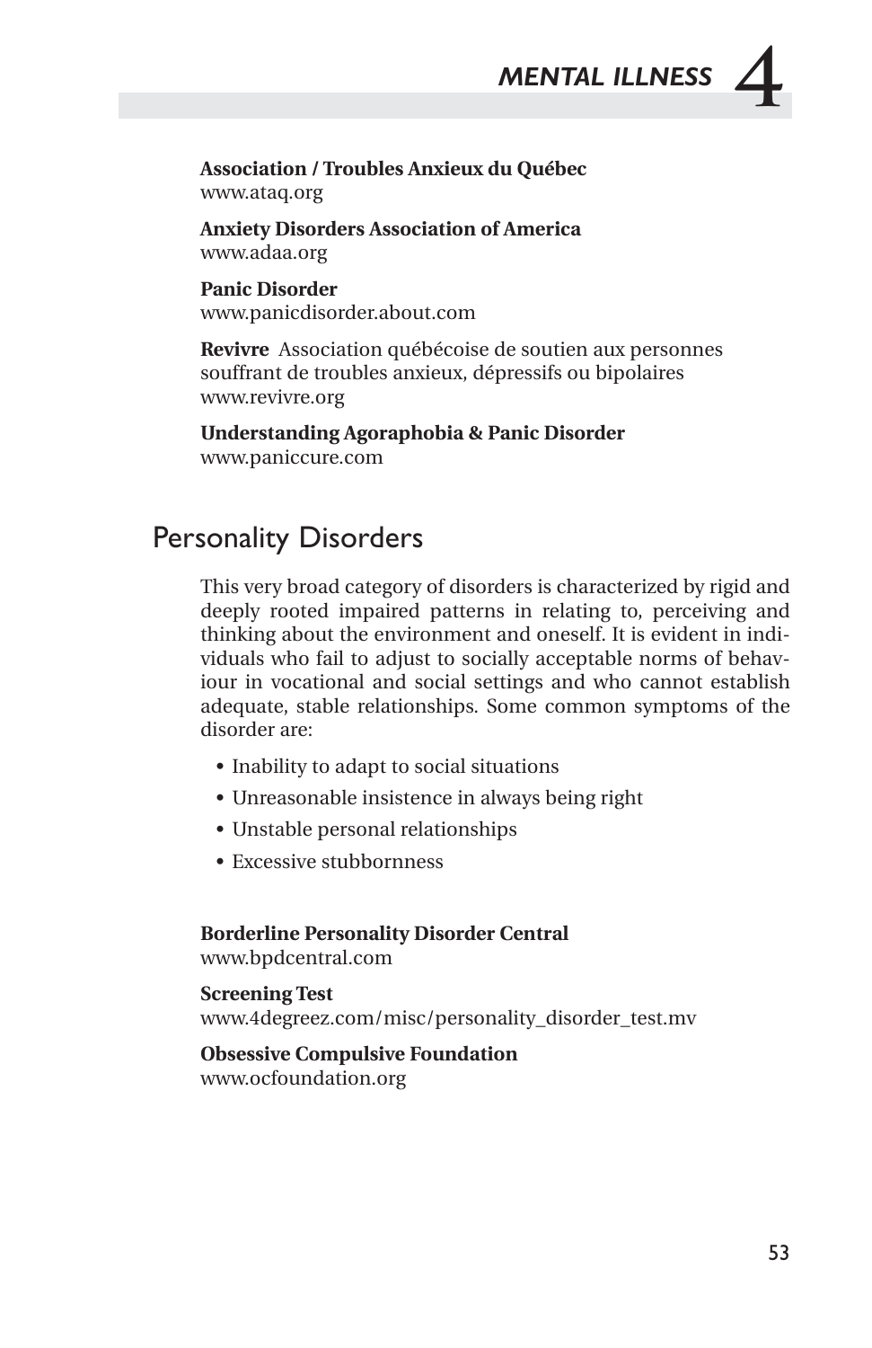**Association / Troubles Anxieux du Québec**
www.ataq.org

**Anxiety Disorders Association of America**
www.adaa.org

**Panic Disorder**
www.panicdisorder.about.com

**Revivre** Association québécoise de soutien aux personnes souffrant de troubles anxieux, dépressifs ou bipolaires
www.revivre.org

**Understanding Agoraphobia & Panic Disorder**
www.paniccure.com

## Personality Disorders

This very broad category of disorders is characterized by rigid and deeply rooted impaired patterns in relating to, perceiving and thinking about the environment and oneself. It is evident in individuals who fail to adjust to socially acceptable norms of behaviour in vocational and social settings and who cannot establish adequate, stable relationships. Some common symptoms of the disorder are:

- Inability to adapt to social situations
- Unreasonable insistence in always being right
- Unstable personal relationships
- Excessive stubbornness

**Borderline Personality Disorder Central**
www.bpdcentral.com

**Screening Test**
www.4degreez.com/misc/personality_disorder_test.mv

**Obsessive Compulsive Foundation**
www.ocfoundation.org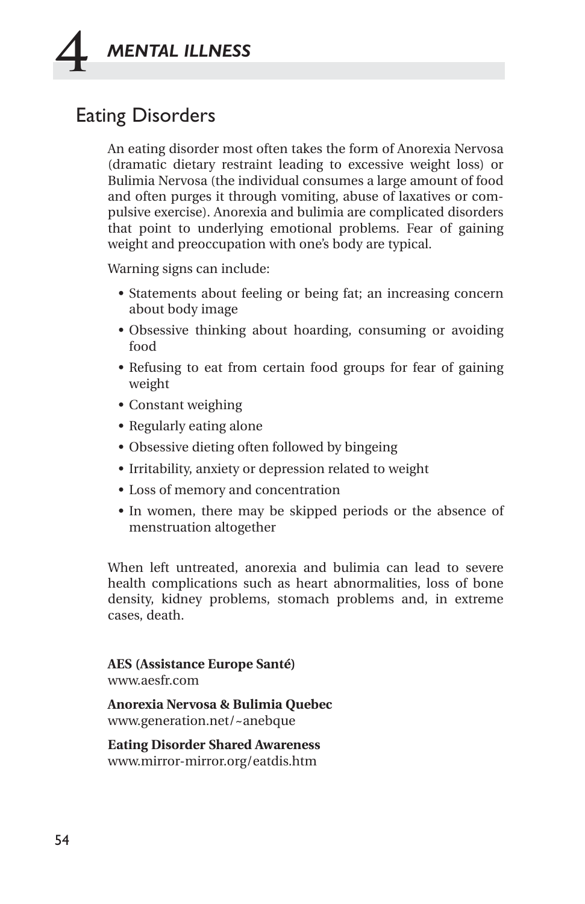# 4 MENTAL ILLNESS

## Eating Disorders

An eating disorder most often takes the form of Anorexia Nervosa (dramatic dietary restraint leading to excessive weight loss) or Bulimia Nervosa (the individual consumes a large amount of food and often purges it through vomiting, abuse of laxatives or compulsive exercise). Anorexia and bulimia are complicated disorders that point to underlying emotional problems. Fear of gaining weight and preoccupation with one's body are typical.

Warning signs can include:

- Statements about feeling or being fat; an increasing concern about body image
- Obsessive thinking about hoarding, consuming or avoiding food
- Refusing to eat from certain food groups for fear of gaining weight
- Constant weighing
- Regularly eating alone
- Obsessive dieting often followed by bingeing
- Irritability, anxiety or depression related to weight
- Loss of memory and concentration
- In women, there may be skipped periods or the absence of menstruation altogether

When left untreated, anorexia and bulimia can lead to severe health complications such as heart abnormalities, loss of bone density, kidney problems, stomach problems and, in extreme cases, death.

**AES (Assistance Europe Santé)**
www.aesfr.com

**Anorexia Nervosa & Bulimia Quebec**
www.generation.net/~anebque

**Eating Disorder Shared Awareness**
www.mirror-mirror.org/eatdis.htm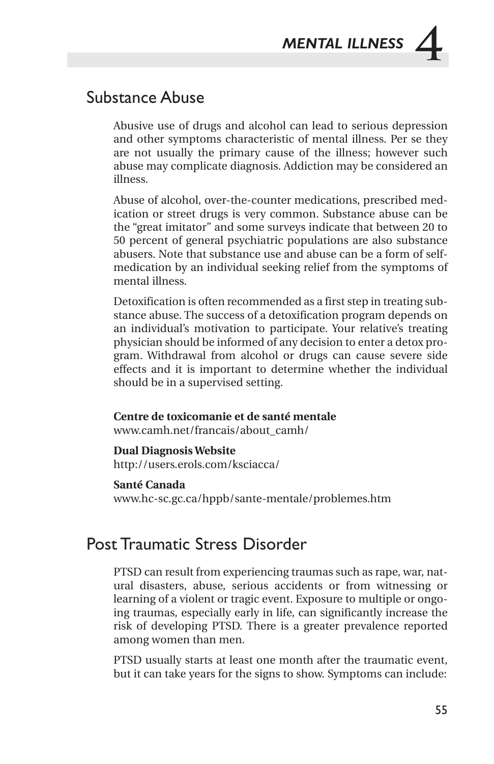## Substance Abuse

Abusive use of drugs and alcohol can lead to serious depression and other symptoms characteristic of mental illness. Per se they are not usually the primary cause of the illness; however such abuse may complicate diagnosis. Addiction may be considered an illness.

Abuse of alcohol, over-the-counter medications, prescribed medication or street drugs is very common. Substance abuse can be the "great imitator" and some surveys indicate that between 20 to 50 percent of general psychiatric populations are also substance abusers. Note that substance use and abuse can be a form of self-medication by an individual seeking relief from the symptoms of mental illness.

Detoxification is often recommended as a first step in treating substance abuse. The success of a detoxification program depends on an individual's motivation to participate. Your relative's treating physician should be informed of any decision to enter a detox program. Withdrawal from alcohol or drugs can cause severe side effects and it is important to determine whether the individual should be in a supervised setting.

**Centre de toxicomanie et de santé mentale**
www.camh.net/francais/about_camh/

**Dual Diagnosis Website**
http://users.erols.com/ksciacca/

**Santé Canada**
www.hc-sc.gc.ca/hppb/sante-mentale/problemes.htm

## Post Traumatic Stress Disorder

PTSD can result from experiencing traumas such as rape, war, natural disasters, abuse, serious accidents or from witnessing or learning of a violent or tragic event. Exposure to multiple or ongoing traumas, especially early in life, can significantly increase the risk of developing PTSD. There is a greater prevalence reported among women than men.

PTSD usually starts at least one month after the traumatic event, but it can take years for the signs to show. Symptoms can include: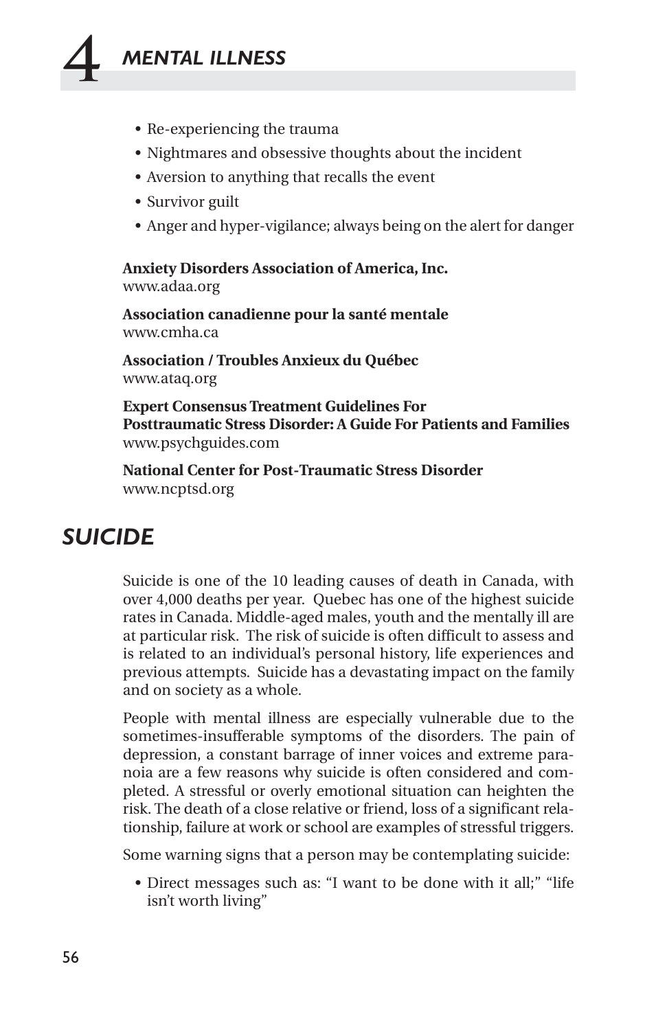- Re-experiencing the trauma
- Nightmares and obsessive thoughts about the incident
- Aversion to anything that recalls the event
- Survivor guilt
- Anger and hyper-vigilance; always being on the alert for danger

**Anxiety Disorders Association of America, Inc.**
www.adaa.org

**Association canadienne pour la santé mentale**
www.cmha.ca

**Association / Troubles Anxieux du Québec**
www.ataq.org

**Expert Consensus Treatment Guidelines For Posttraumatic Stress Disorder: A Guide For Patients and Families**
www.psychguides.com

**National Center for Post-Traumatic Stress Disorder**
www.ncptsd.org

## *SUICIDE*

Suicide is one of the 10 leading causes of death in Canada, with over 4,000 deaths per year. Quebec has one of the highest suicide rates in Canada. Middle-aged males, youth and the mentally ill are at particular risk. The risk of suicide is often difficult to assess and is related to an individual's personal history, life experiences and previous attempts. Suicide has a devastating impact on the family and on society as a whole.

People with mental illness are especially vulnerable due to the sometimes-insufferable symptoms of the disorders. The pain of depression, a constant barrage of inner voices and extreme paranoia are a few reasons why suicide is often considered and completed. A stressful or overly emotional situation can heighten the risk. The death of a close relative or friend, loss of a significant relationship, failure at work or school are examples of stressful triggers.

Some warning signs that a person may be contemplating suicide:

- Direct messages such as: "I want to be done with it all;" "life isn't worth living"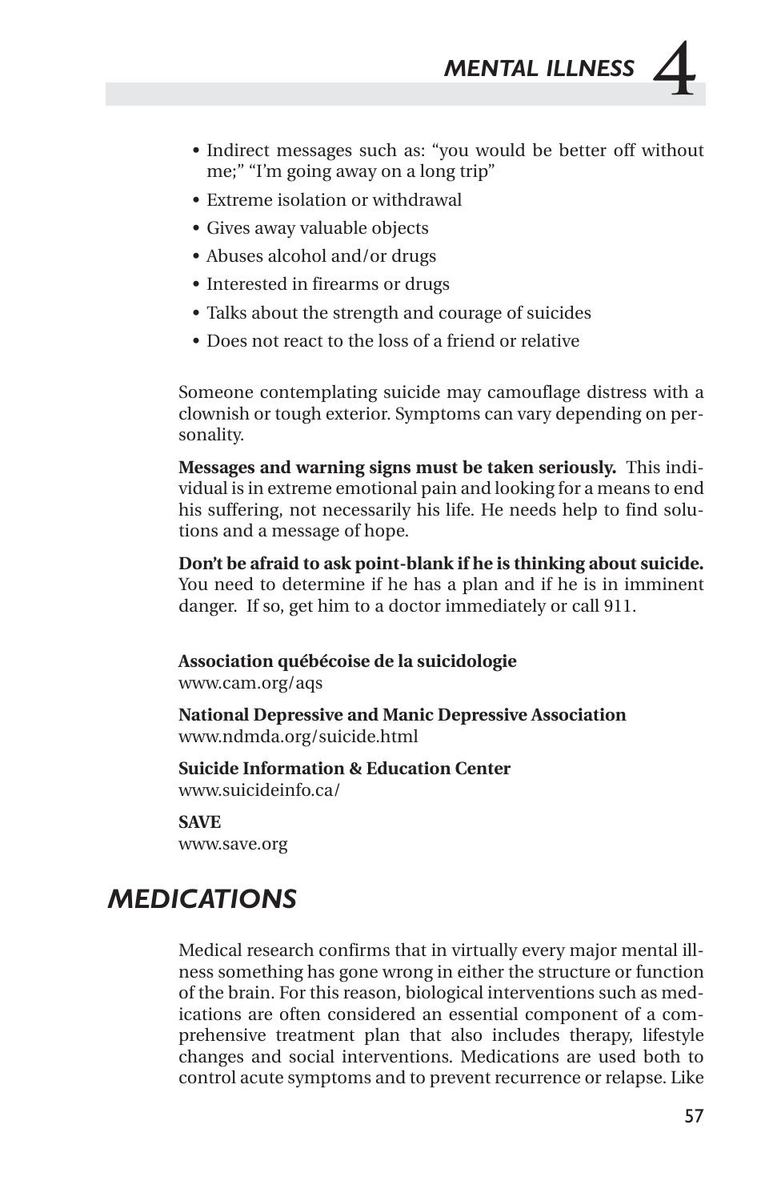- Indirect messages such as: "you would be better off without me;" "I'm going away on a long trip"
- Extreme isolation or withdrawal
- Gives away valuable objects
- Abuses alcohol and/or drugs
- Interested in firearms or drugs
- Talks about the strength and courage of suicides
- Does not react to the loss of a friend or relative

Someone contemplating suicide may camouflage distress with a clownish or tough exterior. Symptoms can vary depending on personality.

**Messages and warning signs must be taken seriously.** This individual is in extreme emotional pain and looking for a means to end his suffering, not necessarily his life. He needs help to find solutions and a message of hope.

**Don't be afraid to ask point-blank if he is thinking about suicide.** You need to determine if he has a plan and if he is in imminent danger. If so, get him to a doctor immediately or call 911.

**Association québécoise de la suicidologie**
www.cam.org/aqs

**National Depressive and Manic Depressive Association**
www.ndmda.org/suicide.html

**Suicide Information & Education Center**
www.suicideinfo.ca/

**SAVE**
www.save.org

## MEDICATIONS

Medical research confirms that in virtually every major mental illness something has gone wrong in either the structure or function of the brain. For this reason, biological interventions such as medications are often considered an essential component of a comprehensive treatment plan that also includes therapy, lifestyle changes and social interventions. Medications are used both to control acute symptoms and to prevent recurrence or relapse. Like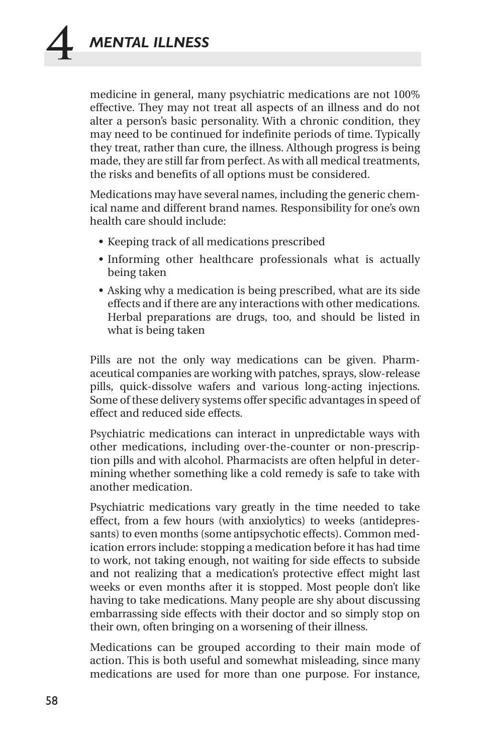medicine in general, many psychiatric medications are not 100% effective. They may not treat all aspects of an illness and do not alter a person's basic personality. With a chronic condition, they may need to be continued for indefinite periods of time. Typically they treat, rather than cure, the illness. Although progress is being made, they are still far from perfect. As with all medical treatments, the risks and benefits of all options must be considered.

Medications may have several names, including the generic chemical name and different brand names. Responsibility for one's own health care should include:

- Keeping track of all medications prescribed
- Informing other healthcare professionals what is actually being taken
- Asking why a medication is being prescribed, what are its side effects and if there are any interactions with other medications. Herbal preparations are drugs, too, and should be listed in what is being taken

Pills are not the only way medications can be given. Pharmaceutical companies are working with patches, sprays, slow-release pills, quick-dissolve wafers and various long-acting injections. Some of these delivery systems offer specific advantages in speed of effect and reduced side effects.

Psychiatric medications can interact in unpredictable ways with other medications, including over-the-counter or non-prescription pills and with alcohol. Pharmacists are often helpful in determining whether something like a cold remedy is safe to take with another medication.

Psychiatric medications vary greatly in the time needed to take effect, from a few hours (with anxiolytics) to weeks (antidepressants) to even months (some antipsychotic effects). Common medication errors include: stopping a medication before it has had time to work, not taking enough, not waiting for side effects to subside and not realizing that a medication's protective effect might last weeks or even months after it is stopped. Most people don't like having to take medications. Many people are shy about discussing embarrassing side effects with their doctor and so simply stop on their own, often bringing on a worsening of their illness.

Medications can be grouped according to their main mode of action. This is both useful and somewhat misleading, since many medications are used for more than one purpose. For instance,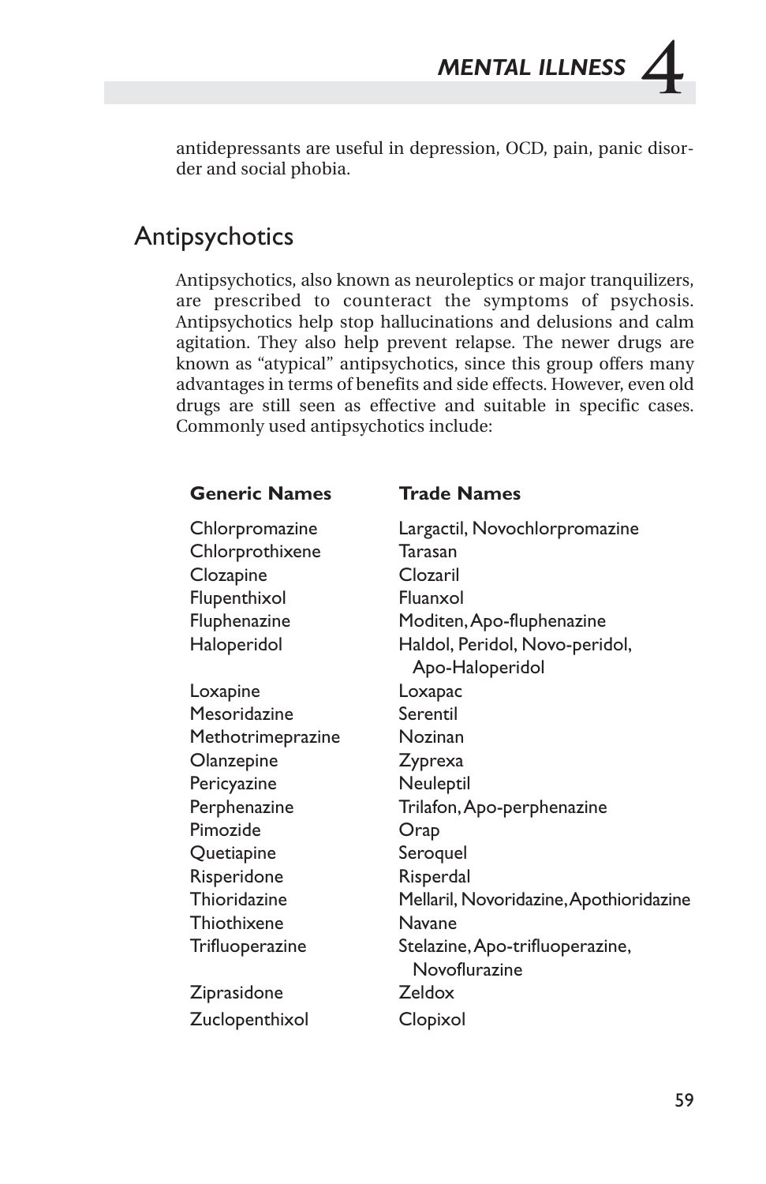antidepressants are useful in depression, OCD, pain, panic disorder and social phobia.

## Antipsychotics

Antipsychotics, also known as neuroleptics or major tranquilizers, are prescribed to counteract the symptoms of psychosis. Antipsychotics help stop hallucinations and delusions and calm agitation. They also help prevent relapse. The newer drugs are known as "atypical" antipsychotics, since this group offers many advantages in terms of benefits and side effects. However, even old drugs are still seen as effective and suitable in specific cases. Commonly used antipsychotics include:

| Generic Names | Trade Names |
|---|---|
| Chlorpromazine | Largactil, Novochlorpromazine |
| Chlorprothixene | Tarasan |
| Clozapine | Clozaril |
| Flupenthixol | Fluanxol |
| Fluphenazine | Moditen, Apo-fluphenazine |
| Haloperidol | Haldol, Peridol, Novo-peridol, Apo-Haloperidol |
| Loxapine | Loxapac |
| Mesoridazine | Serentil |
| Methotrimeprazine | Nozinan |
| Olanzepine | Zyprexa |
| Pericyazine | Neuleptil |
| Perphenazine | Trilafon, Apo-perphenazine |
| Pimozide | Orap |
| Quetiapine | Seroquel |
| Risperidone | Risperdal |
| Thioridazine | Mellaril, Novoridazine, Apothioridazine |
| Thiothixene | Navane |
| Trifluoperazine | Stelazine, Apo-trifluoperazine, Novoflurazine |
| Ziprasidone | Zeldox |
| Zuclopenthixol | Clopixol |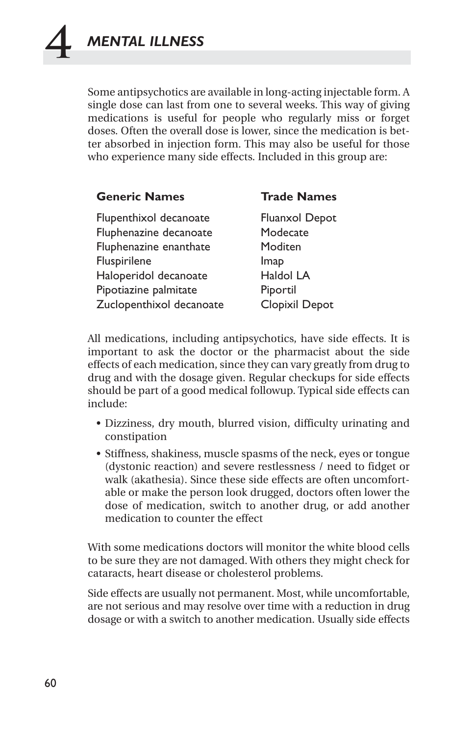Some antipsychotics are available in long-acting injectable form. A single dose can last from one to several weeks. This way of giving medications is useful for people who regularly miss or forget doses. Often the overall dose is lower, since the medication is better absorbed in injection form. This may also be useful for those who experience many side effects. Included in this group are:

| Generic Names | Trade Names |
|---|---|
| Flupenthixol decanoate | Fluanxol Depot |
| Fluphenazine decanoate | Modecate |
| Fluphenazine enanthate | Moditen |
| Fluspirilene | Imap |
| Haloperidol decanoate | Haldol LA |
| Pipotiazine palmitate | Piportil |
| Zuclopenthixol decanoate | Clopixil Depot |

All medications, including antipsychotics, have side effects. It is important to ask the doctor or the pharmacist about the side effects of each medication, since they can vary greatly from drug to drug and with the dosage given. Regular checkups for side effects should be part of a good medical followup. Typical side effects can include:

- Dizziness, dry mouth, blurred vision, difficulty urinating and constipation
- Stiffness, shakiness, muscle spasms of the neck, eyes or tongue (dystonic reaction) and severe restlessness / need to fidget or walk (akathesia). Since these side effects are often uncomfortable or make the person look drugged, doctors often lower the dose of medication, switch to another drug, or add another medication to counter the effect

With some medications doctors will monitor the white blood cells to be sure they are not damaged. With others they might check for cataracts, heart disease or cholesterol problems.

Side effects are usually not permanent. Most, while uncomfortable, are not serious and may resolve over time with a reduction in drug dosage or with a switch to another medication. Usually side effects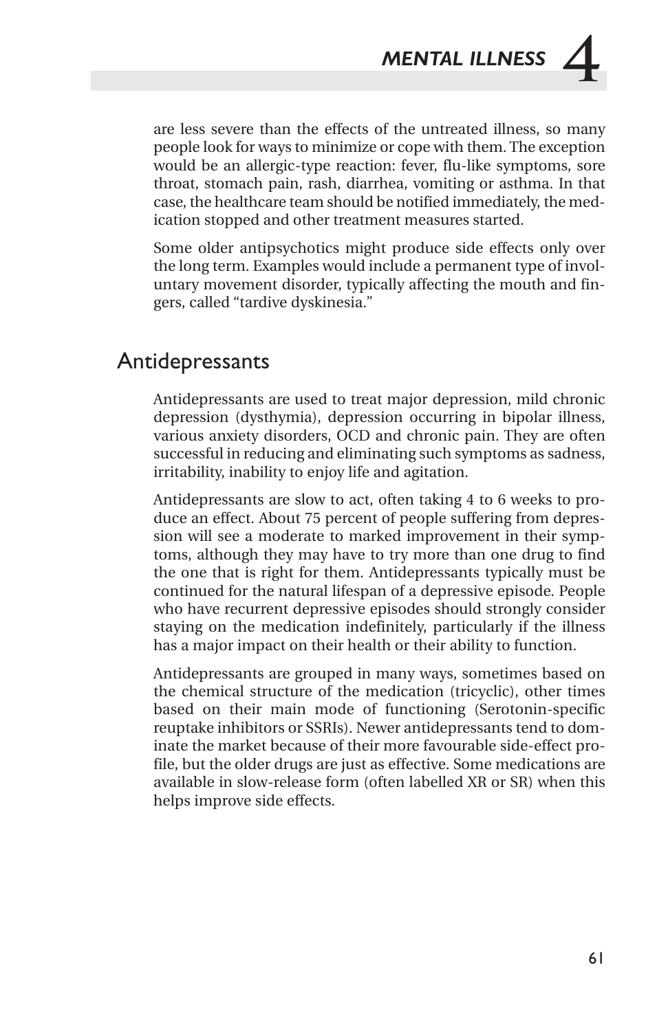are less severe than the effects of the untreated illness, so many people look for ways to minimize or cope with them. The exception would be an allergic-type reaction: fever, flu-like symptoms, sore throat, stomach pain, rash, diarrhea, vomiting or asthma. In that case, the healthcare team should be notified immediately, the medication stopped and other treatment measures started.

Some older antipsychotics might produce side effects only over the long term. Examples would include a permanent type of involuntary movement disorder, typically affecting the mouth and fingers, called "tardive dyskinesia."

## Antidepressants

Antidepressants are used to treat major depression, mild chronic depression (dysthymia), depression occurring in bipolar illness, various anxiety disorders, OCD and chronic pain. They are often successful in reducing and eliminating such symptoms as sadness, irritability, inability to enjoy life and agitation.

Antidepressants are slow to act, often taking 4 to 6 weeks to produce an effect. About 75 percent of people suffering from depression will see a moderate to marked improvement in their symptoms, although they may have to try more than one drug to find the one that is right for them. Antidepressants typically must be continued for the natural lifespan of a depressive episode. People who have recurrent depressive episodes should strongly consider staying on the medication indefinitely, particularly if the illness has a major impact on their health or their ability to function.

Antidepressants are grouped in many ways, sometimes based on the chemical structure of the medication (tricyclic), other times based on their main mode of functioning (Serotonin-specific reuptake inhibitors or SSRIs). Newer antidepressants tend to dominate the market because of their more favourable side-effect profile, but the older drugs are just as effective. Some medications are available in slow-release form (often labelled XR or SR) when this helps improve side effects.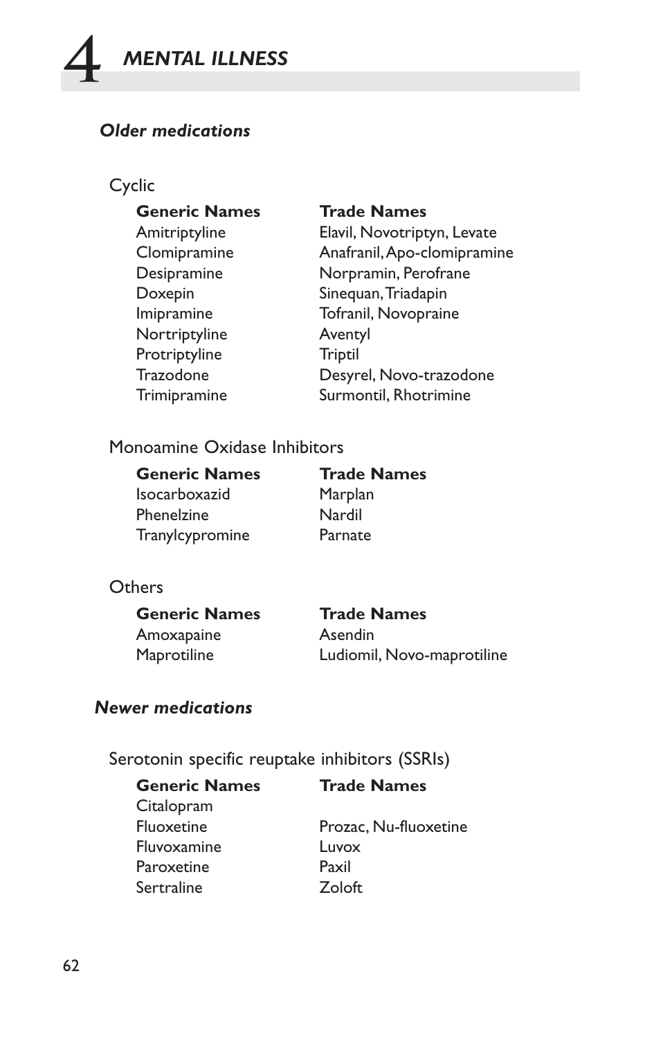### *Older medications*

Cyclic

| Generic Names | Trade Names |
|---|---|
| Amitriptyline | Elavil, Novotriptyn, Levate |
| Clomipramine | Anafranil, Apo-clomipramine |
| Desipramine | Norpramin, Perofrane |
| Doxepin | Sinequan, Triadapin |
| Imipramine | Tofranil, Novopraine |
| Nortriptyline | Aventyl |
| Protriptyline | Triptil |
| Trazodone | Desyrel, Novo-trazodone |
| Trimipramine | Surmontil, Rhotrimine |

Monoamine Oxidase Inhibitors

| Generic Names | Trade Names |
|---|---|
| Isocarboxazid | Marplan |
| Phenelzine | Nardil |
| Tranylcypromine | Parnate |

Others

| Generic Names | Trade Names |
|---|---|
| Amoxapaine | Asendin |
| Maprotiline | Ludiomil, Novo-maprotiline |

### *Newer medications*

Serotonin specific reuptake inhibitors (SSRIs)

| Generic Names | Trade Names |
|---|---|
| Citalopram | |
| Fluoxetine | Prozac, Nu-fluoxetine |
| Fluvoxamine | Luvox |
| Paroxetine | Paxil |
| Sertraline | Zoloft |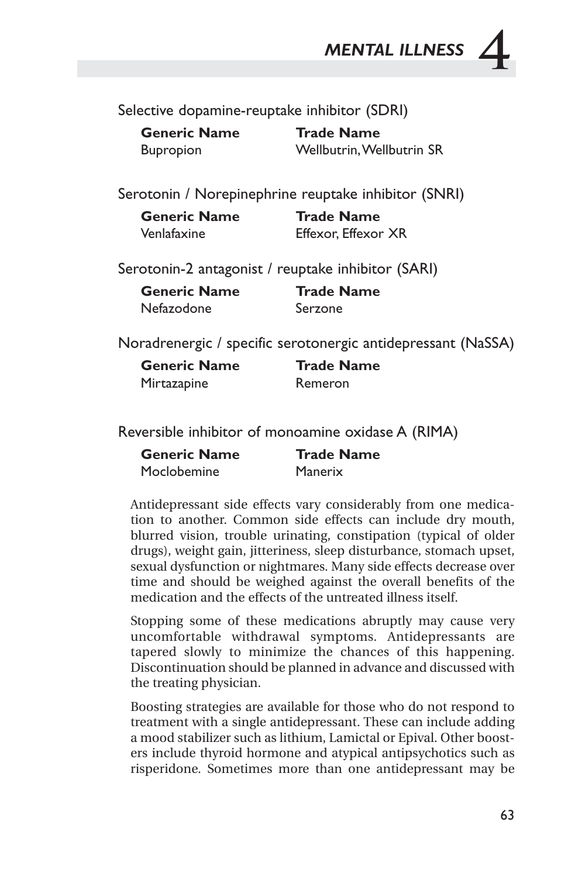Selective dopamine-reuptake inhibitor (SDRI)

| Generic Name | Trade Name |
|---|---|
| Bupropion | Wellbutrin, Wellbutrin SR |

Serotonin / Norepinephrine reuptake inhibitor (SNRI)

| Generic Name | Trade Name |
|---|---|
| Venlafaxine | Effexor, Effexor XR |

Serotonin-2 antagonist / reuptake inhibitor (SARI)

| Generic Name | Trade Name |
|---|---|
| Nefazodone | Serzone |

Noradrenergic / specific serotonergic antidepressant (NaSSA)

| Generic Name | Trade Name |
|---|---|
| Mirtazapine | Remeron |

Reversible inhibitor of monoamine oxidase A (RIMA)

| Generic Name | Trade Name |
|---|---|
| Moclobemine | Manerix |

Antidepressant side effects vary considerably from one medication to another. Common side effects can include dry mouth, blurred vision, trouble urinating, constipation (typical of older drugs), weight gain, jitteriness, sleep disturbance, stomach upset, sexual dysfunction or nightmares. Many side effects decrease over time and should be weighed against the overall benefits of the medication and the effects of the untreated illness itself.

Stopping some of these medications abruptly may cause very uncomfortable withdrawal symptoms. Antidepressants are tapered slowly to minimize the chances of this happening. Discontinuation should be planned in advance and discussed with the treating physician.

Boosting strategies are available for those who do not respond to treatment with a single antidepressant. These can include adding a mood stabilizer such as lithium, Lamictal or Epival. Other boosters include thyroid hormone and atypical antipsychotics such as risperidone. Sometimes more than one antidepressant may be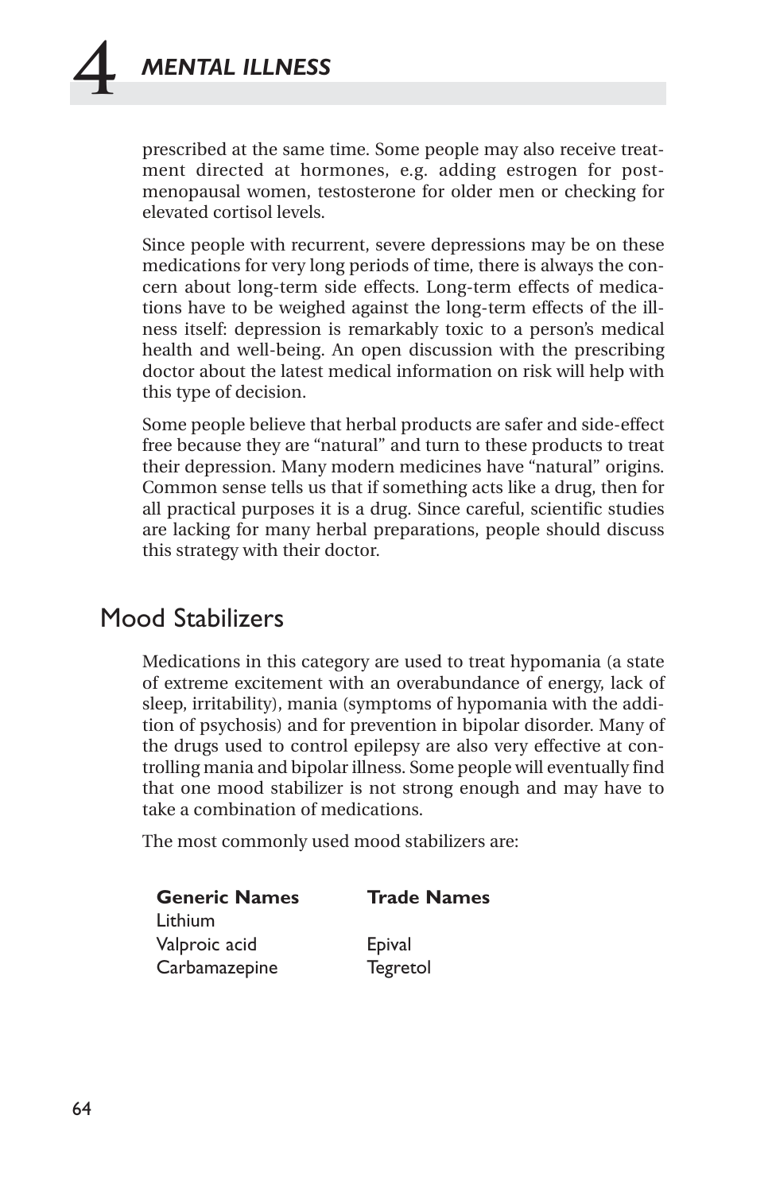prescribed at the same time. Some people may also receive treatment directed at hormones, e.g. adding estrogen for post-menopausal women, testosterone for older men or checking for elevated cortisol levels.

Since people with recurrent, severe depressions may be on these medications for very long periods of time, there is always the concern about long-term side effects. Long-term effects of medications have to be weighed against the long-term effects of the illness itself: depression is remarkably toxic to a person's medical health and well-being. An open discussion with the prescribing doctor about the latest medical information on risk will help with this type of decision.

Some people believe that herbal products are safer and side-effect free because they are "natural" and turn to these products to treat their depression. Many modern medicines have "natural" origins. Common sense tells us that if something acts like a drug, then for all practical purposes it is a drug. Since careful, scientific studies are lacking for many herbal preparations, people should discuss this strategy with their doctor.

## Mood Stabilizers

Medications in this category are used to treat hypomania (a state of extreme excitement with an overabundance of energy, lack of sleep, irritability), mania (symptoms of hypomania with the addition of psychosis) and for prevention in bipolar disorder. Many of the drugs used to control epilepsy are also very effective at controlling mania and bipolar illness. Some people will eventually find that one mood stabilizer is not strong enough and may have to take a combination of medications.

The most commonly used mood stabilizers are:

| **Generic Names** | **Trade Names** |
|---|---|
| Lithium | |
| Valproic acid | Epival |
| Carbamazepine | Tegretol |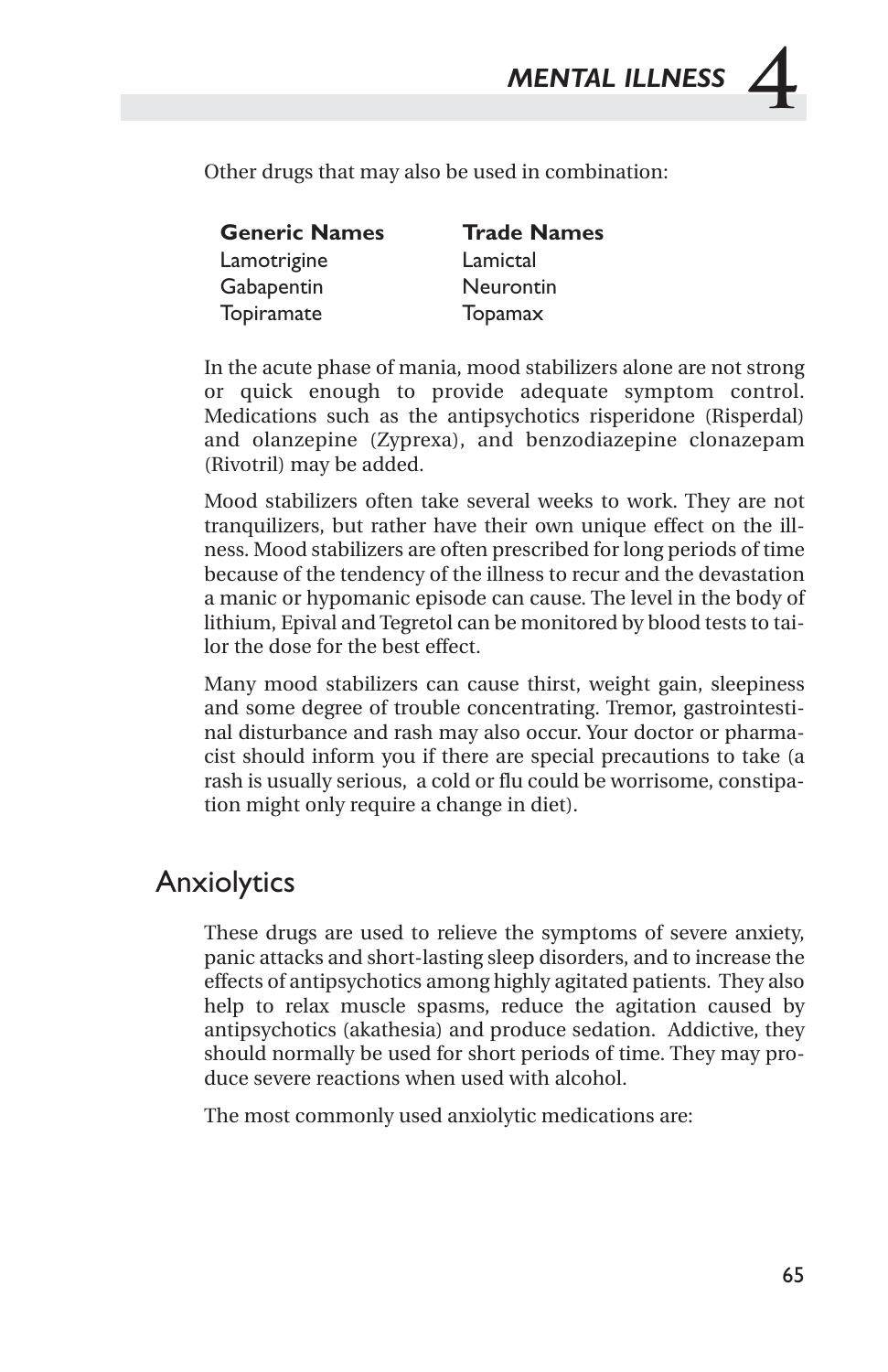Other drugs that may also be used in combination:

| Generic Names | Trade Names |
|---|---|
| Lamotrigine | Lamictal |
| Gabapentin | Neurontin |
| Topiramate | Topamax |

In the acute phase of mania, mood stabilizers alone are not strong or quick enough to provide adequate symptom control. Medications such as the antipsychotics risperidone (Risperdal) and olanzepine (Zyprexa), and benzodiazepine clonazepam (Rivotril) may be added.

Mood stabilizers often take several weeks to work. They are not tranquilizers, but rather have their own unique effect on the illness. Mood stabilizers are often prescribed for long periods of time because of the tendency of the illness to recur and the devastation a manic or hypomanic episode can cause. The level in the body of lithium, Epival and Tegretol can be monitored by blood tests to tailor the dose for the best effect.

Many mood stabilizers can cause thirst, weight gain, sleepiness and some degree of trouble concentrating. Tremor, gastrointestinal disturbance and rash may also occur. Your doctor or pharmacist should inform you if there are special precautions to take (a rash is usually serious, a cold or flu could be worrisome, constipation might only require a change in diet).

## Anxiolytics

These drugs are used to relieve the symptoms of severe anxiety, panic attacks and short-lasting sleep disorders, and to increase the effects of antipsychotics among highly agitated patients. They also help to relax muscle spasms, reduce the agitation caused by antipsychotics (akathesia) and produce sedation. Addictive, they should normally be used for short periods of time. They may produce severe reactions when used with alcohol.

The most commonly used anxiolytic medications are: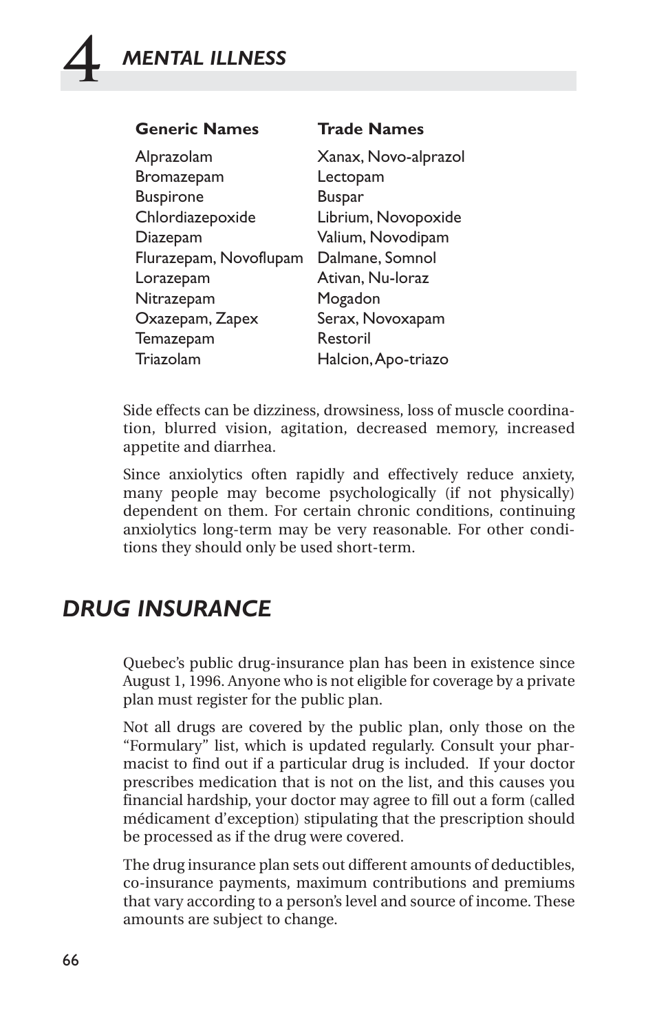| Generic Names | Trade Names |
|---|---|
| Alprazolam | Xanax, Novo-alprazol |
| Bromazepam | Lectopam |
| Buspirone | Buspar |
| Chlordiazepoxide | Librium, Novopoxide |
| Diazepam | Valium, Novodipam |
| Flurazepam, Novoflupam | Dalmane, Somnol |
| Lorazepam | Ativan, Nu-loraz |
| Nitrazepam | Mogadon |
| Oxazepam, Zapex | Serax, Novoxapam |
| Temazepam | Restoril |
| Triazolam | Halcion, Apo-triazo |

Side effects can be dizziness, drowsiness, loss of muscle coordination, blurred vision, agitation, decreased memory, increased appetite and diarrhea.

Since anxiolytics often rapidly and effectively reduce anxiety, many people may become psychologically (if not physically) dependent on them. For certain chronic conditions, continuing anxiolytics long-term may be very reasonable. For other conditions they should only be used short-term.

## *DRUG INSURANCE*

Quebec's public drug-insurance plan has been in existence since August 1, 1996. Anyone who is not eligible for coverage by a private plan must register for the public plan.

Not all drugs are covered by the public plan, only those on the "Formulary" list, which is updated regularly. Consult your pharmacist to find out if a particular drug is included. If your doctor prescribes medication that is not on the list, and this causes you financial hardship, your doctor may agree to fill out a form (called médicament d'exception) stipulating that the prescription should be processed as if the drug were covered.

The drug insurance plan sets out different amounts of deductibles, co-insurance payments, maximum contributions and premiums that vary according to a person's level and source of income. These amounts are subject to change.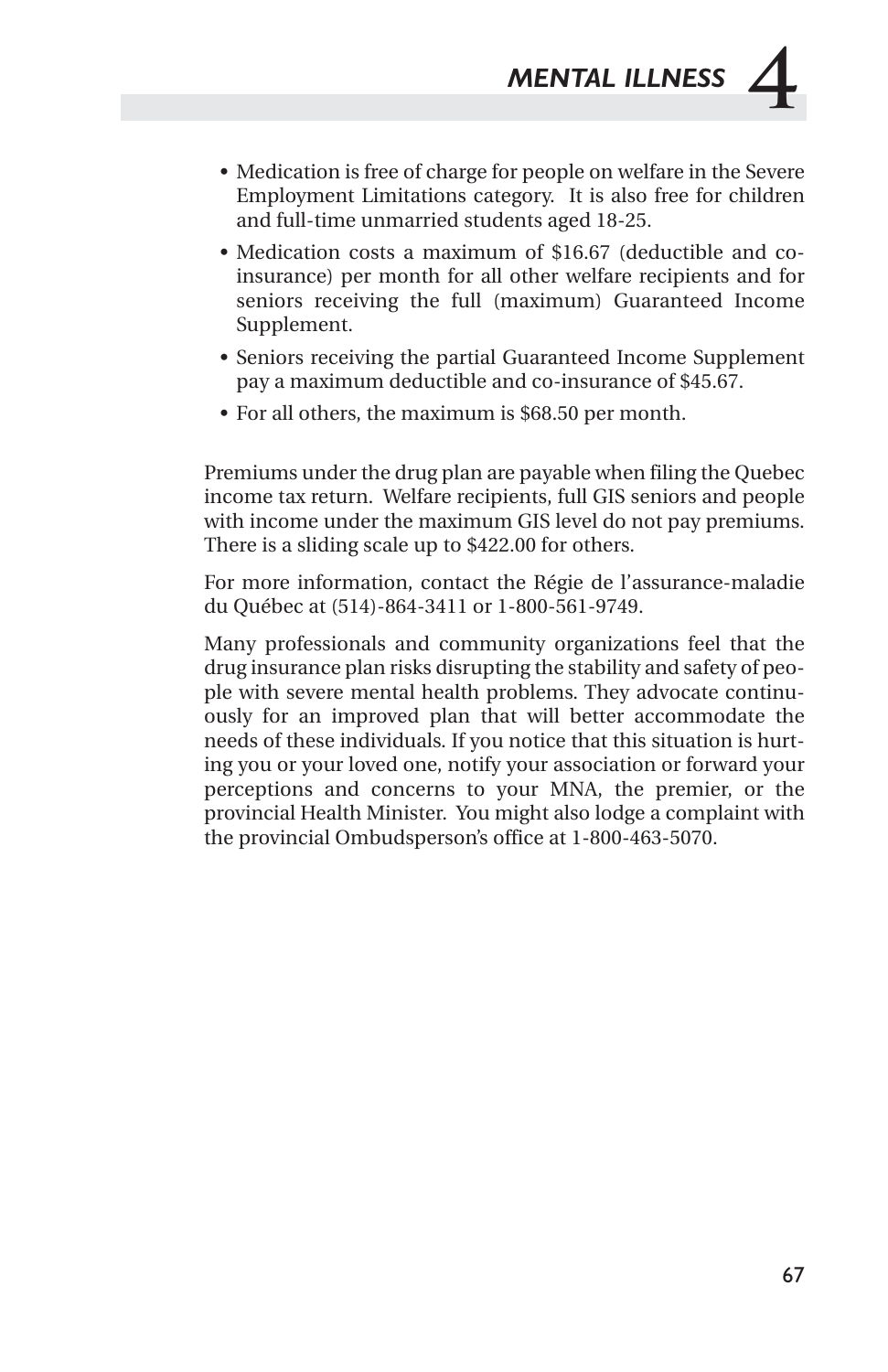- Medication is free of charge for people on welfare in the Severe Employment Limitations category. It is also free for children and full-time unmarried students aged 18-25.
- Medication costs a maximum of $16.67 (deductible and co-insurance) per month for all other welfare recipients and for seniors receiving the full (maximum) Guaranteed Income Supplement.
- Seniors receiving the partial Guaranteed Income Supplement pay a maximum deductible and co-insurance of $45.67.
- For all others, the maximum is $68.50 per month.

Premiums under the drug plan are payable when filing the Quebec income tax return. Welfare recipients, full GIS seniors and people with income under the maximum GIS level do not pay premiums. There is a sliding scale up to $422.00 for others.

For more information, contact the Régie de l'assurance-maladie du Québec at (514)-864-3411 or 1-800-561-9749.

Many professionals and community organizations feel that the drug insurance plan risks disrupting the stability and safety of people with severe mental health problems. They advocate continuously for an improved plan that will better accommodate the needs of these individuals. If you notice that this situation is hurting you or your loved one, notify your association or forward your perceptions and concerns to your MNA, the premier, or the provincial Health Minister. You might also lodge a complaint with the provincial Ombudsperson's office at 1-800-463-5070.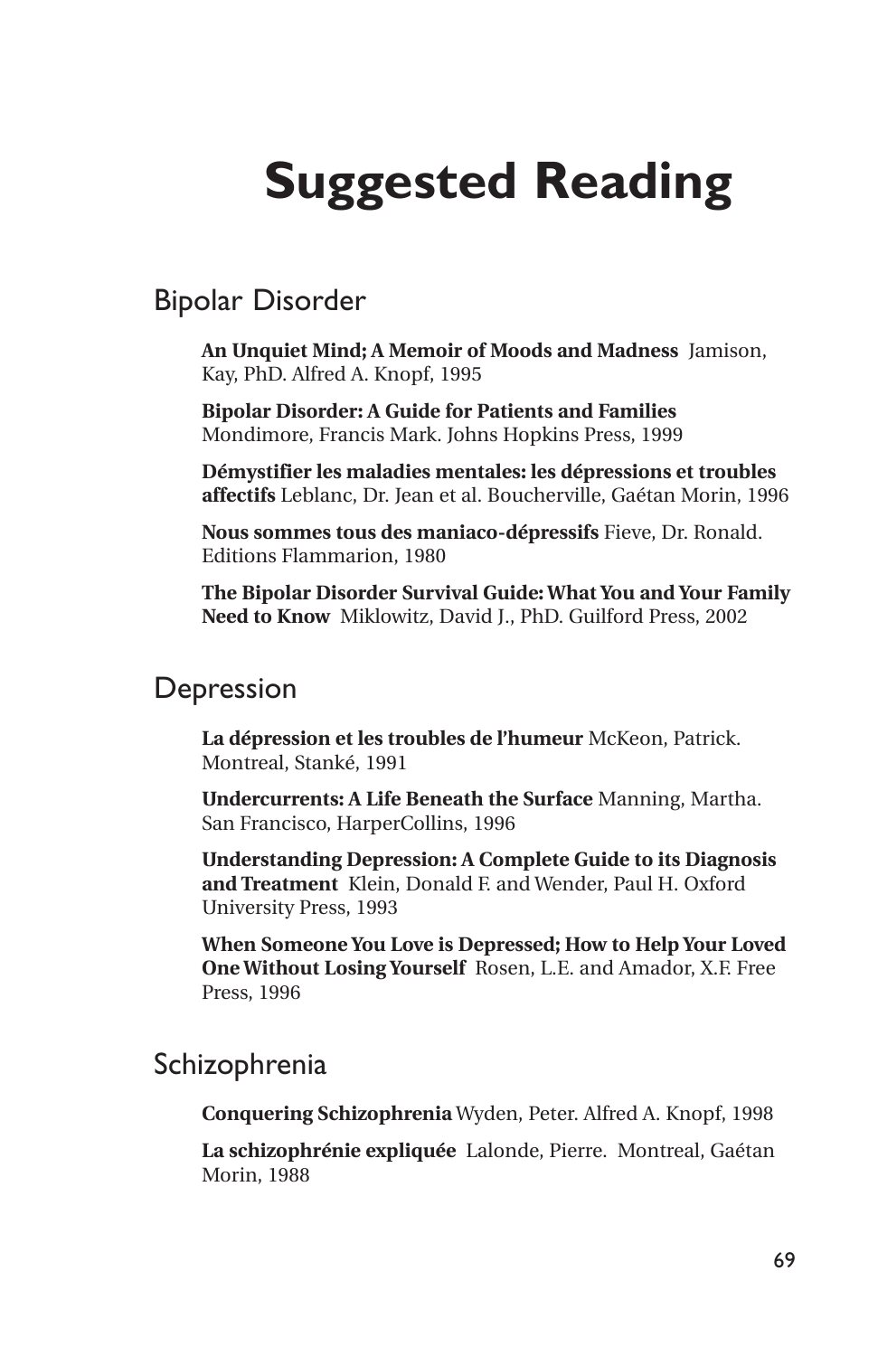# Suggested Reading

## Bipolar Disorder

**An Unquiet Mind; A Memoir of Moods and Madness** Jamison, Kay, PhD. Alfred A. Knopf, 1995

**Bipolar Disorder: A Guide for Patients and Families** Mondimore, Francis Mark. Johns Hopkins Press, 1999

**Démystifier les maladies mentales: les dépressions et troubles affectifs** Leblanc, Dr. Jean et al. Boucherville, Gaétan Morin, 1996

**Nous sommes tous des maniaco-dépressifs** Fieve, Dr. Ronald. Editions Flammarion, 1980

**The Bipolar Disorder Survival Guide: What You and Your Family Need to Know** Miklowitz, David J., PhD. Guilford Press, 2002

## Depression

**La dépression et les troubles de l'humeur** McKeon, Patrick. Montreal, Stanké, 1991

**Undercurrents: A Life Beneath the Surface** Manning, Martha. San Francisco, HarperCollins, 1996

**Understanding Depression: A Complete Guide to its Diagnosis and Treatment** Klein, Donald F. and Wender, Paul H. Oxford University Press, 1993

**When Someone You Love is Depressed; How to Help Your Loved One Without Losing Yourself** Rosen, L.E. and Amador, X.F. Free Press, 1996

## Schizophrenia

**Conquering Schizophrenia** Wyden, Peter. Alfred A. Knopf, 1998

**La schizophrénie expliquée** Lalonde, Pierre. Montreal, Gaétan Morin, 1988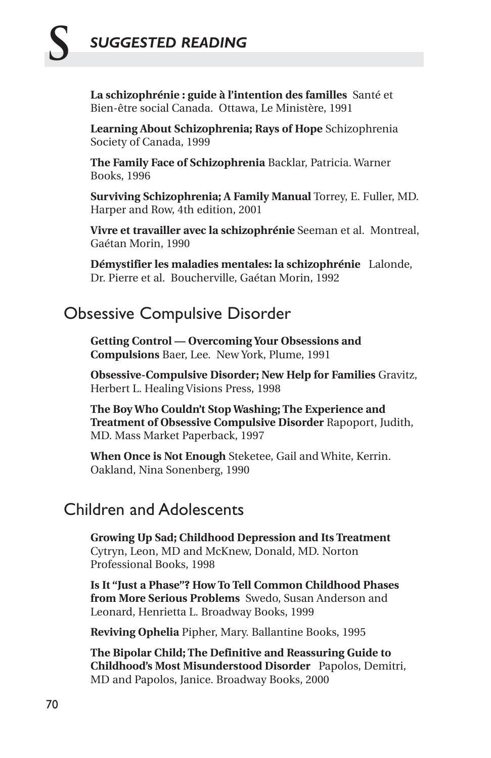# SUGGESTED READING

**La schizophrénie : guide à l'intention des familles** Santé et Bien-être social Canada. Ottawa, Le Ministère, 1991

**Learning About Schizophrenia; Rays of Hope** Schizophrenia Society of Canada, 1999

**The Family Face of Schizophrenia** Backlar, Patricia. Warner Books, 1996

**Surviving Schizophrenia; A Family Manual** Torrey, E. Fuller, MD. Harper and Row, 4th edition, 2001

**Vivre et travailler avec la schizophrénie** Seeman et al. Montreal, Gaétan Morin, 1990

**Démystifier les maladies mentales: la schizophrénie** Lalonde, Dr. Pierre et al. Boucherville, Gaétan Morin, 1992

## Obsessive Compulsive Disorder

**Getting Control — Overcoming Your Obsessions and Compulsions** Baer, Lee. New York, Plume, 1991

**Obsessive-Compulsive Disorder; New Help for Families** Gravitz, Herbert L. Healing Visions Press, 1998

**The Boy Who Couldn't Stop Washing; The Experience and Treatment of Obsessive Compulsive Disorder** Rapoport, Judith, MD. Mass Market Paperback, 1997

**When Once is Not Enough** Steketee, Gail and White, Kerrin. Oakland, Nina Sonenberg, 1990

## Children and Adolescents

**Growing Up Sad; Childhood Depression and Its Treatment** Cytryn, Leon, MD and McKnew, Donald, MD. Norton Professional Books, 1998

**Is It "Just a Phase"? How To Tell Common Childhood Phases from More Serious Problems** Swedo, Susan Anderson and Leonard, Henrietta L. Broadway Books, 1999

**Reviving Ophelia** Pipher, Mary. Ballantine Books, 1995

**The Bipolar Child; The Definitive and Reassuring Guide to Childhood's Most Misunderstood Disorder** Papolos, Demitri, MD and Papolos, Janice. Broadway Books, 2000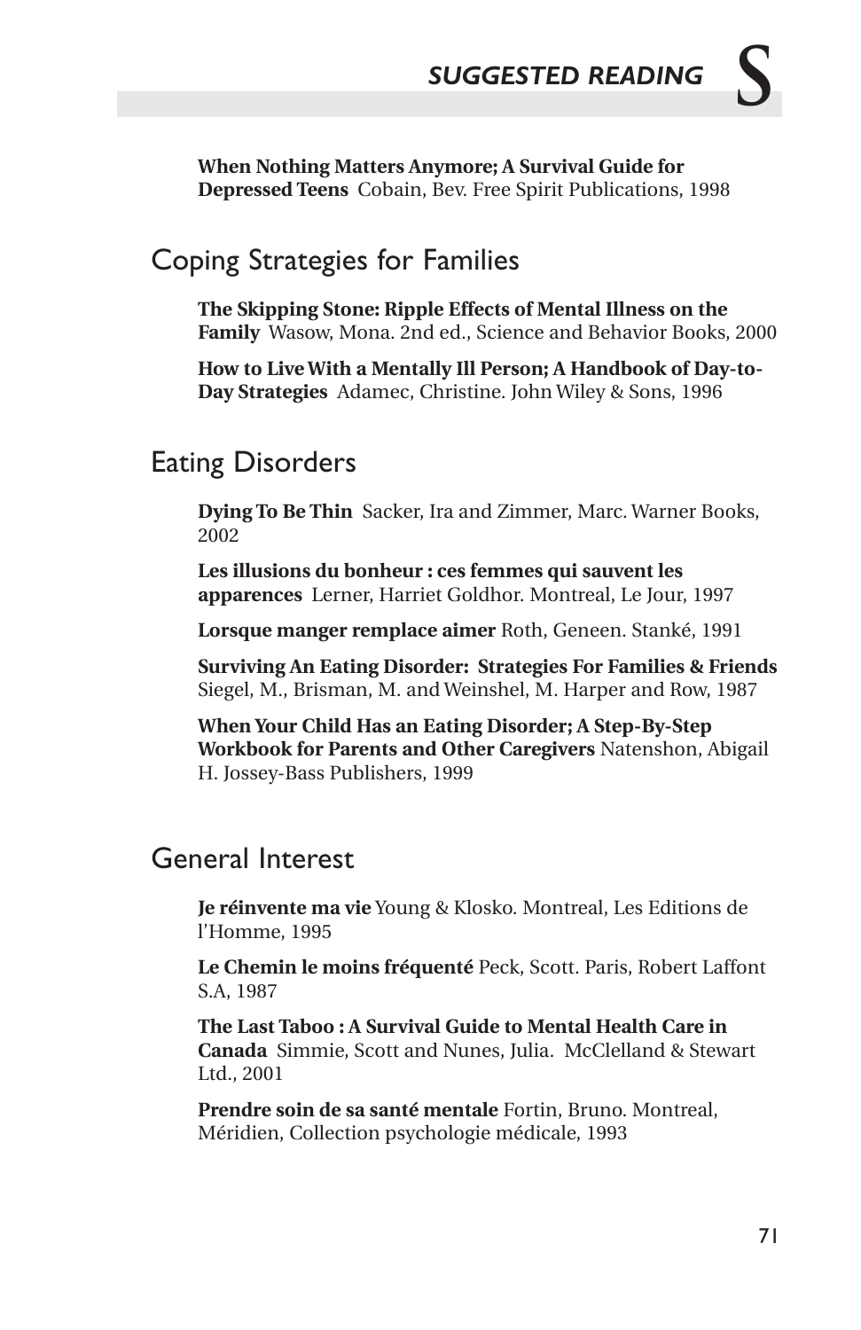**When Nothing Matters Anymore; A Survival Guide for Depressed Teens** Cobain, Bev. Free Spirit Publications, 1998

## Coping Strategies for Families

**The Skipping Stone: Ripple Effects of Mental Illness on the Family** Wasow, Mona. 2nd ed., Science and Behavior Books, 2000

**How to Live With a Mentally Ill Person; A Handbook of Day-to-Day Strategies** Adamec, Christine. John Wiley & Sons, 1996

## Eating Disorders

**Dying To Be Thin** Sacker, Ira and Zimmer, Marc. Warner Books, 2002

**Les illusions du bonheur : ces femmes qui sauvent les apparences** Lerner, Harriet Goldhor. Montreal, Le Jour, 1997

**Lorsque manger remplace aimer** Roth, Geneen. Stanké, 1991

**Surviving An Eating Disorder: Strategies For Families & Friends** Siegel, M., Brisman, M. and Weinshel, M. Harper and Row, 1987

**When Your Child Has an Eating Disorder; A Step-By-Step Workbook for Parents and Other Caregivers** Natenshon, Abigail H. Jossey-Bass Publishers, 1999

## General Interest

**Je réinvente ma vie** Young & Klosko. Montreal, Les Editions de l'Homme, 1995

**Le Chemin le moins fréquenté** Peck, Scott. Paris, Robert Laffont S.A, 1987

**The Last Taboo : A Survival Guide to Mental Health Care in Canada** Simmie, Scott and Nunes, Julia. McClelland & Stewart Ltd., 2001

**Prendre soin de sa santé mentale** Fortin, Bruno. Montreal, Méridien, Collection psychologie médicale, 1993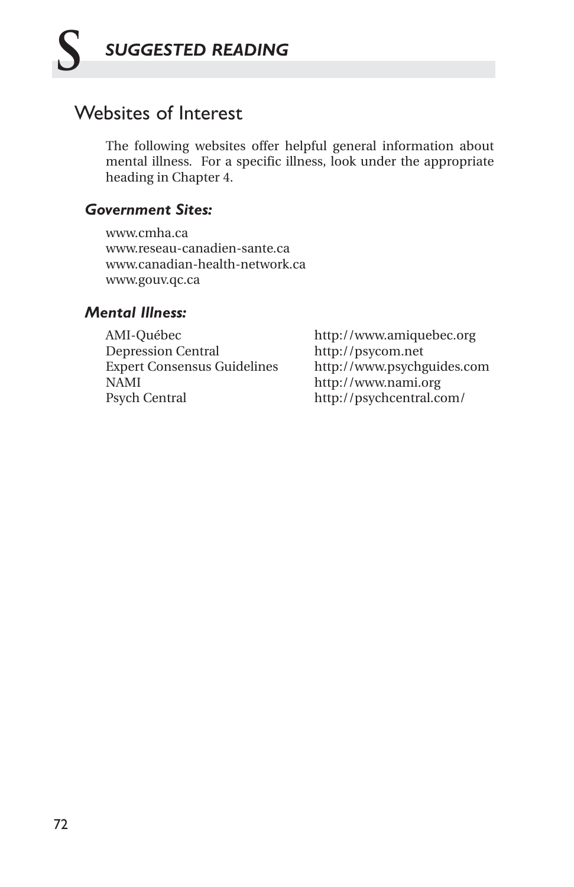# S SUGGESTED READING

## Websites of Interest

The following websites offer helpful general information about mental illness. For a specific illness, look under the appropriate heading in Chapter 4.

### *Government Sites:*

www.cmha.ca
www.reseau-canadien-sante.ca
www.canadian-health-network.ca
www.gouv.qc.ca

### *Mental Illness:*

| | |
|---|---|
| AMI-Québec | http://www.amiquebec.org |
| Depression Central | http://psycom.net |
| Expert Consensus Guidelines | http://www.psychguides.com |
| NAMI | http://www.nami.org |
| Psych Central | http://psychcentral.com/ |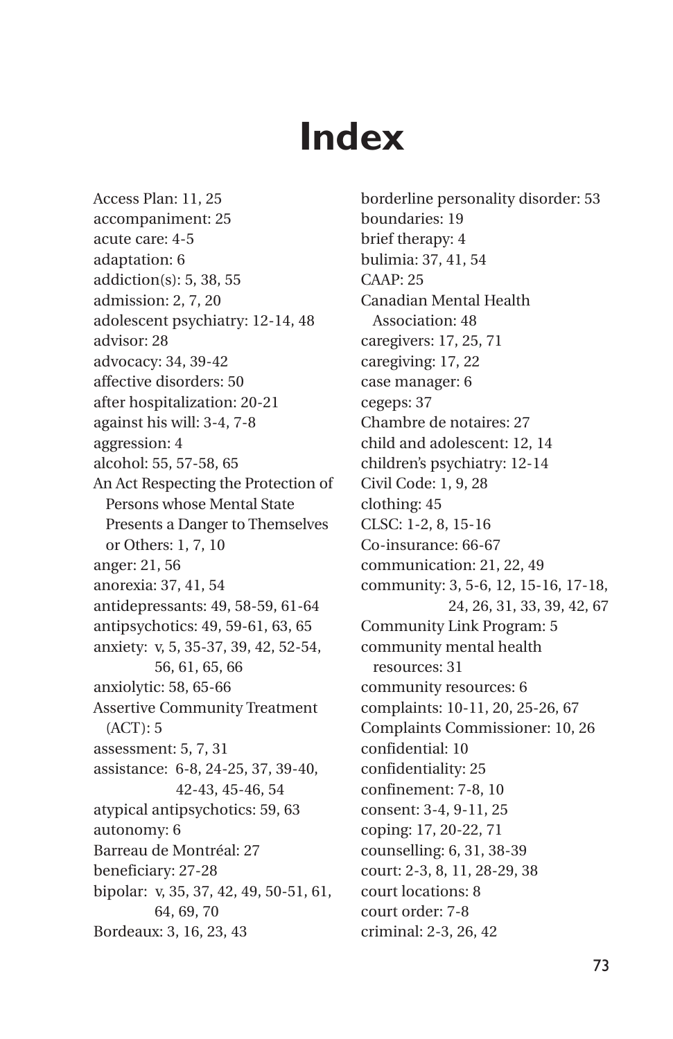# Index

Access Plan: 11, 25
accompaniment: 25
acute care: 4-5
adaptation: 6
addiction(s): 5, 38, 55
admission: 2, 7, 20
adolescent psychiatry: 12-14, 48
advisor: 28
advocacy: 34, 39-42
affective disorders: 50
after hospitalization: 20-21
against his will: 3-4, 7-8
aggression: 4
alcohol: 55, 57-58, 65
An Act Respecting the Protection of Persons whose Mental State Presents a Danger to Themselves or Others: 1, 7, 10
anger: 21, 56
anorexia: 37, 41, 54
antidepressants: 49, 58-59, 61-64
antipsychotics: 49, 59-61, 63, 65
anxiety: v, 5, 35-37, 39, 42, 52-54, 56, 61, 65, 66
anxiolytic: 58, 65-66
Assertive Community Treatment (ACT): 5
assessment: 5, 7, 31
assistance: 6-8, 24-25, 37, 39-40, 42-43, 45-46, 54
atypical antipsychotics: 59, 63
autonomy: 6
Barreau de Montréal: 27
beneficiary: 27-28
bipolar: v, 35, 37, 42, 49, 50-51, 61, 64, 69, 70
Bordeaux: 3, 16, 23, 43
borderline personality disorder: 53
boundaries: 19
brief therapy: 4
bulimia: 37, 41, 54
CAAP: 25
Canadian Mental Health Association: 48
caregivers: 17, 25, 71
caregiving: 17, 22
case manager: 6
cegeps: 37
Chambre de notaires: 27
child and adolescent: 12, 14
children's psychiatry: 12-14
Civil Code: 1, 9, 28
clothing: 45
CLSC: 1-2, 8, 15-16
Co-insurance: 66-67
communication: 21, 22, 49
community: 3, 5-6, 12, 15-16, 17-18, 24, 26, 31, 33, 39, 42, 67
Community Link Program: 5
community mental health resources: 31
community resources: 6
complaints: 10-11, 20, 25-26, 67
Complaints Commissioner: 10, 26
confidential: 10
confidentiality: 25
confinement: 7-8, 10
consent: 3-4, 9-11, 25
coping: 17, 20-22, 71
counselling: 6, 31, 38-39
court: 2-3, 8, 11, 28-29, 38
court locations: 8
court order: 7-8
criminal: 2-3, 26, 42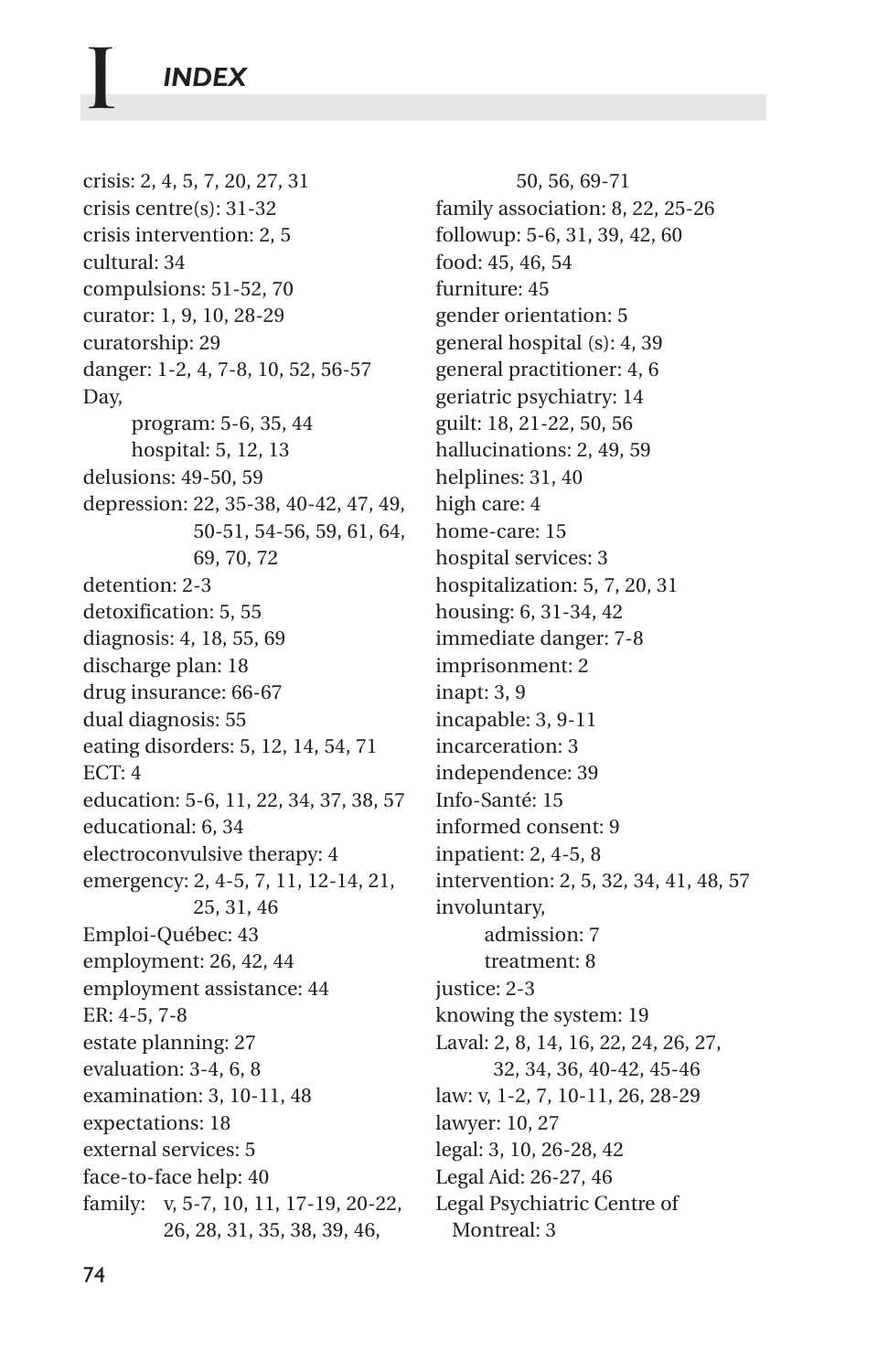# I INDEX

crisis: 2, 4, 5, 7, 20, 27, 31
crisis centre(s): 31-32
crisis intervention: 2, 5
cultural: 34
compulsions: 51-52, 70
curator: 1, 9, 10, 28-29
curatorship: 29
danger: 1-2, 4, 7-8, 10, 52, 56-57
Day,
- program: 5-6, 35, 44
- hospital: 5, 12, 13

delusions: 49-50, 59
depression: 22, 35-38, 40-42, 47, 49, 50-51, 54-56, 59, 61, 64, 69, 70, 72
detention: 2-3
detoxification: 5, 55
diagnosis: 4, 18, 55, 69
discharge plan: 18
drug insurance: 66-67
dual diagnosis: 55
eating disorders: 5, 12, 14, 54, 71
ECT: 4
education: 5-6, 11, 22, 34, 37, 38, 57
educational: 6, 34
electroconvulsive therapy: 4
emergency: 2, 4-5, 7, 11, 12-14, 21, 25, 31, 46
Emploi-Québec: 43
employment: 26, 42, 44
employment assistance: 44
ER: 4-5, 7-8
estate planning: 27
evaluation: 3-4, 6, 8
examination: 3, 10-11, 48
expectations: 18
external services: 5
face-to-face help: 40
family: v, 5-7, 10, 11, 17-19, 20-22, 26, 28, 31, 35, 38, 39, 46, 50, 56, 69-71
family association: 8, 22, 25-26
followup: 5-6, 31, 39, 42, 60
food: 45, 46, 54
furniture: 45
gender orientation: 5
general hospital (s): 4, 39
general practitioner: 4, 6
geriatric psychiatry: 14
guilt: 18, 21-22, 50, 56
hallucinations: 2, 49, 59
helplines: 31, 40
high care: 4
home-care: 15
hospital services: 3
hospitalization: 5, 7, 20, 31
housing: 6, 31-34, 42
immediate danger: 7-8
imprisonment: 2
inapt: 3, 9
incapable: 3, 9-11
incarceration: 3
independence: 39
Info-Santé: 15
informed consent: 9
inpatient: 2, 4-5, 8
intervention: 2, 5, 32, 34, 41, 48, 57
involuntary,
- admission: 7
- treatment: 8

justice: 2-3
knowing the system: 19
Laval: 2, 8, 14, 16, 22, 24, 26, 27, 32, 34, 36, 40-42, 45-46
law: v, 1-2, 7, 10-11, 26, 28-29
lawyer: 10, 27
legal: 3, 10, 26-28, 42
Legal Aid: 26-27, 46
Legal Psychiatric Centre of Montreal: 3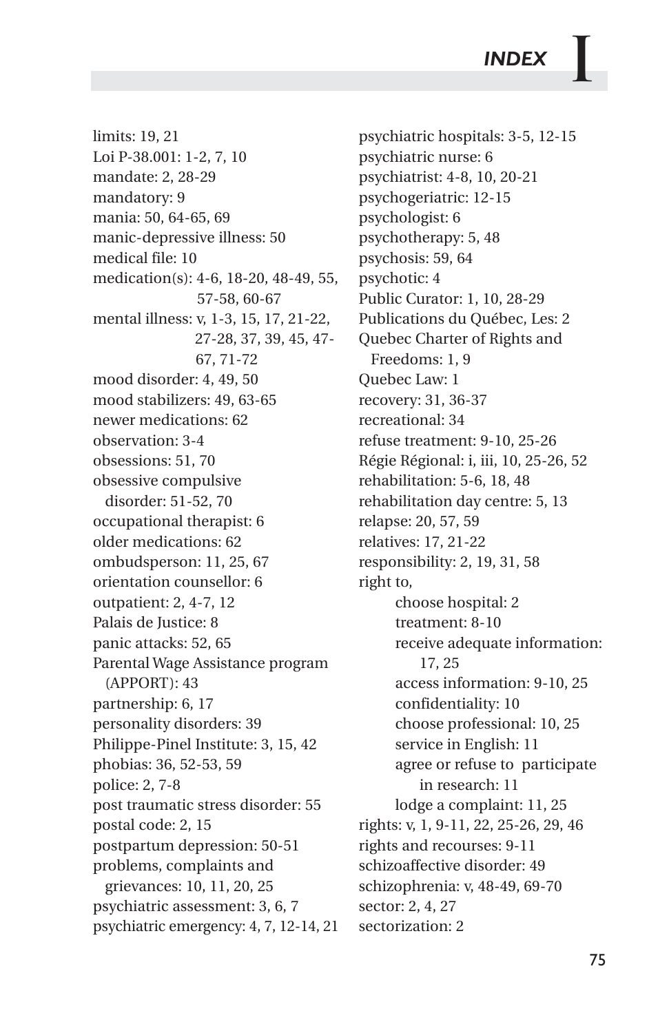# INDEX

limits: 19, 21
Loi P-38.001: 1-2, 7, 10
mandate: 2, 28-29
mandatory: 9
mania: 50, 64-65, 69
manic-depressive illness: 50
medical file: 10
medication(s): 4-6, 18-20, 48-49, 55, 57-58, 60-67
mental illness: v, 1-3, 15, 17, 21-22, 27-28, 37, 39, 45, 47-67, 71-72
mood disorder: 4, 49, 50
mood stabilizers: 49, 63-65
newer medications: 62
observation: 3-4
obsessions: 51, 70
obsessive compulsive disorder: 51-52, 70
occupational therapist: 6
older medications: 62
ombudsperson: 11, 25, 67
orientation counsellor: 6
outpatient: 2, 4-7, 12
Palais de Justice: 8
panic attacks: 52, 65
Parental Wage Assistance program (APPORT): 43
partnership: 6, 17
personality disorders: 39
Philippe-Pinel Institute: 3, 15, 42
phobias: 36, 52-53, 59
police: 2, 7-8
post traumatic stress disorder: 55
postal code: 2, 15
postpartum depression: 50-51
problems, complaints and grievances: 10, 11, 20, 25
psychiatric assessment: 3, 6, 7
psychiatric emergency: 4, 7, 12-14, 21
psychiatric hospitals: 3-5, 12-15
psychiatric nurse: 6
psychiatrist: 4-8, 10, 20-21
psychogeriatric: 12-15
psychologist: 6
psychotherapy: 5, 48
psychosis: 59, 64
psychotic: 4
Public Curator: 1, 10, 28-29
Publications du Québec, Les: 2
Quebec Charter of Rights and Freedoms: 1, 9
Quebec Law: 1
recovery: 31, 36-37
recreational: 34
refuse treatment: 9-10, 25-26
Régie Régional: i, iii, 10, 25-26, 52
rehabilitation: 5-6, 18, 48
rehabilitation day centre: 5, 13
relapse: 20, 57, 59
relatives: 17, 21-22
responsibility: 2, 19, 31, 58
right to,
- choose hospital: 2
- treatment: 8-10
- receive adequate information: 17, 25
- access information: 9-10, 25
- confidentiality: 10
- choose professional: 10, 25
- service in English: 11
- agree or refuse to participate in research: 11
- lodge a complaint: 11, 25

rights: v, 1, 9-11, 22, 25-26, 29, 46
rights and recourses: 9-11
schizoaffective disorder: 49
schizophrenia: v, 48-49, 69-70
sector: 2, 4, 27
sectorization: 2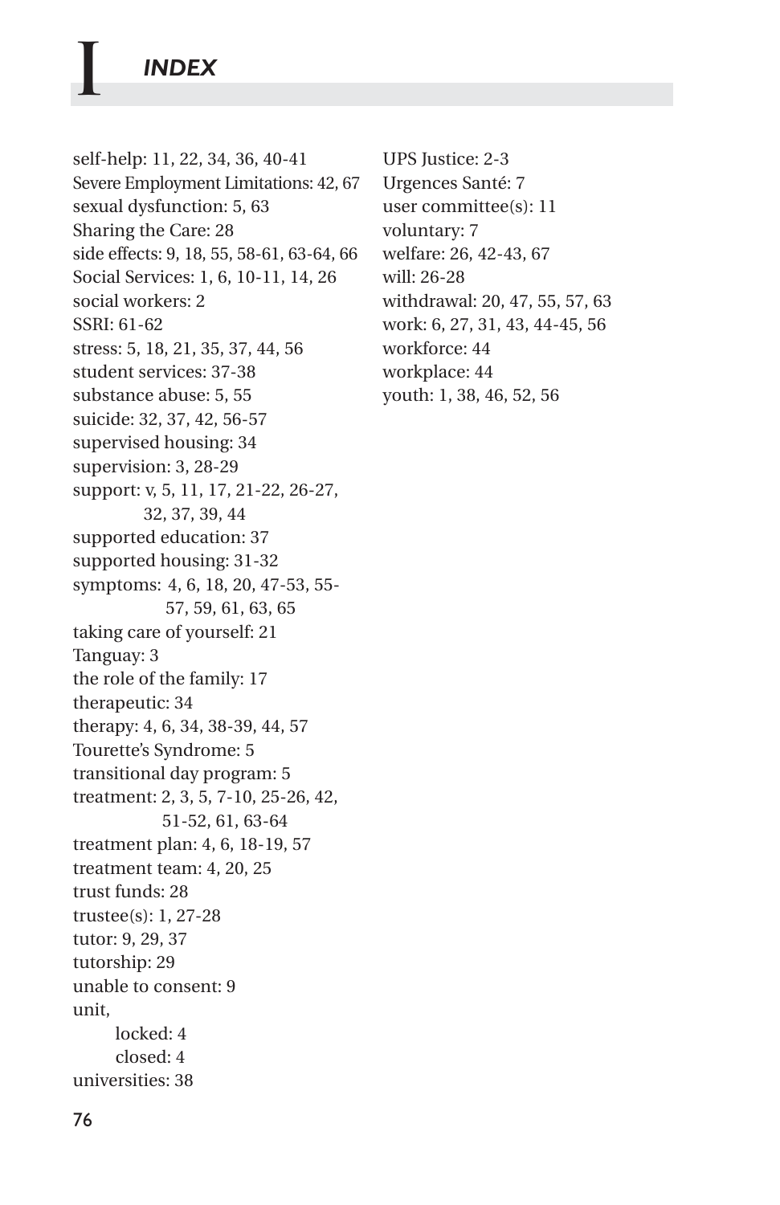# I INDEX

self-help: 11, 22, 34, 36, 40-41
Severe Employment Limitations: 42, 67
sexual dysfunction: 5, 63
Sharing the Care: 28
side effects: 9, 18, 55, 58-61, 63-64, 66
Social Services: 1, 6, 10-11, 14, 26
social workers: 2
SSRI: 61-62
stress: 5, 18, 21, 35, 37, 44, 56
student services: 37-38
substance abuse: 5, 55
suicide: 32, 37, 42, 56-57
supervised housing: 34
supervision: 3, 28-29
support: v, 5, 11, 17, 21-22, 26-27, 32, 37, 39, 44
supported education: 37
supported housing: 31-32
symptoms: 4, 6, 18, 20, 47-53, 55-57, 59, 61, 63, 65
taking care of yourself: 21
Tanguay: 3
the role of the family: 17
therapeutic: 34
therapy: 4, 6, 34, 38-39, 44, 57
Tourette's Syndrome: 5
transitional day program: 5
treatment: 2, 3, 5, 7-10, 25-26, 42, 51-52, 61, 63-64
treatment plan: 4, 6, 18-19, 57
treatment team: 4, 20, 25
trust funds: 28
trustee(s): 1, 27-28
tutor: 9, 29, 37
tutorship: 29
unable to consent: 9
unit,
- locked: 4
- closed: 4

universities: 38
UPS Justice: 2-3
Urgences Santé: 7
user committee(s): 11
voluntary: 7
welfare: 26, 42-43, 67
will: 26-28
withdrawal: 20, 47, 55, 57, 63
work: 6, 27, 31, 43, 44-45, 56
workforce: 44
workplace: 44
youth: 1, 38, 46, 52, 56